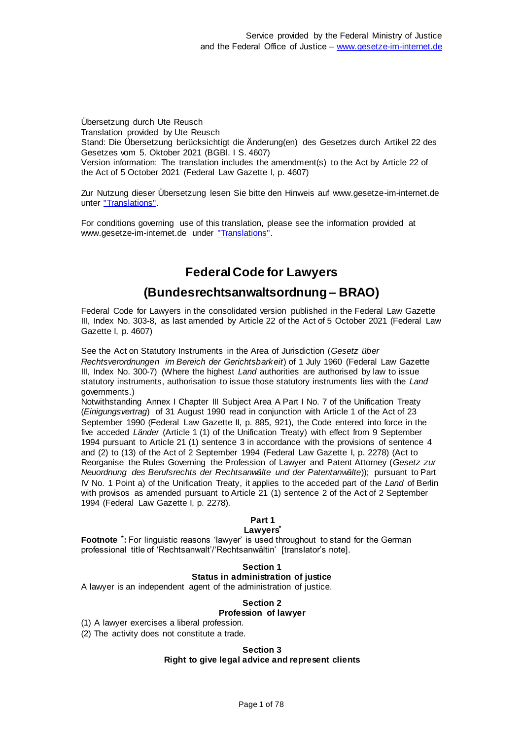Service provided by the Federal Ministry of Justice and the Federal Office of Justice – www.gesetze-im-internet.de

Übersetzung durch Ute Reusch
Translation provided by Ute Reusch
Stand: Die Übersetzung berücksichtigt die Änderung(en) des Gesetzes durch Artikel 22 des Gesetzes vom 5. Oktober 2021 (BGBl. I S. 4607)
Version information: The translation includes the amendment(s) to the Act by Article 22 of the Act of 5 October 2021 (Federal Law Gazette I, p. 4607)

Zur Nutzung dieser Übersetzung lesen Sie bitte den Hinweis auf www.gesetze-im-internet.de unter "Translations".

For conditions governing use of this translation, please see the information provided at www.gesetze-im-internet.de under "Translations".

# Federal Code for Lawyers

# (Bundesrechtsanwaltsordnung – BRAO)

Federal Code for Lawyers in the consolidated version published in the Federal Law Gazette III, Index No. 303-8, as last amended by Article 22 of the Act of 5 October 2021 (Federal Law Gazette I, p. 4607)

See the Act on Statutory Instruments in the Area of Jurisdiction (*Gesetz über Rechtsverordnungen im Bereich der Gerichtsbarkeit*) of 1 July 1960 (Federal Law Gazette III, Index No. 300-7) (Where the highest *Land* authorities are authorised by law to issue statutory instruments, authorisation to issue those statutory instruments lies with the *Land* governments.)
Notwithstanding Annex I Chapter III Subject Area A Part I No. 7 of the Unification Treaty (*Einigungsvertrag*) of 31 August 1990 read in conjunction with Article 1 of the Act of 23 September 1990 (Federal Law Gazette II, p. 885, 921), the Code entered into force in the five acceded *Länder* (Article 1 (1) of the Unification Treaty) with effect from 9 September 1994 pursuant to Article 21 (1) sentence 3 in accordance with the provisions of sentence 4 and (2) to (13) of the Act of 2 September 1994 (Federal Law Gazette I, p. 2278) (Act to Reorganise the Rules Governing the Profession of Lawyer and Patent Attorney (*Gesetz zur Neuordnung des Berufsrechts der Rechtsanwälte und der Patentanwälte*)); pursuant to Part IV No. 1 Point a) of the Unification Treaty, it applies to the acceded part of the *Land* of Berlin with provisos as amended pursuant to Article 21 (1) sentence 2 of the Act of 2 September 1994 (Federal Law Gazette I, p. 2278).

## Part 1
## Lawyers[*]

**Footnote [*]:** For linguistic reasons 'lawyer' is used throughout to stand for the German professional title of 'Rechtsanwalt'/'Rechtsanwältin' [translator's note].

### Section 1
### Status in administration of justice

A lawyer is an independent agent of the administration of justice.

### Section 2
### Profession of lawyer

(1) A lawyer exercises a liberal profession.
(2) The activity does not constitute a trade.

### Section 3
### Right to give legal advice and represent clients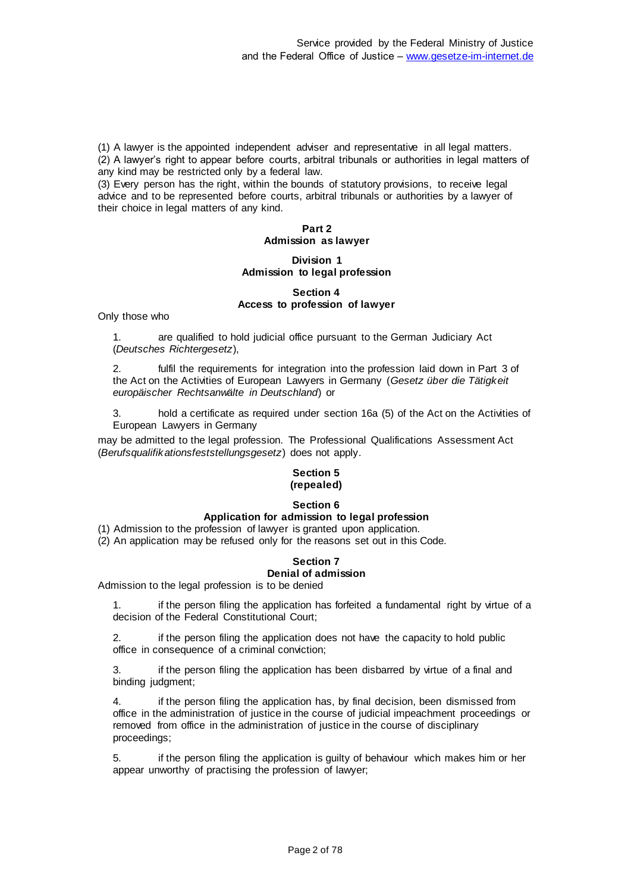(1) A lawyer is the appointed independent adviser and representative in all legal matters.
(2) A lawyer's right to appear before courts, arbitral tribunals or authorities in legal matters of any kind may be restricted only by a federal law.
(3) Every person has the right, within the bounds of statutory provisions, to receive legal advice and to be represented before courts, arbitral tribunals or authorities by a lawyer of their choice in legal matters of any kind.

## Part 2
## Admission as lawyer

### Division 1
### Admission to legal profession

#### Section 4
#### Access to profession of lawyer

Only those who

1. are qualified to hold judicial office pursuant to the German Judiciary Act (*Deutsches Richtergesetz*),

2. fulfil the requirements for integration into the profession laid down in Part 3 of the Act on the Activities of European Lawyers in Germany (*Gesetz über die Tätigkeit europäischer Rechtsanwälte in Deutschland*) or

3. hold a certificate as required under section 16a (5) of the Act on the Activities of European Lawyers in Germany

may be admitted to the legal profession. The Professional Qualifications Assessment Act (*Berufsqualifikationsfeststellungsgesetz*) does not apply.

#### Section 5
#### (repealed)

#### Section 6
#### Application for admission to legal profession

(1) Admission to the profession of lawyer is granted upon application.
(2) An application may be refused only for the reasons set out in this Code.

#### Section 7
#### Denial of admission

Admission to the legal profession is to be denied

1. if the person filing the application has forfeited a fundamental right by virtue of a decision of the Federal Constitutional Court;

2. if the person filing the application does not have the capacity to hold public office in consequence of a criminal conviction;

3. if the person filing the application has been disbarred by virtue of a final and binding judgment;

4. if the person filing the application has, by final decision, been dismissed from office in the administration of justice in the course of judicial impeachment proceedings or removed from office in the administration of justice in the course of disciplinary proceedings;

5. if the person filing the application is guilty of behaviour which makes him or her appear unworthy of practising the profession of lawyer;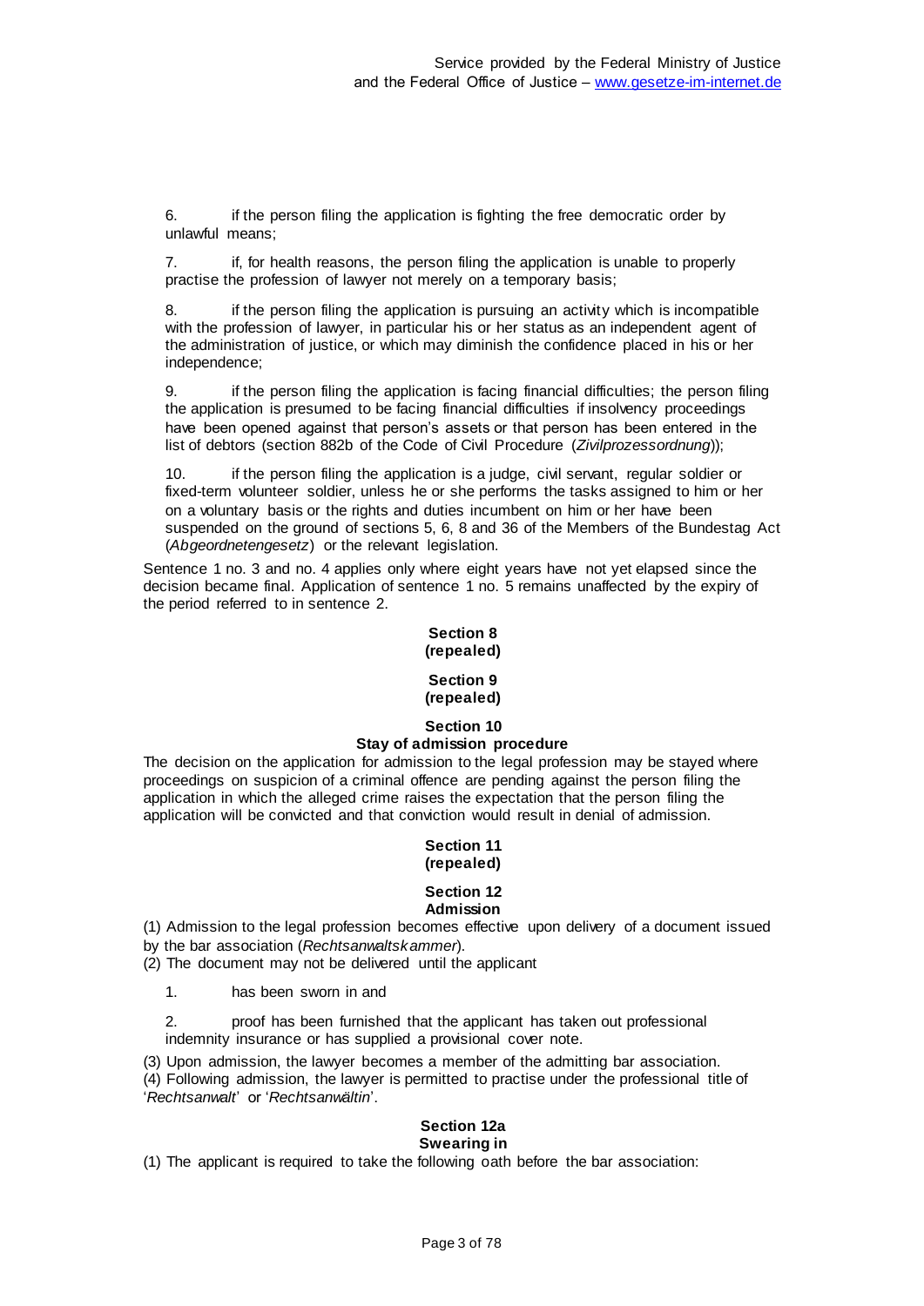6. if the person filing the application is fighting the free democratic order by unlawful means;

7. if, for health reasons, the person filing the application is unable to properly practise the profession of lawyer not merely on a temporary basis;

8. if the person filing the application is pursuing an activity which is incompatible with the profession of lawyer, in particular his or her status as an independent agent of the administration of justice, or which may diminish the confidence placed in his or her independence;

9. if the person filing the application is facing financial difficulties; the person filing the application is presumed to be facing financial difficulties if insolvency proceedings have been opened against that person's assets or that person has been entered in the list of debtors (section 882b of the Code of Civil Procedure (*Zivilprozessordnung*));

10. if the person filing the application is a judge, civil servant, regular soldier or fixed-term volunteer soldier, unless he or she performs the tasks assigned to him or her on a voluntary basis or the rights and duties incumbent on him or her have been suspended on the ground of sections 5, 6, 8 and 36 of the Members of the Bundestag Act (*Abgeordnetengesetz*) or the relevant legislation.

Sentence 1 no. 3 and no. 4 applies only where eight years have not yet elapsed since the decision became final. Application of sentence 1 no. 5 remains unaffected by the expiry of the period referred to in sentence 2.

**Section 8**
**(repealed)**

**Section 9**
**(repealed)**

**Section 10**
**Stay of admission procedure**

The decision on the application for admission to the legal profession may be stayed where proceedings on suspicion of a criminal offence are pending against the person filing the application in which the alleged crime raises the expectation that the person filing the application will be convicted and that conviction would result in denial of admission.

**Section 11**
**(repealed)**

**Section 12**
**Admission**

(1) Admission to the legal profession becomes effective upon delivery of a document issued by the bar association (*Rechtsanwaltskammer*).
(2) The document may not be delivered until the applicant

1. has been sworn in and

2. proof has been furnished that the applicant has taken out professional indemnity insurance or has supplied a provisional cover note.

(3) Upon admission, the lawyer becomes a member of the admitting bar association.
(4) Following admission, the lawyer is permitted to practise under the professional title of '*Rechtsanwalt*' or '*Rechtsanwältin*'.

**Section 12a**
**Swearing in**

(1) The applicant is required to take the following oath before the bar association: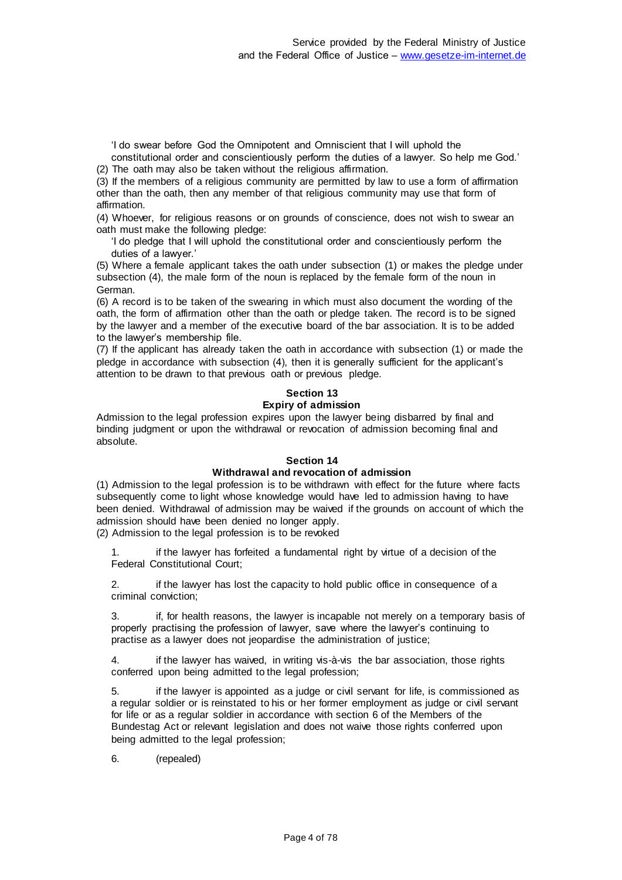'I do swear before God the Omnipotent and Omniscient that I will uphold the constitutional order and conscientiously perform the duties of a lawyer. So help me God.'

(2) The oath may also be taken without the religious affirmation.

(3) If the members of a religious community are permitted by law to use a form of affirmation other than the oath, then any member of that religious community may use that form of affirmation.

(4) Whoever, for religious reasons or on grounds of conscience, does not wish to swear an oath must make the following pledge:

'I do pledge that I will uphold the constitutional order and conscientiously perform the duties of a lawyer.'

(5) Where a female applicant takes the oath under subsection (1) or makes the pledge under subsection (4), the male form of the noun is replaced by the female form of the noun in German.

(6) A record is to be taken of the swearing in which must also document the wording of the oath, the form of affirmation other than the oath or pledge taken. The record is to be signed by the lawyer and a member of the executive board of the bar association. It is to be added to the lawyer's membership file.

(7) If the applicant has already taken the oath in accordance with subsection (1) or made the pledge in accordance with subsection (4), then it is generally sufficient for the applicant's attention to be drawn to that previous oath or previous pledge.

### Section 13
### Expiry of admission

Admission to the legal profession expires upon the lawyer being disbarred by final and binding judgment or upon the withdrawal or revocation of admission becoming final and absolute.

### Section 14
### Withdrawal and revocation of admission

(1) Admission to the legal profession is to be withdrawn with effect for the future where facts subsequently come to light whose knowledge would have led to admission having to have been denied. Withdrawal of admission may be waived if the grounds on account of which the admission should have been denied no longer apply.

(2) Admission to the legal profession is to be revoked

1. if the lawyer has forfeited a fundamental right by virtue of a decision of the Federal Constitutional Court;

2. if the lawyer has lost the capacity to hold public office in consequence of a criminal conviction;

3. if, for health reasons, the lawyer is incapable not merely on a temporary basis of properly practising the profession of lawyer, save where the lawyer's continuing to practise as a lawyer does not jeopardise the administration of justice;

4. if the lawyer has waived, in writing vis-à-vis the bar association, those rights conferred upon being admitted to the legal profession;

5. if the lawyer is appointed as a judge or civil servant for life, is commissioned as a regular soldier or is reinstated to his or her former employment as judge or civil servant for life or as a regular soldier in accordance with section 6 of the Members of the Bundestag Act or relevant legislation and does not waive those rights conferred upon being admitted to the legal profession;

6. (repealed)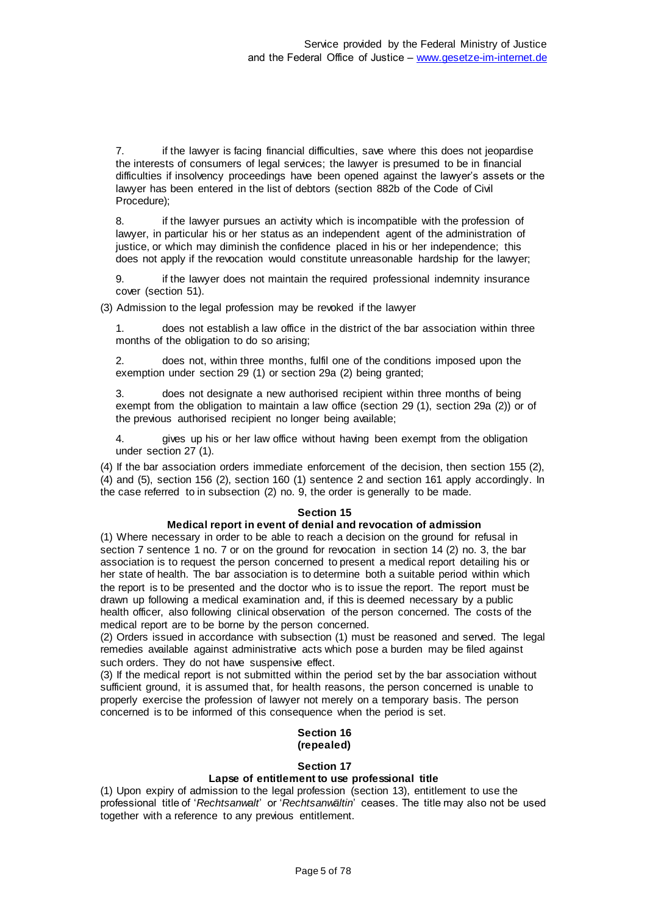7. if the lawyer is facing financial difficulties, save where this does not jeopardise the interests of consumers of legal services; the lawyer is presumed to be in financial difficulties if insolvency proceedings have been opened against the lawyer's assets or the lawyer has been entered in the list of debtors (section 882b of the Code of Civil Procedure);

8. if the lawyer pursues an activity which is incompatible with the profession of lawyer, in particular his or her status as an independent agent of the administration of justice, or which may diminish the confidence placed in his or her independence; this does not apply if the revocation would constitute unreasonable hardship for the lawyer;

9. if the lawyer does not maintain the required professional indemnity insurance cover (section 51).

(3) Admission to the legal profession may be revoked if the lawyer

1. does not establish a law office in the district of the bar association within three months of the obligation to do so arising;

2. does not, within three months, fulfil one of the conditions imposed upon the exemption under section 29 (1) or section 29a (2) being granted;

3. does not designate a new authorised recipient within three months of being exempt from the obligation to maintain a law office (section 29 (1), section 29a (2)) or of the previous authorised recipient no longer being available;

4. gives up his or her law office without having been exempt from the obligation under section 27 (1).

(4) If the bar association orders immediate enforcement of the decision, then section 155 (2), (4) and (5), section 156 (2), section 160 (1) sentence 2 and section 161 apply accordingly. In the case referred to in subsection (2) no. 9, the order is generally to be made.

### Section 15
### Medical report in event of denial and revocation of admission

(1) Where necessary in order to be able to reach a decision on the ground for refusal in section 7 sentence 1 no. 7 or on the ground for revocation in section 14 (2) no. 3, the bar association is to request the person concerned to present a medical report detailing his or her state of health. The bar association is to determine both a suitable period within which the report is to be presented and the doctor who is to issue the report. The report must be drawn up following a medical examination and, if this is deemed necessary by a public health officer, also following clinical observation of the person concerned. The costs of the medical report are to be borne by the person concerned.

(2) Orders issued in accordance with subsection (1) must be reasoned and served. The legal remedies available against administrative acts which pose a burden may be filed against such orders. They do not have suspensive effect.

(3) If the medical report is not submitted within the period set by the bar association without sufficient ground, it is assumed that, for health reasons, the person concerned is unable to properly exercise the profession of lawyer not merely on a temporary basis. The person concerned is to be informed of this consequence when the period is set.

### Section 16
### (repealed)

### Section 17
### Lapse of entitlement to use professional title

(1) Upon expiry of admission to the legal profession (section 13), entitlement to use the professional title of '*Rechtsanwalt*' or '*Rechtsanwältin*' ceases. The title may also not be used together with a reference to any previous entitlement.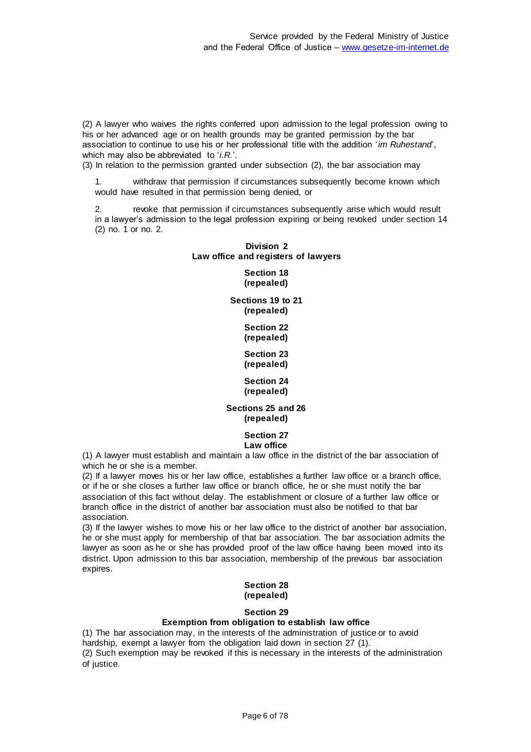(2) A lawyer who waives the rights conferred upon admission to the legal profession owing to his or her advanced age or on health grounds may be granted permission by the bar association to continue to use his or her professional title with the addition '*im Ruhestand*', which may also be abbreviated to '*i.R.*'.

(3) In relation to the permission granted under subsection (2), the bar association may

1. withdraw that permission if circumstances subsequently become known which would have resulted in that permission being denied, or

2. revoke that permission if circumstances subsequently arise which would result in a lawyer's admission to the legal profession expiring or being revoked under section 14 (2) no. 1 or no. 2.

## Division 2
## Law office and registers of lawyers

### Section 18
### (repealed)

### Sections 19 to 21
### (repealed)

### Section 22
### (repealed)

### Section 23
### (repealed)

### Section 24
### (repealed)

### Sections 25 and 26
### (repealed)

### Section 27
### Law office

(1) A lawyer must establish and maintain a law office in the district of the bar association of which he or she is a member.

(2) If a lawyer moves his or her law office, establishes a further law office or a branch office, or if he or she closes a further law office or branch office, he or she must notify the bar association of this fact without delay. The establishment or closure of a further law office or branch office in the district of another bar association must also be notified to that bar association.

(3) If the lawyer wishes to move his or her law office to the district of another bar association, he or she must apply for membership of that bar association. The bar association admits the lawyer as soon as he or she has provided proof of the law office having been moved into its district. Upon admission to this bar association, membership of the previous bar association expires.

### Section 28
### (repealed)

### Section 29
### Exemption from obligation to establish law office

(1) The bar association may, in the interests of the administration of justice or to avoid hardship, exempt a lawyer from the obligation laid down in section 27 (1).

(2) Such exemption may be revoked if this is necessary in the interests of the administration of justice.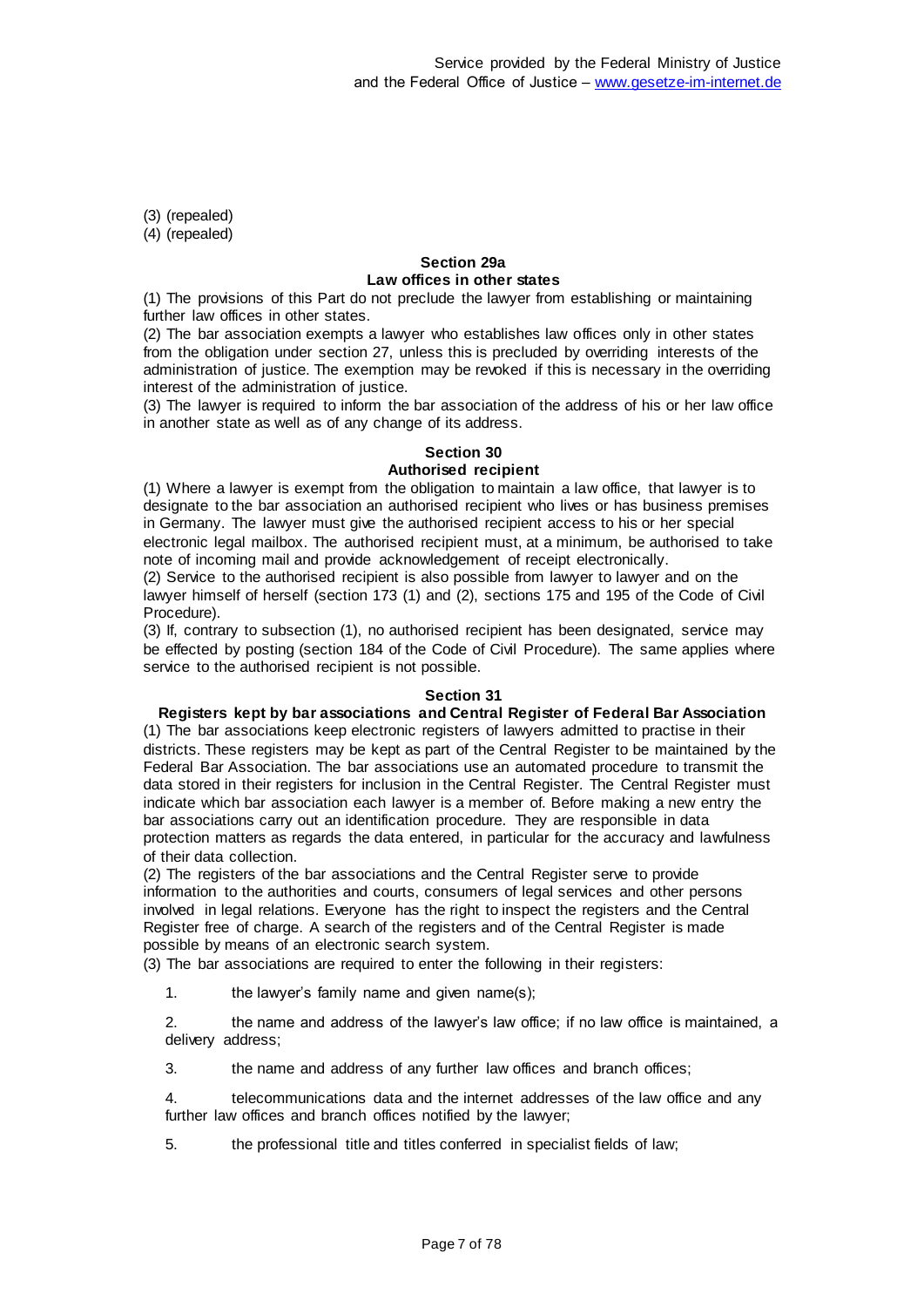(3) (repealed)
(4) (repealed)

### Section 29a
### Law offices in other states

(1) The provisions of this Part do not preclude the lawyer from establishing or maintaining further law offices in other states.
(2) The bar association exempts a lawyer who establishes law offices only in other states from the obligation under section 27, unless this is precluded by overriding interests of the administration of justice. The exemption may be revoked if this is necessary in the overriding interest of the administration of justice.
(3) The lawyer is required to inform the bar association of the address of his or her law office in another state as well as of any change of its address.

### Section 30
### Authorised recipient

(1) Where a lawyer is exempt from the obligation to maintain a law office, that lawyer is to designate to the bar association an authorised recipient who lives or has business premises in Germany. The lawyer must give the authorised recipient access to his or her special electronic legal mailbox. The authorised recipient must, at a minimum, be authorised to take note of incoming mail and provide acknowledgement of receipt electronically.
(2) Service to the authorised recipient is also possible from lawyer to lawyer and on the lawyer himself of herself (section 173 (1) and (2), sections 175 and 195 of the Code of Civil Procedure).
(3) If, contrary to subsection (1), no authorised recipient has been designated, service may be effected by posting (section 184 of the Code of Civil Procedure). The same applies where service to the authorised recipient is not possible.

### Section 31
### Registers kept by bar associations and Central Register of Federal Bar Association

(1) The bar associations keep electronic registers of lawyers admitted to practise in their districts. These registers may be kept as part of the Central Register to be maintained by the Federal Bar Association. The bar associations use an automated procedure to transmit the data stored in their registers for inclusion in the Central Register. The Central Register must indicate which bar association each lawyer is a member of. Before making a new entry the bar associations carry out an identification procedure. They are responsible in data protection matters as regards the data entered, in particular for the accuracy and lawfulness of their data collection.
(2) The registers of the bar associations and the Central Register serve to provide information to the authorities and courts, consumers of legal services and other persons involved in legal relations. Everyone has the right to inspect the registers and the Central Register free of charge. A search of the registers and of the Central Register is made possible by means of an electronic search system.
(3) The bar associations are required to enter the following in their registers:

1. the lawyer's family name and given name(s);
2. the name and address of the lawyer's law office; if no law office is maintained, a delivery address;
3. the name and address of any further law offices and branch offices;
4. telecommunications data and the internet addresses of the law office and any further law offices and branch offices notified by the lawyer;
5. the professional title and titles conferred in specialist fields of law;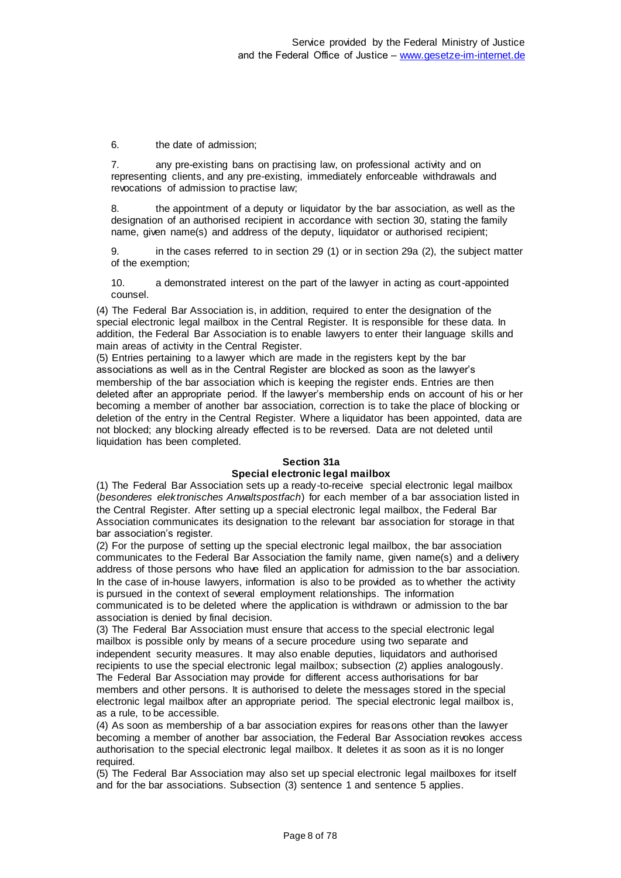6. the date of admission;

7. any pre-existing bans on practising law, on professional activity and on representing clients, and any pre-existing, immediately enforceable withdrawals and revocations of admission to practise law;

8. the appointment of a deputy or liquidator by the bar association, as well as the designation of an authorised recipient in accordance with section 30, stating the family name, given name(s) and address of the deputy, liquidator or authorised recipient;

9. in the cases referred to in section 29 (1) or in section 29a (2), the subject matter of the exemption;

10. a demonstrated interest on the part of the lawyer in acting as court-appointed counsel.

(4) The Federal Bar Association is, in addition, required to enter the designation of the special electronic legal mailbox in the Central Register. It is responsible for these data. In addition, the Federal Bar Association is to enable lawyers to enter their language skills and main areas of activity in the Central Register.

(5) Entries pertaining to a lawyer which are made in the registers kept by the bar associations as well as in the Central Register are blocked as soon as the lawyer's membership of the bar association which is keeping the register ends. Entries are then deleted after an appropriate period. If the lawyer's membership ends on account of his or her becoming a member of another bar association, correction is to take the place of blocking or deletion of the entry in the Central Register. Where a liquidator has been appointed, data are not blocked; any blocking already effected is to be reversed. Data are not deleted until liquidation has been completed.

### Section 31a
### Special electronic legal mailbox

(1) The Federal Bar Association sets up a ready-to-receive special electronic legal mailbox (*besonderes elektronisches Anwaltspostfach*) for each member of a bar association listed in the Central Register. After setting up a special electronic legal mailbox, the Federal Bar Association communicates its designation to the relevant bar association for storage in that bar association's register.

(2) For the purpose of setting up the special electronic legal mailbox, the bar association communicates to the Federal Bar Association the family name, given name(s) and a delivery address of those persons who have filed an application for admission to the bar association. In the case of in-house lawyers, information is also to be provided as to whether the activity is pursued in the context of several employment relationships. The information communicated is to be deleted where the application is withdrawn or admission to the bar association is denied by final decision.

(3) The Federal Bar Association must ensure that access to the special electronic legal mailbox is possible only by means of a secure procedure using two separate and independent security measures. It may also enable deputies, liquidators and authorised recipients to use the special electronic legal mailbox; subsection (2) applies analogously. The Federal Bar Association may provide for different access authorisations for bar members and other persons. It is authorised to delete the messages stored in the special electronic legal mailbox after an appropriate period. The special electronic legal mailbox is, as a rule, to be accessible.

(4) As soon as membership of a bar association expires for reasons other than the lawyer becoming a member of another bar association, the Federal Bar Association revokes access authorisation to the special electronic legal mailbox. It deletes it as soon as it is no longer required.

(5) The Federal Bar Association may also set up special electronic legal mailboxes for itself and for the bar associations. Subsection (3) sentence 1 and sentence 5 applies.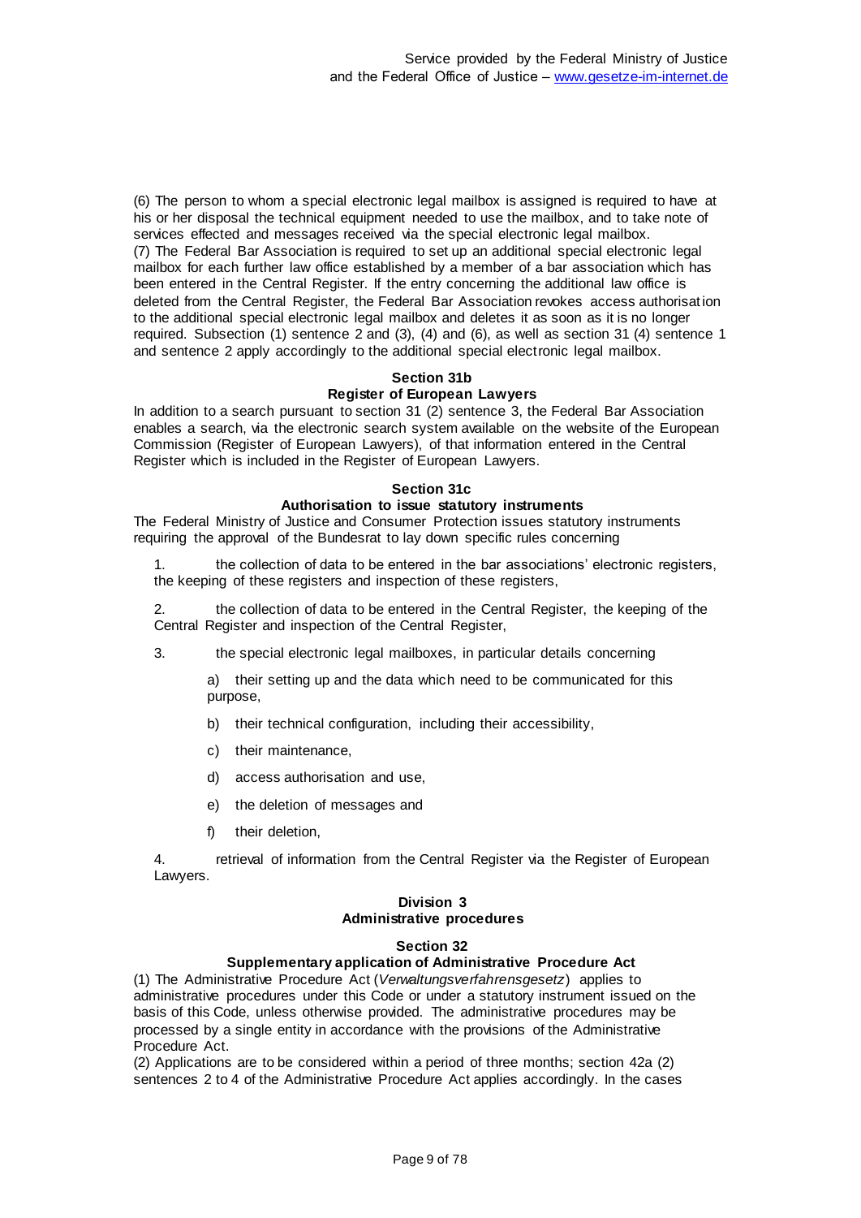(6) The person to whom a special electronic legal mailbox is assigned is required to have at his or her disposal the technical equipment needed to use the mailbox, and to take note of services effected and messages received via the special electronic legal mailbox.
(7) The Federal Bar Association is required to set up an additional special electronic legal mailbox for each further law office established by a member of a bar association which has been entered in the Central Register. If the entry concerning the additional law office is deleted from the Central Register, the Federal Bar Association revokes access authorisation to the additional special electronic legal mailbox and deletes it as soon as it is no longer required. Subsection (1) sentence 2 and (3), (4) and (6), as well as section 31 (4) sentence 1 and sentence 2 apply accordingly to the additional special electronic legal mailbox.

**Section 31b**
**Register of European Lawyers**

In addition to a search pursuant to section 31 (2) sentence 3, the Federal Bar Association enables a search, via the electronic search system available on the website of the European Commission (Register of European Lawyers), of that information entered in the Central Register which is included in the Register of European Lawyers.

**Section 31c**
**Authorisation to issue statutory instruments**

The Federal Ministry of Justice and Consumer Protection issues statutory instruments requiring the approval of the Bundesrat to lay down specific rules concerning

1. the collection of data to be entered in the bar associations' electronic registers, the keeping of these registers and inspection of these registers,
2. the collection of data to be entered in the Central Register, the keeping of the Central Register and inspection of the Central Register,
3. the special electronic legal mailboxes, in particular details concerning
    a) their setting up and the data which need to be communicated for this purpose,
    b) their technical configuration, including their accessibility,
    c) their maintenance,
    d) access authorisation and use,
    e) the deletion of messages and
    f) their deletion,
4. retrieval of information from the Central Register via the Register of European Lawyers.

**Division 3**
**Administrative procedures**

**Section 32**
**Supplementary application of Administrative Procedure Act**

(1) The Administrative Procedure Act (*Verwaltungsverfahrensgesetz*) applies to administrative procedures under this Code or under a statutory instrument issued on the basis of this Code, unless otherwise provided. The administrative procedures may be processed by a single entity in accordance with the provisions of the Administrative Procedure Act.
(2) Applications are to be considered within a period of three months; section 42a (2) sentences 2 to 4 of the Administrative Procedure Act applies accordingly. In the cases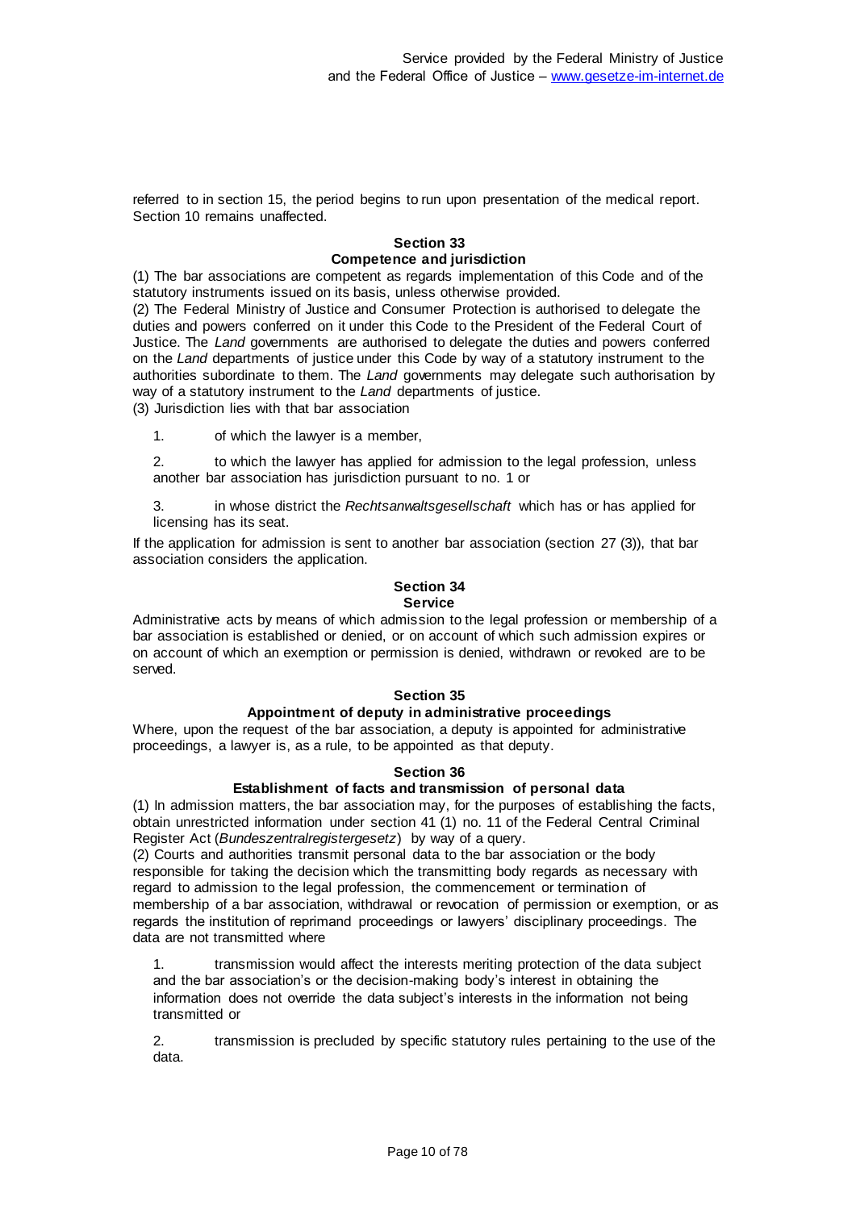referred to in section 15, the period begins to run upon presentation of the medical report. Section 10 remains unaffected.

### Section 33
### Competence and jurisdiction

(1) The bar associations are competent as regards implementation of this Code and of the statutory instruments issued on its basis, unless otherwise provided.

(2) The Federal Ministry of Justice and Consumer Protection is authorised to delegate the duties and powers conferred on it under this Code to the President of the Federal Court of Justice. The *Land* governments are authorised to delegate the duties and powers conferred on the *Land* departments of justice under this Code by way of a statutory instrument to the authorities subordinate to them. The *Land* governments may delegate such authorisation by way of a statutory instrument to the *Land* departments of justice.

(3) Jurisdiction lies with that bar association

1. of which the lawyer is a member,
2. to which the lawyer has applied for admission to the legal profession, unless another bar association has jurisdiction pursuant to no. 1 or
3. in whose district the *Rechtsanwaltsgesellschaft* which has or has applied for licensing has its seat.

If the application for admission is sent to another bar association (section 27 (3)), that bar association considers the application.

### Section 34
### Service

Administrative acts by means of which admission to the legal profession or membership of a bar association is established or denied, or on account of which such admission expires or on account of which an exemption or permission is denied, withdrawn or revoked are to be served.

### Section 35
### Appointment of deputy in administrative proceedings

Where, upon the request of the bar association, a deputy is appointed for administrative proceedings, a lawyer is, as a rule, to be appointed as that deputy.

### Section 36
### Establishment of facts and transmission of personal data

(1) In admission matters, the bar association may, for the purposes of establishing the facts, obtain unrestricted information under section 41 (1) no. 11 of the Federal Central Criminal Register Act (*Bundeszentralregistergesetz*) by way of a query.

(2) Courts and authorities transmit personal data to the bar association or the body responsible for taking the decision which the transmitting body regards as necessary with regard to admission to the legal profession, the commencement or termination of membership of a bar association, withdrawal or revocation of permission or exemption, or as regards the institution of reprimand proceedings or lawyers' disciplinary proceedings. The data are not transmitted where

1. transmission would affect the interests meriting protection of the data subject and the bar association's or the decision-making body's interest in obtaining the information does not override the data subject's interests in the information not being transmitted or
2. transmission is precluded by specific statutory rules pertaining to the use of the data.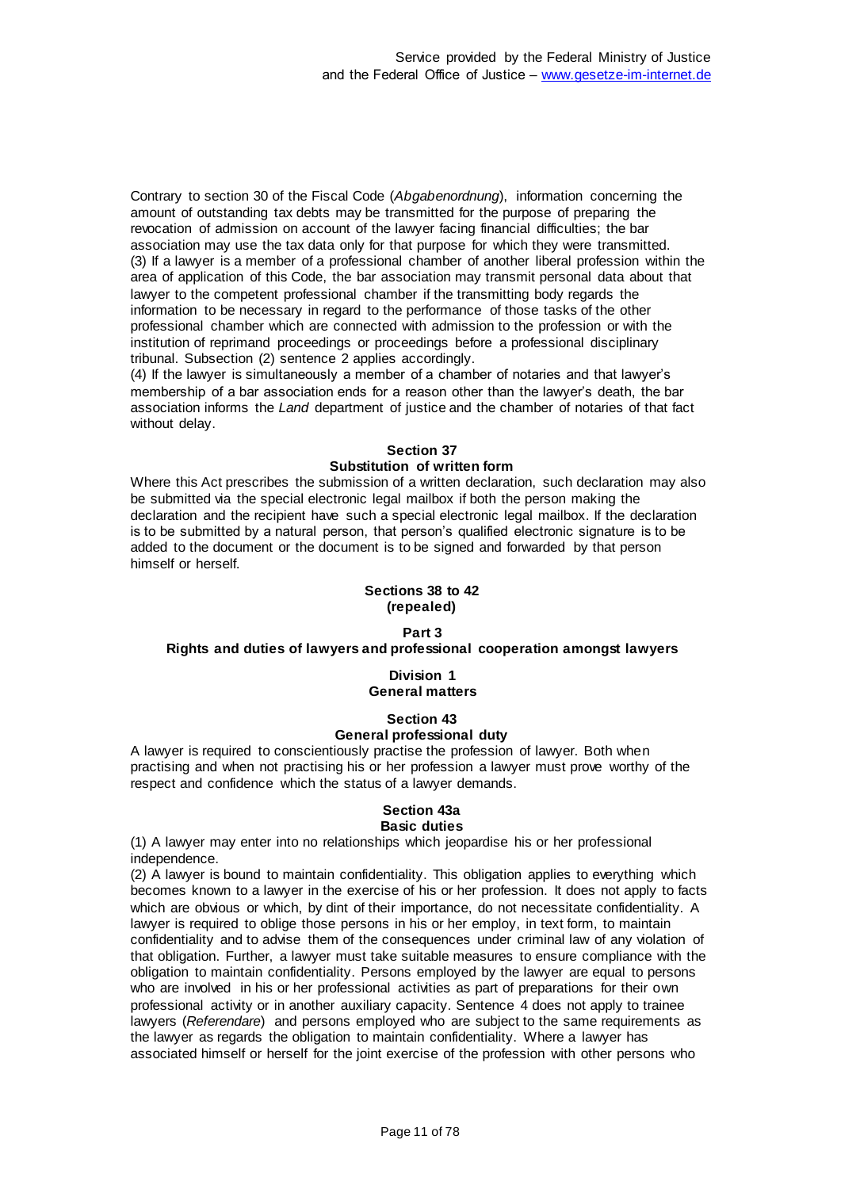Contrary to section 30 of the Fiscal Code (*Abgabenordnung*), information concerning the amount of outstanding tax debts may be transmitted for the purpose of preparing the revocation of admission on account of the lawyer facing financial difficulties; the bar association may use the tax data only for that purpose for which they were transmitted.
(3) If a lawyer is a member of a professional chamber of another liberal profession within the area of application of this Code, the bar association may transmit personal data about that lawyer to the competent professional chamber if the transmitting body regards the information to be necessary in regard to the performance of those tasks of the other professional chamber which are connected with admission to the profession or with the institution of reprimand proceedings or proceedings before a professional disciplinary tribunal. Subsection (2) sentence 2 applies accordingly.
(4) If the lawyer is simultaneously a member of a chamber of notaries and that lawyer's membership of a bar association ends for a reason other than the lawyer's death, the bar association informs the *Land* department of justice and the chamber of notaries of that fact without delay.

#### Section 37
#### Substitution of written form

Where this Act prescribes the submission of a written declaration, such declaration may also be submitted via the special electronic legal mailbox if both the person making the declaration and the recipient have such a special electronic legal mailbox. If the declaration is to be submitted by a natural person, that person's qualified electronic signature is to be added to the document or the document is to be signed and forwarded by that person himself or herself.

#### Sections 38 to 42
#### (repealed)

## Part 3
## Rights and duties of lawyers and professional cooperation amongst lawyers

### Division 1
### General matters

#### Section 43
#### General professional duty

A lawyer is required to conscientiously practise the profession of lawyer. Both when practising and when not practising his or her profession a lawyer must prove worthy of the respect and confidence which the status of a lawyer demands.

#### Section 43a
#### Basic duties

(1) A lawyer may enter into no relationships which jeopardise his or her professional independence.
(2) A lawyer is bound to maintain confidentiality. This obligation applies to everything which becomes known to a lawyer in the exercise of his or her profession. It does not apply to facts which are obvious or which, by dint of their importance, do not necessitate confidentiality. A lawyer is required to oblige those persons in his or her employ, in text form, to maintain confidentiality and to advise them of the consequences under criminal law of any violation of that obligation. Further, a lawyer must take suitable measures to ensure compliance with the obligation to maintain confidentiality. Persons employed by the lawyer are equal to persons who are involved in his or her professional activities as part of preparations for their own professional activity or in another auxiliary capacity. Sentence 4 does not apply to trainee lawyers (*Referendare*) and persons employed who are subject to the same requirements as the lawyer as regards the obligation to maintain confidentiality. Where a lawyer has associated himself or herself for the joint exercise of the profession with other persons who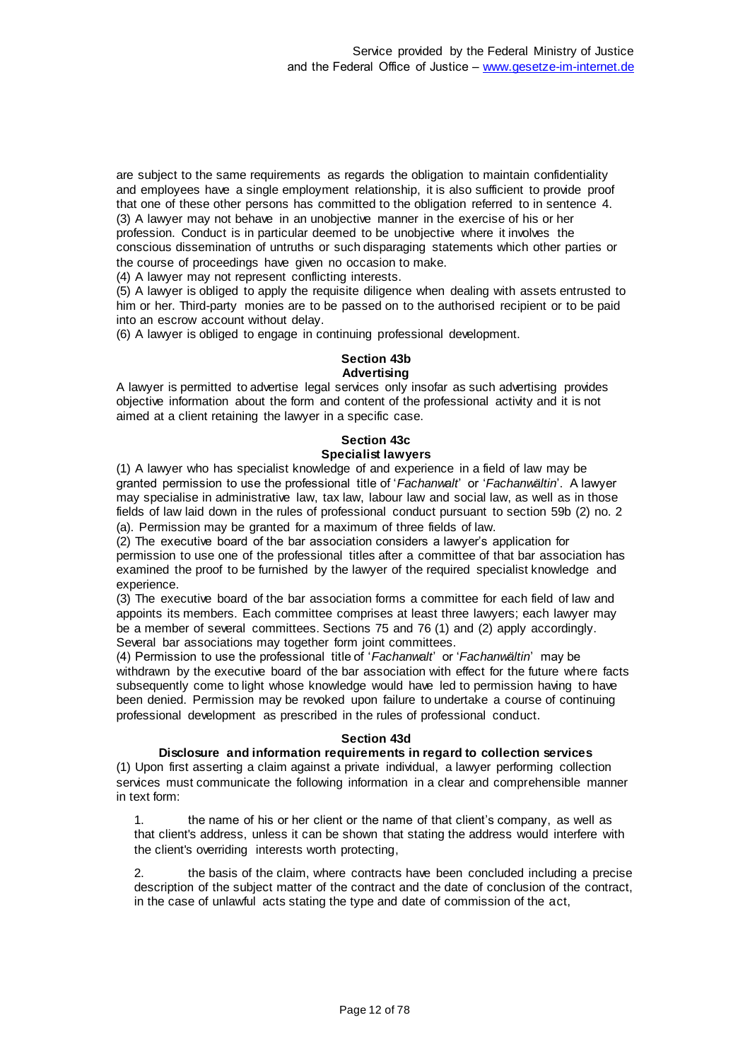are subject to the same requirements as regards the obligation to maintain confidentiality and employees have a single employment relationship, it is also sufficient to provide proof that one of these other persons has committed to the obligation referred to in sentence 4.
(3) A lawyer may not behave in an unobjective manner in the exercise of his or her profession. Conduct is in particular deemed to be unobjective where it involves the conscious dissemination of untruths or such disparaging statements which other parties or the course of proceedings have given no occasion to make.
(4) A lawyer may not represent conflicting interests.
(5) A lawyer is obliged to apply the requisite diligence when dealing with assets entrusted to him or her. Third-party monies are to be passed on to the authorised recipient or to be paid into an escrow account without delay.
(6) A lawyer is obliged to engage in continuing professional development.

### Section 43b
### Advertising

A lawyer is permitted to advertise legal services only insofar as such advertising provides objective information about the form and content of the professional activity and it is not aimed at a client retaining the lawyer in a specific case.

### Section 43c
### Specialist lawyers

(1) A lawyer who has specialist knowledge of and experience in a field of law may be granted permission to use the professional title of '*Fachanwalt*' or '*Fachanwältin*'. A lawyer may specialise in administrative law, tax law, labour law and social law, as well as in those fields of law laid down in the rules of professional conduct pursuant to section 59b (2) no. 2 (a). Permission may be granted for a maximum of three fields of law.
(2) The executive board of the bar association considers a lawyer's application for permission to use one of the professional titles after a committee of that bar association has examined the proof to be furnished by the lawyer of the required specialist knowledge and experience.
(3) The executive board of the bar association forms a committee for each field of law and appoints its members. Each committee comprises at least three lawyers; each lawyer may be a member of several committees. Sections 75 and 76 (1) and (2) apply accordingly. Several bar associations may together form joint committees.
(4) Permission to use the professional title of '*Fachanwalt*' or '*Fachanwältin*' may be withdrawn by the executive board of the bar association with effect for the future where facts subsequently come to light whose knowledge would have led to permission having to have been denied. Permission may be revoked upon failure to undertake a course of continuing professional development as prescribed in the rules of professional conduct.

### Section 43d
### Disclosure and information requirements in regard to collection services

(1) Upon first asserting a claim against a private individual, a lawyer performing collection services must communicate the following information in a clear and comprehensible manner in text form:

1. the name of his or her client or the name of that client's company, as well as that client's address, unless it can be shown that stating the address would interfere with the client's overriding interests worth protecting,

2. the basis of the claim, where contracts have been concluded including a precise description of the subject matter of the contract and the date of conclusion of the contract, in the case of unlawful acts stating the type and date of commission of the act,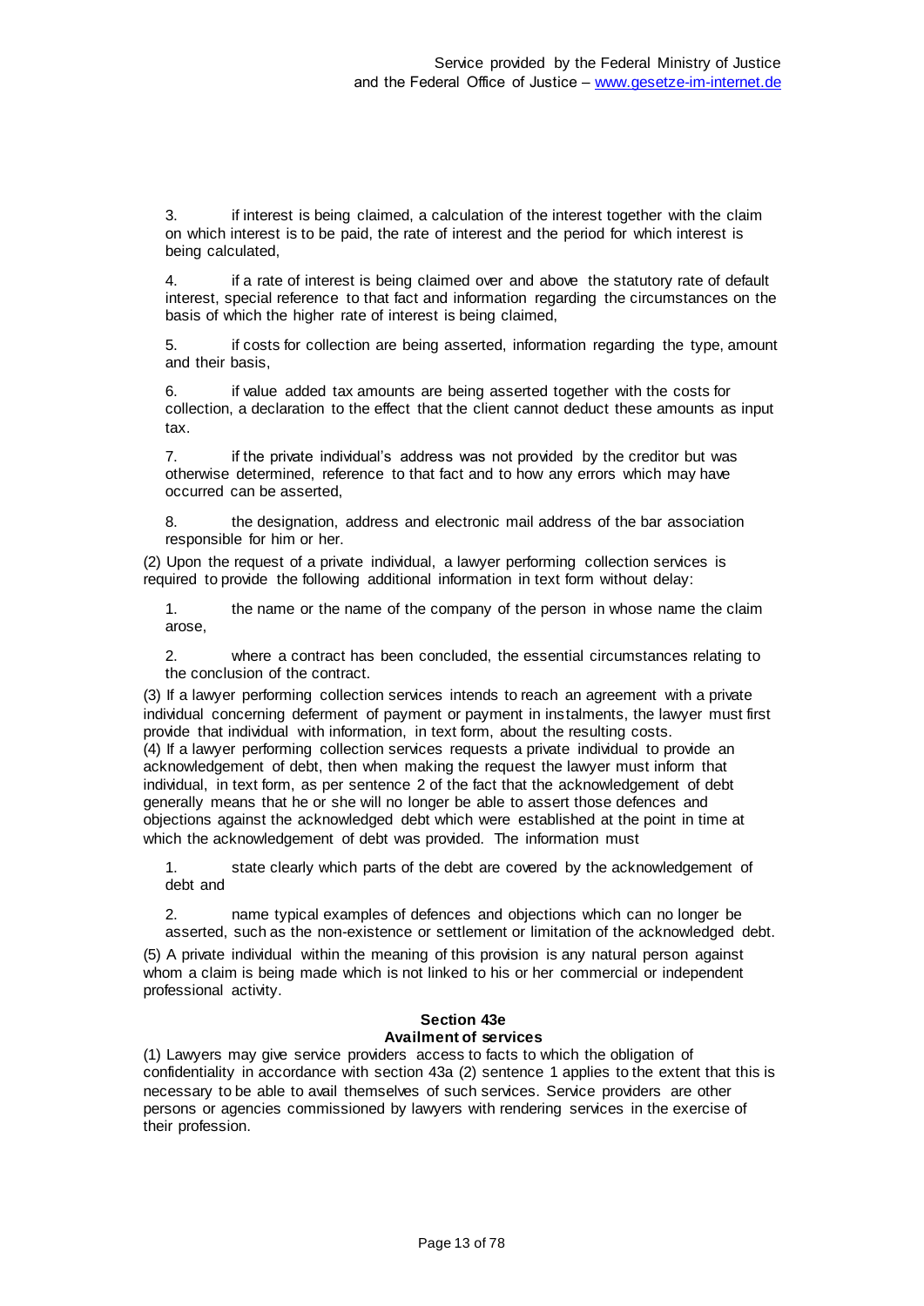3. if interest is being claimed, a calculation of the interest together with the claim on which interest is to be paid, the rate of interest and the period for which interest is being calculated,

4. if a rate of interest is being claimed over and above the statutory rate of default interest, special reference to that fact and information regarding the circumstances on the basis of which the higher rate of interest is being claimed,

5. if costs for collection are being asserted, information regarding the type, amount and their basis,

6. if value added tax amounts are being asserted together with the costs for collection, a declaration to the effect that the client cannot deduct these amounts as input tax.

7. if the private individual's address was not provided by the creditor but was otherwise determined, reference to that fact and to how any errors which may have occurred can be asserted,

8. the designation, address and electronic mail address of the bar association responsible for him or her.

(2) Upon the request of a private individual, a lawyer performing collection services is required to provide the following additional information in text form without delay:

1. the name or the name of the company of the person in whose name the claim arose,

2. where a contract has been concluded, the essential circumstances relating to the conclusion of the contract.

(3) If a lawyer performing collection services intends to reach an agreement with a private individual concerning deferment of payment or payment in instalments, the lawyer must first provide that individual with information, in text form, about the resulting costs.

(4) If a lawyer performing collection services requests a private individual to provide an acknowledgement of debt, then when making the request the lawyer must inform that individual, in text form, as per sentence 2 of the fact that the acknowledgement of debt generally means that he or she will no longer be able to assert those defences and objections against the acknowledged debt which were established at the point in time at which the acknowledgement of debt was provided. The information must

1. state clearly which parts of the debt are covered by the acknowledgement of debt and

2. name typical examples of defences and objections which can no longer be asserted, such as the non-existence or settlement or limitation of the acknowledged debt.

(5) A private individual within the meaning of this provision is any natural person against whom a claim is being made which is not linked to his or her commercial or independent professional activity.

### Section 43e
### Availment of services

(1) Lawyers may give service providers access to facts to which the obligation of confidentiality in accordance with section 43a (2) sentence 1 applies to the extent that this is necessary to be able to avail themselves of such services. Service providers are other persons or agencies commissioned by lawyers with rendering services in the exercise of their profession.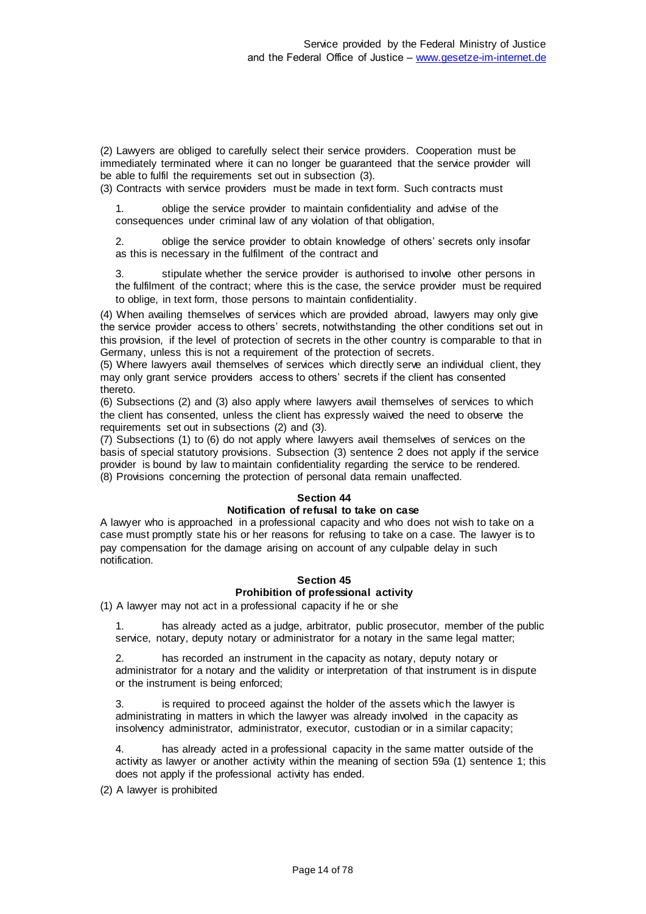(2) Lawyers are obliged to carefully select their service providers. Cooperation must be immediately terminated where it can no longer be guaranteed that the service provider will be able to fulfil the requirements set out in subsection (3).
(3) Contracts with service providers must be made in text form. Such contracts must

1. oblige the service provider to maintain confidentiality and advise of the consequences under criminal law of any violation of that obligation,

2. oblige the service provider to obtain knowledge of others' secrets only insofar as this is necessary in the fulfilment of the contract and

3. stipulate whether the service provider is authorised to involve other persons in the fulfilment of the contract; where this is the case, the service provider must be required to oblige, in text form, those persons to maintain confidentiality.

(4) When availing themselves of services which are provided abroad, lawyers may only give the service provider access to others' secrets, notwithstanding the other conditions set out in this provision, if the level of protection of secrets in the other country is comparable to that in Germany, unless this is not a requirement of the protection of secrets.
(5) Where lawyers avail themselves of services which directly serve an individual client, they may only grant service providers access to others' secrets if the client has consented thereto.
(6) Subsections (2) and (3) also apply where lawyers avail themselves of services to which the client has consented, unless the client has expressly waived the need to observe the requirements set out in subsections (2) and (3).
(7) Subsections (1) to (6) do not apply where lawyers avail themselves of services on the basis of special statutory provisions. Subsection (3) sentence 2 does not apply if the service provider is bound by law to maintain confidentiality regarding the service to be rendered.
(8) Provisions concerning the protection of personal data remain unaffected.

### Section 44
### Notification of refusal to take on case

A lawyer who is approached in a professional capacity and who does not wish to take on a case must promptly state his or her reasons for refusing to take on a case. The lawyer is to pay compensation for the damage arising on account of any culpable delay in such notification.

### Section 45
### Prohibition of professional activity

(1) A lawyer may not act in a professional capacity if he or she

1. has already acted as a judge, arbitrator, public prosecutor, member of the public service, notary, deputy notary or administrator for a notary in the same legal matter;

2. has recorded an instrument in the capacity as notary, deputy notary or administrator for a notary and the validity or interpretation of that instrument is in dispute or the instrument is being enforced;

3. is required to proceed against the holder of the assets which the lawyer is administrating in matters in which the lawyer was already involved in the capacity as insolvency administrator, administrator, executor, custodian or in a similar capacity;

4. has already acted in a professional capacity in the same matter outside of the activity as lawyer or another activity within the meaning of section 59a (1) sentence 1; this does not apply if the professional activity has ended.

(2) A lawyer is prohibited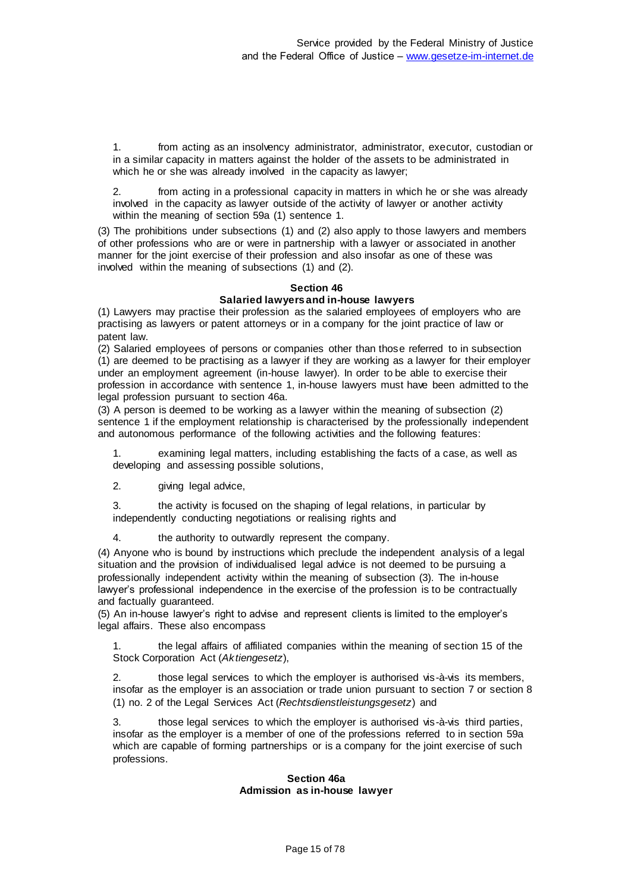1. from acting as an insolvency administrator, administrator, executor, custodian or in a similar capacity in matters against the holder of the assets to be administrated in which he or she was already involved in the capacity as lawyer;

2. from acting in a professional capacity in matters in which he or she was already involved in the capacity as lawyer outside of the activity of lawyer or another activity within the meaning of section 59a (1) sentence 1.

(3) The prohibitions under subsections (1) and (2) also apply to those lawyers and members of other professions who are or were in partnership with a lawyer or associated in another manner for the joint exercise of their profession and also insofar as one of these was involved within the meaning of subsections (1) and (2).

### Section 46
### Salaried lawyers and in-house lawyers

(1) Lawyers may practise their profession as the salaried employees of employers who are practising as lawyers or patent attorneys or in a company for the joint practice of law or patent law.

(2) Salaried employees of persons or companies other than those referred to in subsection (1) are deemed to be practising as a lawyer if they are working as a lawyer for their employer under an employment agreement (in-house lawyer). In order to be able to exercise their profession in accordance with sentence 1, in-house lawyers must have been admitted to the legal profession pursuant to section 46a.

(3) A person is deemed to be working as a lawyer within the meaning of subsection (2) sentence 1 if the employment relationship is characterised by the professionally independent and autonomous performance of the following activities and the following features:

1. examining legal matters, including establishing the facts of a case, as well as developing and assessing possible solutions,

2. giving legal advice,

3. the activity is focused on the shaping of legal relations, in particular by independently conducting negotiations or realising rights and

4. the authority to outwardly represent the company.

(4) Anyone who is bound by instructions which preclude the independent analysis of a legal situation and the provision of individualised legal advice is not deemed to be pursuing a professionally independent activity within the meaning of subsection (3). The in-house lawyer's professional independence in the exercise of the profession is to be contractually and factually guaranteed.

(5) An in-house lawyer's right to advise and represent clients is limited to the employer's legal affairs. These also encompass

1. the legal affairs of affiliated companies within the meaning of section 15 of the Stock Corporation Act (*Aktiengesetz*),

2. those legal services to which the employer is authorised vis-à-vis its members, insofar as the employer is an association or trade union pursuant to section 7 or section 8 (1) no. 2 of the Legal Services Act (*Rechtsdienstleistungsgesetz*) and

3. those legal services to which the employer is authorised vis-à-vis third parties, insofar as the employer is a member of one of the professions referred to in section 59a which are capable of forming partnerships or is a company for the joint exercise of such professions.

### Section 46a
### Admission as in-house lawyer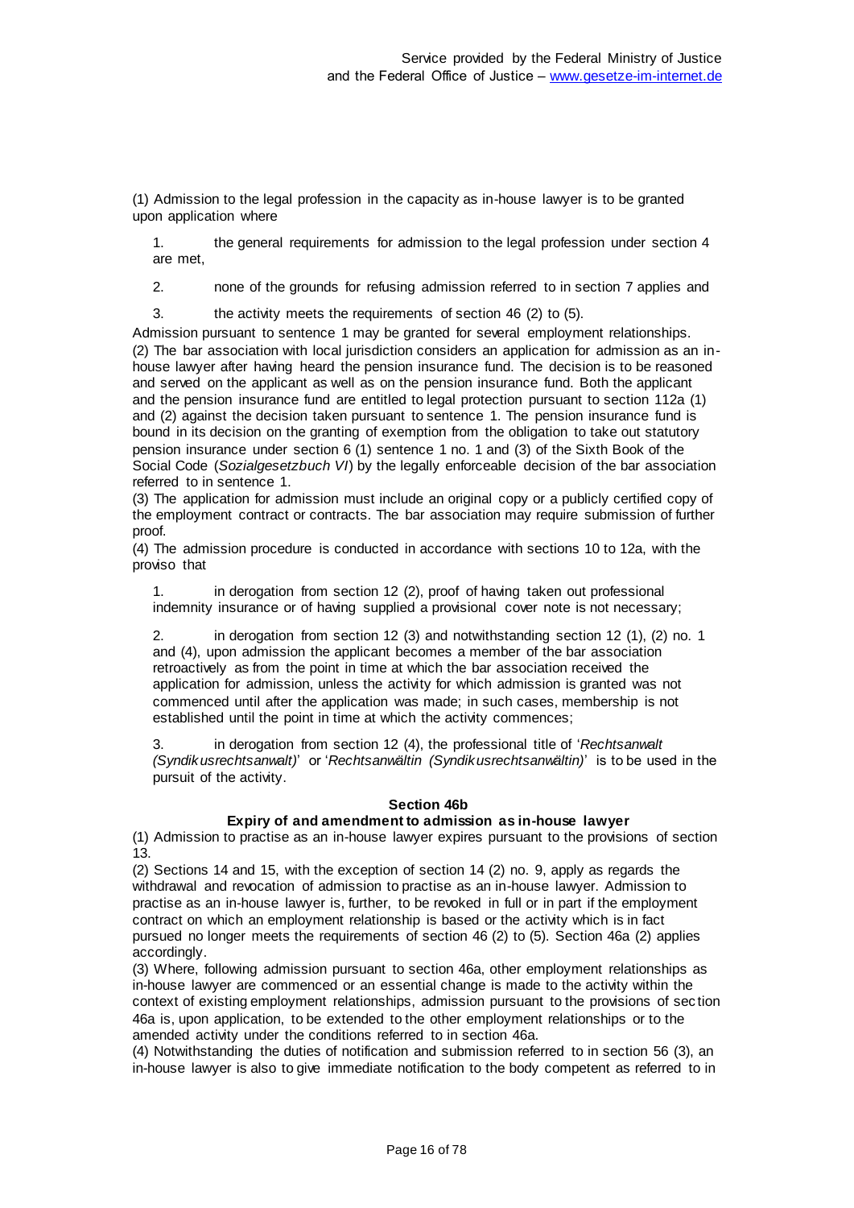(1) Admission to the legal profession in the capacity as in-house lawyer is to be granted upon application where

1. the general requirements for admission to the legal profession under section 4 are met,
2. none of the grounds for refusing admission referred to in section 7 applies and
3. the activity meets the requirements of section 46 (2) to (5).

Admission pursuant to sentence 1 may be granted for several employment relationships.

(2) The bar association with local jurisdiction considers an application for admission as an in-house lawyer after having heard the pension insurance fund. The decision is to be reasoned and served on the applicant as well as on the pension insurance fund. Both the applicant and the pension insurance fund are entitled to legal protection pursuant to section 112a (1) and (2) against the decision taken pursuant to sentence 1. The pension insurance fund is bound in its decision on the granting of exemption from the obligation to take out statutory pension insurance under section 6 (1) sentence 1 no. 1 and (3) of the Sixth Book of the Social Code (*Sozialgesetzbuch VI*) by the legally enforceable decision of the bar association referred to in sentence 1.

(3) The application for admission must include an original copy or a publicly certified copy of the employment contract or contracts. The bar association may require submission of further proof.

(4) The admission procedure is conducted in accordance with sections 10 to 12a, with the proviso that

1. in derogation from section 12 (2), proof of having taken out professional indemnity insurance or of having supplied a provisional cover note is not necessary;
2. in derogation from section 12 (3) and notwithstanding section 12 (1), (2) no. 1 and (4), upon admission the applicant becomes a member of the bar association retroactively as from the point in time at which the bar association received the application for admission, unless the activity for which admission is granted was not commenced until after the application was made; in such cases, membership is not established until the point in time at which the activity commences;
3. in derogation from section 12 (4), the professional title of '*Rechtsanwalt (Syndikusrechtsanwalt)*' or '*Rechtsanwältin (Syndikusrechtsanwältin)*' is to be used in the pursuit of the activity.

### Section 46b
### Expiry of and amendment to admission as in-house lawyer

(1) Admission to practise as an in-house lawyer expires pursuant to the provisions of section 13.

(2) Sections 14 and 15, with the exception of section 14 (2) no. 9, apply as regards the withdrawal and revocation of admission to practise as an in-house lawyer. Admission to practise as an in-house lawyer is, further, to be revoked in full or in part if the employment contract on which an employment relationship is based or the activity which is in fact pursued no longer meets the requirements of section 46 (2) to (5). Section 46a (2) applies accordingly.

(3) Where, following admission pursuant to section 46a, other employment relationships as in-house lawyer are commenced or an essential change is made to the activity within the context of existing employment relationships, admission pursuant to the provisions of section 46a is, upon application, to be extended to the other employment relationships or to the amended activity under the conditions referred to in section 46a.

(4) Notwithstanding the duties of notification and submission referred to in section 56 (3), an in-house lawyer is also to give immediate notification to the body competent as referred to in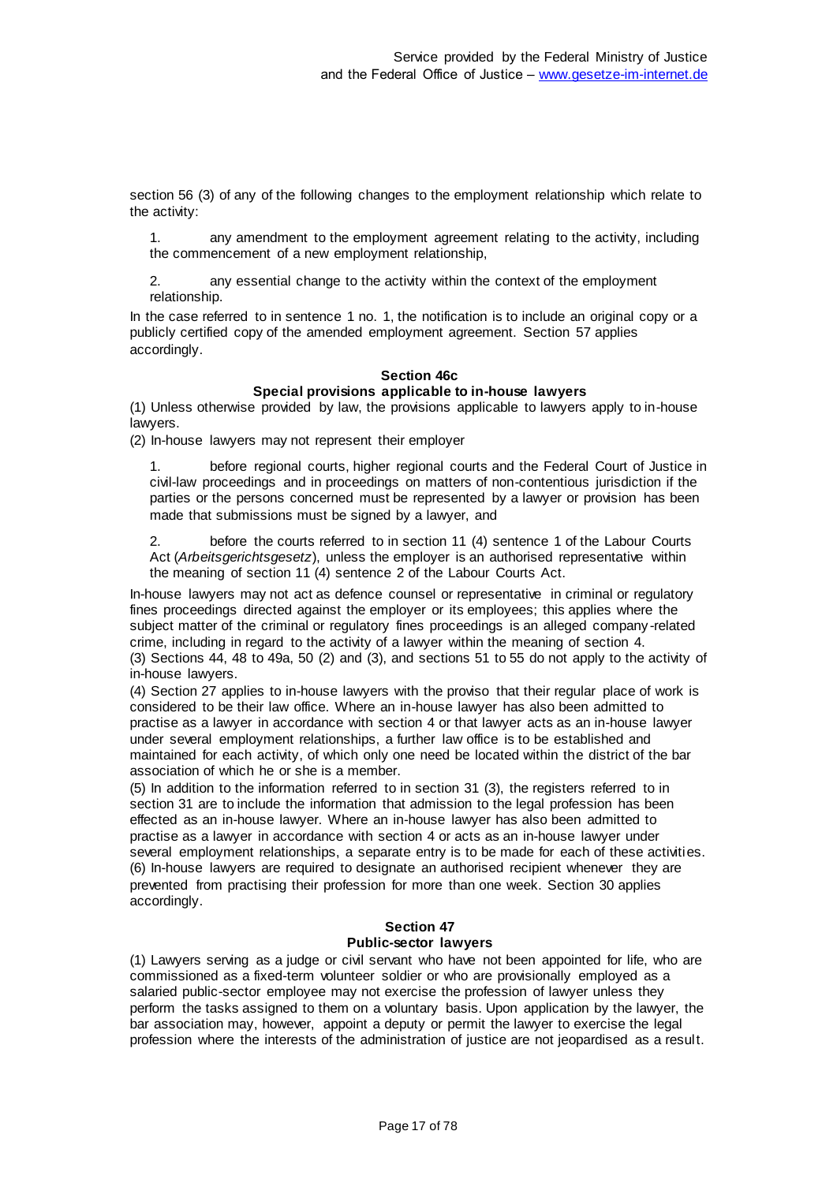section 56 (3) of any of the following changes to the employment relationship which relate to the activity:

1. any amendment to the employment agreement relating to the activity, including the commencement of a new employment relationship,

2. any essential change to the activity within the context of the employment relationship.

In the case referred to in sentence 1 no. 1, the notification is to include an original copy or a publicly certified copy of the amended employment agreement. Section 57 applies accordingly.

### Section 46c
### Special provisions applicable to in-house lawyers

(1) Unless otherwise provided by law, the provisions applicable to lawyers apply to in-house lawyers.

(2) In-house lawyers may not represent their employer

1. before regional courts, higher regional courts and the Federal Court of Justice in civil-law proceedings and in proceedings on matters of non-contentious jurisdiction if the parties or the persons concerned must be represented by a lawyer or provision has been made that submissions must be signed by a lawyer, and

2. before the courts referred to in section 11 (4) sentence 1 of the Labour Courts Act (*Arbeitsgerichtsgesetz*), unless the employer is an authorised representative within the meaning of section 11 (4) sentence 2 of the Labour Courts Act.

In-house lawyers may not act as defence counsel or representative in criminal or regulatory fines proceedings directed against the employer or its employees; this applies where the subject matter of the criminal or regulatory fines proceedings is an alleged company-related crime, including in regard to the activity of a lawyer within the meaning of section 4.

(3) Sections 44, 48 to 49a, 50 (2) and (3), and sections 51 to 55 do not apply to the activity of in-house lawyers.

(4) Section 27 applies to in-house lawyers with the proviso that their regular place of work is considered to be their law office. Where an in-house lawyer has also been admitted to practise as a lawyer in accordance with section 4 or that lawyer acts as an in-house lawyer under several employment relationships, a further law office is to be established and maintained for each activity, of which only one need be located within the district of the bar association of which he or she is a member.

(5) In addition to the information referred to in section 31 (3), the registers referred to in section 31 are to include the information that admission to the legal profession has been effected as an in-house lawyer. Where an in-house lawyer has also been admitted to practise as a lawyer in accordance with section 4 or acts as an in-house lawyer under several employment relationships, a separate entry is to be made for each of these activities.

(6) In-house lawyers are required to designate an authorised recipient whenever they are prevented from practising their profession for more than one week. Section 30 applies accordingly.

### Section 47
### Public-sector lawyers

(1) Lawyers serving as a judge or civil servant who have not been appointed for life, who are commissioned as a fixed-term volunteer soldier or who are provisionally employed as a salaried public-sector employee may not exercise the profession of lawyer unless they perform the tasks assigned to them on a voluntary basis. Upon application by the lawyer, the bar association may, however, appoint a deputy or permit the lawyer to exercise the legal profession where the interests of the administration of justice are not jeopardised as a result.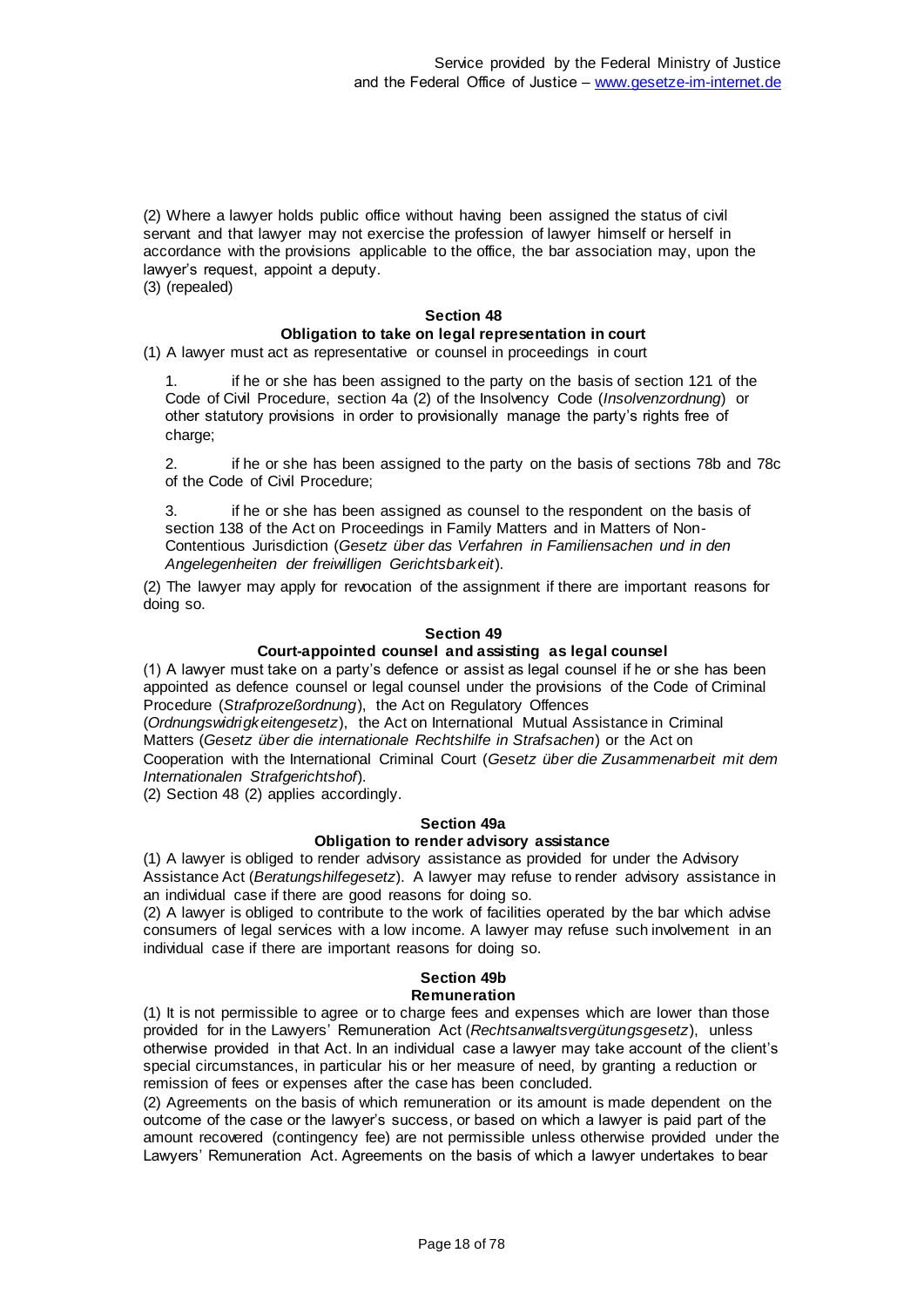(2) Where a lawyer holds public office without having been assigned the status of civil servant and that lawyer may not exercise the profession of lawyer himself or herself in accordance with the provisions applicable to the office, the bar association may, upon the lawyer's request, appoint a deputy.
(3) (repealed)

#### Section 48
#### Obligation to take on legal representation in court

(1) A lawyer must act as representative or counsel in proceedings in court

1. if he or she has been assigned to the party on the basis of section 121 of the Code of Civil Procedure, section 4a (2) of the Insolvency Code (*Insolvenzordnung*) or other statutory provisions in order to provisionally manage the party's rights free of charge;

2. if he or she has been assigned to the party on the basis of sections 78b and 78c of the Code of Civil Procedure;

3. if he or she has been assigned as counsel to the respondent on the basis of section 138 of the Act on Proceedings in Family Matters and in Matters of Non-Contentious Jurisdiction (*Gesetz über das Verfahren in Familiensachen und in den Angelegenheiten der freiwilligen Gerichtsbarkeit*).

(2) The lawyer may apply for revocation of the assignment if there are important reasons for doing so.

#### Section 49
#### Court-appointed counsel and assisting as legal counsel

(1) A lawyer must take on a party's defence or assist as legal counsel if he or she has been appointed as defence counsel or legal counsel under the provisions of the Code of Criminal Procedure (*Strafprozeßordnung*), the Act on Regulatory Offences (*Ordnungswidrigkeitengesetz*), the Act on International Mutual Assistance in Criminal Matters (*Gesetz über die internationale Rechtshilfe in Strafsachen*) or the Act on Cooperation with the International Criminal Court (*Gesetz über die Zusammenarbeit mit dem Internationalen Strafgerichtshof*).
(2) Section 48 (2) applies accordingly.

#### Section 49a
#### Obligation to render advisory assistance

(1) A lawyer is obliged to render advisory assistance as provided for under the Advisory Assistance Act (*Beratungshilfegesetz*). A lawyer may refuse to render advisory assistance in an individual case if there are good reasons for doing so.
(2) A lawyer is obliged to contribute to the work of facilities operated by the bar which advise consumers of legal services with a low income. A lawyer may refuse such involvement in an individual case if there are important reasons for doing so.

#### Section 49b
#### Remuneration

(1) It is not permissible to agree or to charge fees and expenses which are lower than those provided for in the Lawyers' Remuneration Act (*Rechtsanwaltsvergütungsgesetz*), unless otherwise provided in that Act. In an individual case a lawyer may take account of the client's special circumstances, in particular his or her measure of need, by granting a reduction or remission of fees or expenses after the case has been concluded.
(2) Agreements on the basis of which remuneration or its amount is made dependent on the outcome of the case or the lawyer's success, or based on which a lawyer is paid part of the amount recovered (contingency fee) are not permissible unless otherwise provided under the Lawyers' Remuneration Act. Agreements on the basis of which a lawyer undertakes to bear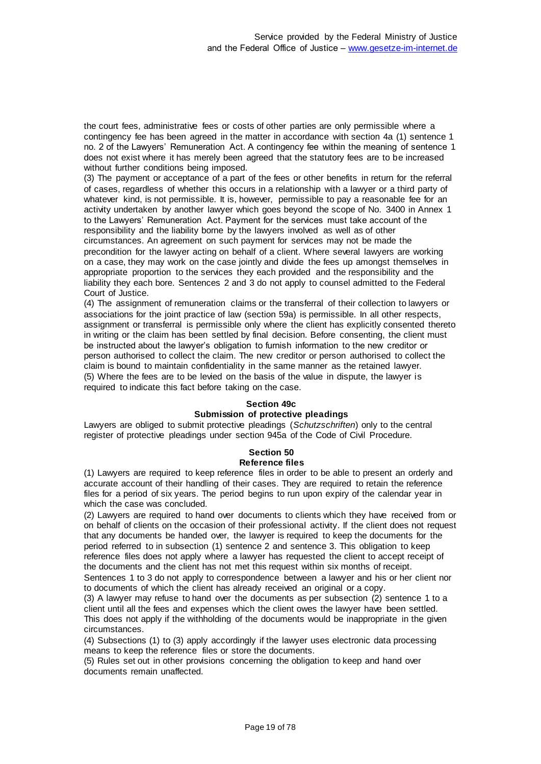the court fees, administrative fees or costs of other parties are only permissible where a contingency fee has been agreed in the matter in accordance with section 4a (1) sentence 1 no. 2 of the Lawyers' Remuneration Act. A contingency fee within the meaning of sentence 1 does not exist where it has merely been agreed that the statutory fees are to be increased without further conditions being imposed.

(3) The payment or acceptance of a part of the fees or other benefits in return for the referral of cases, regardless of whether this occurs in a relationship with a lawyer or a third party of whatever kind, is not permissible. It is, however, permissible to pay a reasonable fee for an activity undertaken by another lawyer which goes beyond the scope of No. 3400 in Annex 1 to the Lawyers' Remuneration Act. Payment for the services must take account of the responsibility and the liability borne by the lawyers involved as well as of other circumstances. An agreement on such payment for services may not be made the precondition for the lawyer acting on behalf of a client. Where several lawyers are working on a case, they may work on the case jointly and divide the fees up amongst themselves in appropriate proportion to the services they each provided and the responsibility and the liability they each bore. Sentences 2 and 3 do not apply to counsel admitted to the Federal Court of Justice.

(4) The assignment of remuneration claims or the transferral of their collection to lawyers or associations for the joint practice of law (section 59a) is permissible. In all other respects, assignment or transferral is permissible only where the client has explicitly consented thereto in writing or the claim has been settled by final decision. Before consenting, the client must be instructed about the lawyer's obligation to furnish information to the new creditor or person authorised to collect the claim. The new creditor or person authorised to collect the claim is bound to maintain confidentiality in the same manner as the retained lawyer.

(5) Where the fees are to be levied on the basis of the value in dispute, the lawyer is required to indicate this fact before taking on the case.

### Section 49c
### Submission of protective pleadings

Lawyers are obliged to submit protective pleadings (*Schutzschriften*) only to the central register of protective pleadings under section 945a of the Code of Civil Procedure.

### Section 50
### Reference files

(1) Lawyers are required to keep reference files in order to be able to present an orderly and accurate account of their handling of their cases. They are required to retain the reference files for a period of six years. The period begins to run upon expiry of the calendar year in which the case was concluded.

(2) Lawyers are required to hand over documents to clients which they have received from or on behalf of clients on the occasion of their professional activity. If the client does not request that any documents be handed over, the lawyer is required to keep the documents for the period referred to in subsection (1) sentence 2 and sentence 3. This obligation to keep reference files does not apply where a lawyer has requested the client to accept receipt of the documents and the client has not met this request within six months of receipt. Sentences 1 to 3 do not apply to correspondence between a lawyer and his or her client nor to documents of which the client has already received an original or a copy.

(3) A lawyer may refuse to hand over the documents as per subsection (2) sentence 1 to a client until all the fees and expenses which the client owes the lawyer have been settled. This does not apply if the withholding of the documents would be inappropriate in the given circumstances.

(4) Subsections (1) to (3) apply accordingly if the lawyer uses electronic data processing means to keep the reference files or store the documents.

(5) Rules set out in other provisions concerning the obligation to keep and hand over documents remain unaffected.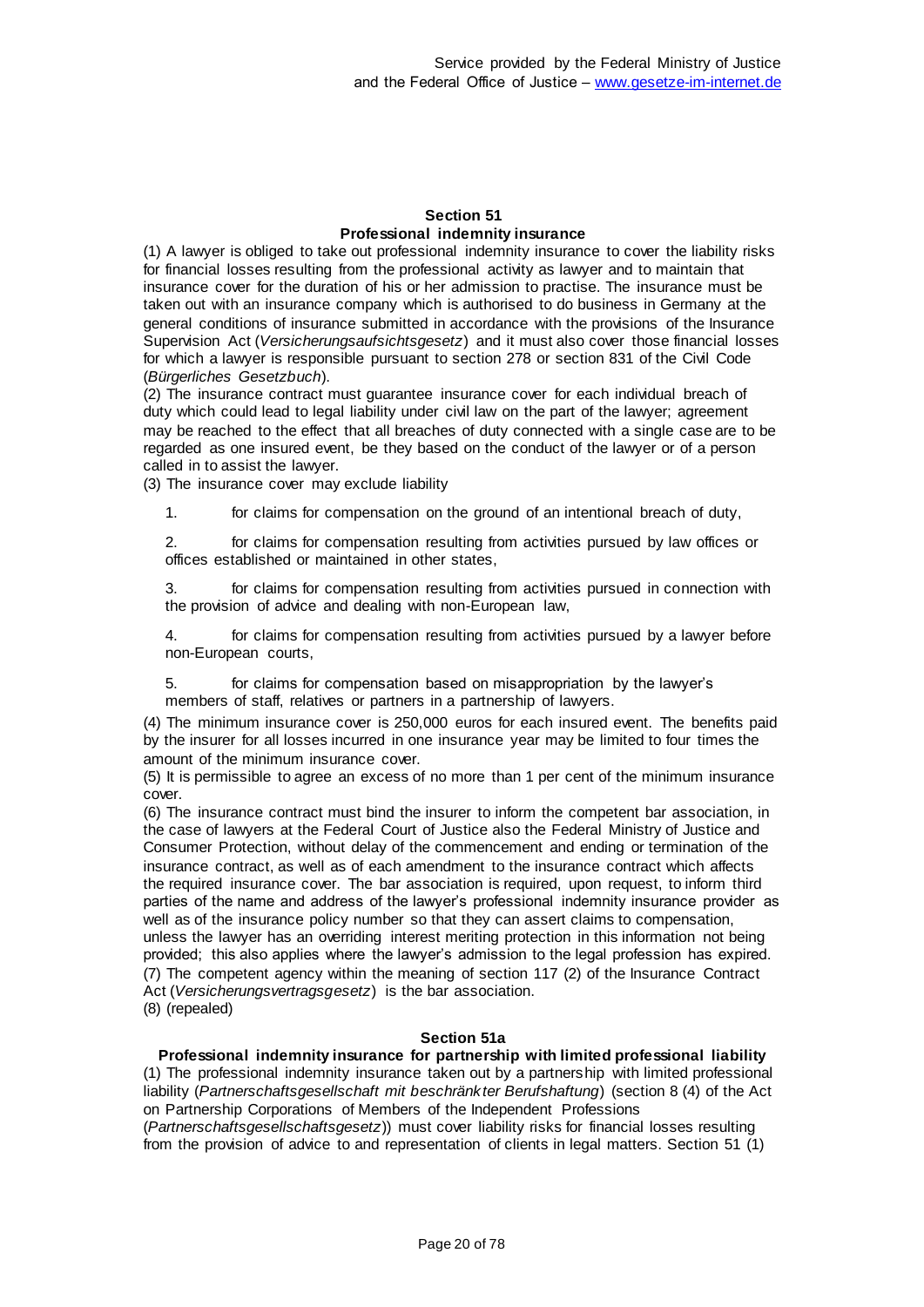## Section 51
### Professional indemnity insurance

(1) A lawyer is obliged to take out professional indemnity insurance to cover the liability risks for financial losses resulting from the professional activity as lawyer and to maintain that insurance cover for the duration of his or her admission to practise. The insurance must be taken out with an insurance company which is authorised to do business in Germany at the general conditions of insurance submitted in accordance with the provisions of the Insurance Supervision Act (*Versicherungsaufsichtsgesetz*) and it must also cover those financial losses for which a lawyer is responsible pursuant to section 278 or section 831 of the Civil Code (*Bürgerliches Gesetzbuch*).

(2) The insurance contract must guarantee insurance cover for each individual breach of duty which could lead to legal liability under civil law on the part of the lawyer; agreement may be reached to the effect that all breaches of duty connected with a single case are to be regarded as one insured event, be they based on the conduct of the lawyer or of a person called in to assist the lawyer.

(3) The insurance cover may exclude liability

1. for claims for compensation on the ground of an intentional breach of duty,

2. for claims for compensation resulting from activities pursued by law offices or offices established or maintained in other states,

3. for claims for compensation resulting from activities pursued in connection with the provision of advice and dealing with non-European law,

4. for claims for compensation resulting from activities pursued by a lawyer before non-European courts,

5. for claims for compensation based on misappropriation by the lawyer's members of staff, relatives or partners in a partnership of lawyers.

(4) The minimum insurance cover is 250,000 euros for each insured event. The benefits paid by the insurer for all losses incurred in one insurance year may be limited to four times the amount of the minimum insurance cover.

(5) It is permissible to agree an excess of no more than 1 per cent of the minimum insurance cover.

(6) The insurance contract must bind the insurer to inform the competent bar association, in the case of lawyers at the Federal Court of Justice also the Federal Ministry of Justice and Consumer Protection, without delay of the commencement and ending or termination of the insurance contract, as well as of each amendment to the insurance contract which affects the required insurance cover. The bar association is required, upon request, to inform third parties of the name and address of the lawyer's professional indemnity insurance provider as well as of the insurance policy number so that they can assert claims to compensation, unless the lawyer has an overriding interest meriting protection in this information not being provided; this also applies where the lawyer's admission to the legal profession has expired.

(7) The competent agency within the meaning of section 117 (2) of the Insurance Contract Act (*Versicherungsvertragsgesetz*) is the bar association.

(8) (repealed)

## Section 51a
### Professional indemnity insurance for partnership with limited professional liability

(1) The professional indemnity insurance taken out by a partnership with limited professional liability (*Partnerschaftsgesellschaft mit beschränkter Berufshaftung*) (section 8 (4) of the Act on Partnership Corporations of Members of the Independent Professions (*Partnerschaftsgesellschaftsgesetz*)) must cover liability risks for financial losses resulting from the provision of advice to and representation of clients in legal matters. Section 51 (1)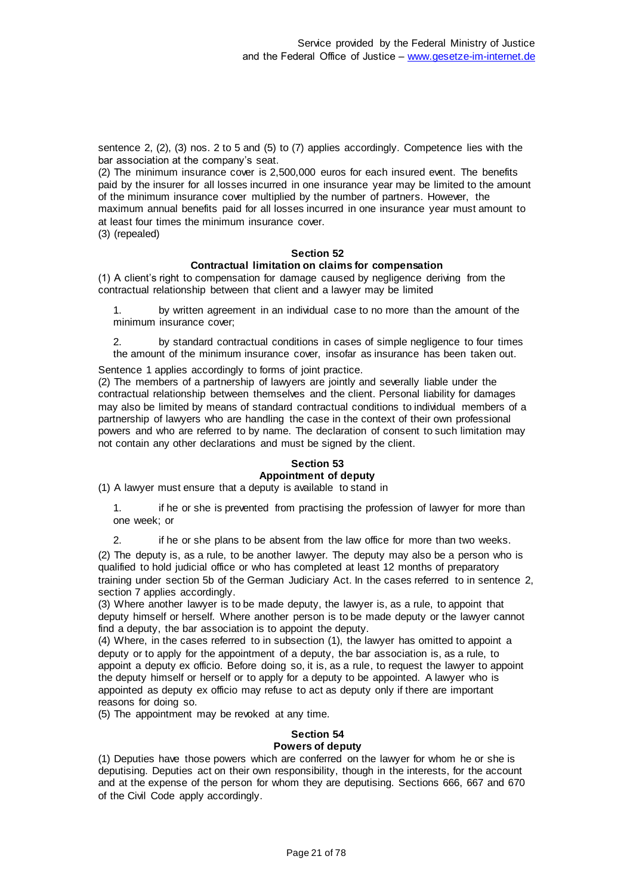sentence 2, (2), (3) nos. 2 to 5 and (5) to (7) applies accordingly. Competence lies with the bar association at the company's seat.

(2) The minimum insurance cover is 2,500,000 euros for each insured event. The benefits paid by the insurer for all losses incurred in one insurance year may be limited to the amount of the minimum insurance cover multiplied by the number of partners. However, the maximum annual benefits paid for all losses incurred in one insurance year must amount to at least four times the minimum insurance cover.

(3) (repealed)

### Section 52
### Contractual limitation on claims for compensation

(1) A client's right to compensation for damage caused by negligence deriving from the contractual relationship between that client and a lawyer may be limited

1. by written agreement in an individual case to no more than the amount of the minimum insurance cover;

2. by standard contractual conditions in cases of simple negligence to four times the amount of the minimum insurance cover, insofar as insurance has been taken out.

Sentence 1 applies accordingly to forms of joint practice.

(2) The members of a partnership of lawyers are jointly and severally liable under the contractual relationship between themselves and the client. Personal liability for damages may also be limited by means of standard contractual conditions to individual members of a partnership of lawyers who are handling the case in the context of their own professional powers and who are referred to by name. The declaration of consent to such limitation may not contain any other declarations and must be signed by the client.

### Section 53
### Appointment of deputy

(1) A lawyer must ensure that a deputy is available to stand in

1. if he or she is prevented from practising the profession of lawyer for more than one week; or

2. if he or she plans to be absent from the law office for more than two weeks.

(2) The deputy is, as a rule, to be another lawyer. The deputy may also be a person who is qualified to hold judicial office or who has completed at least 12 months of preparatory training under section 5b of the German Judiciary Act. In the cases referred to in sentence 2, section 7 applies accordingly.

(3) Where another lawyer is to be made deputy, the lawyer is, as a rule, to appoint that deputy himself or herself. Where another person is to be made deputy or the lawyer cannot find a deputy, the bar association is to appoint the deputy.

(4) Where, in the cases referred to in subsection (1), the lawyer has omitted to appoint a deputy or to apply for the appointment of a deputy, the bar association is, as a rule, to appoint a deputy ex officio. Before doing so, it is, as a rule, to request the lawyer to appoint the deputy himself or herself or to apply for a deputy to be appointed. A lawyer who is appointed as deputy ex officio may refuse to act as deputy only if there are important reasons for doing so.

(5) The appointment may be revoked at any time.

### Section 54
### Powers of deputy

(1) Deputies have those powers which are conferred on the lawyer for whom he or she is deputising. Deputies act on their own responsibility, though in the interests, for the account and at the expense of the person for whom they are deputising. Sections 666, 667 and 670 of the Civil Code apply accordingly.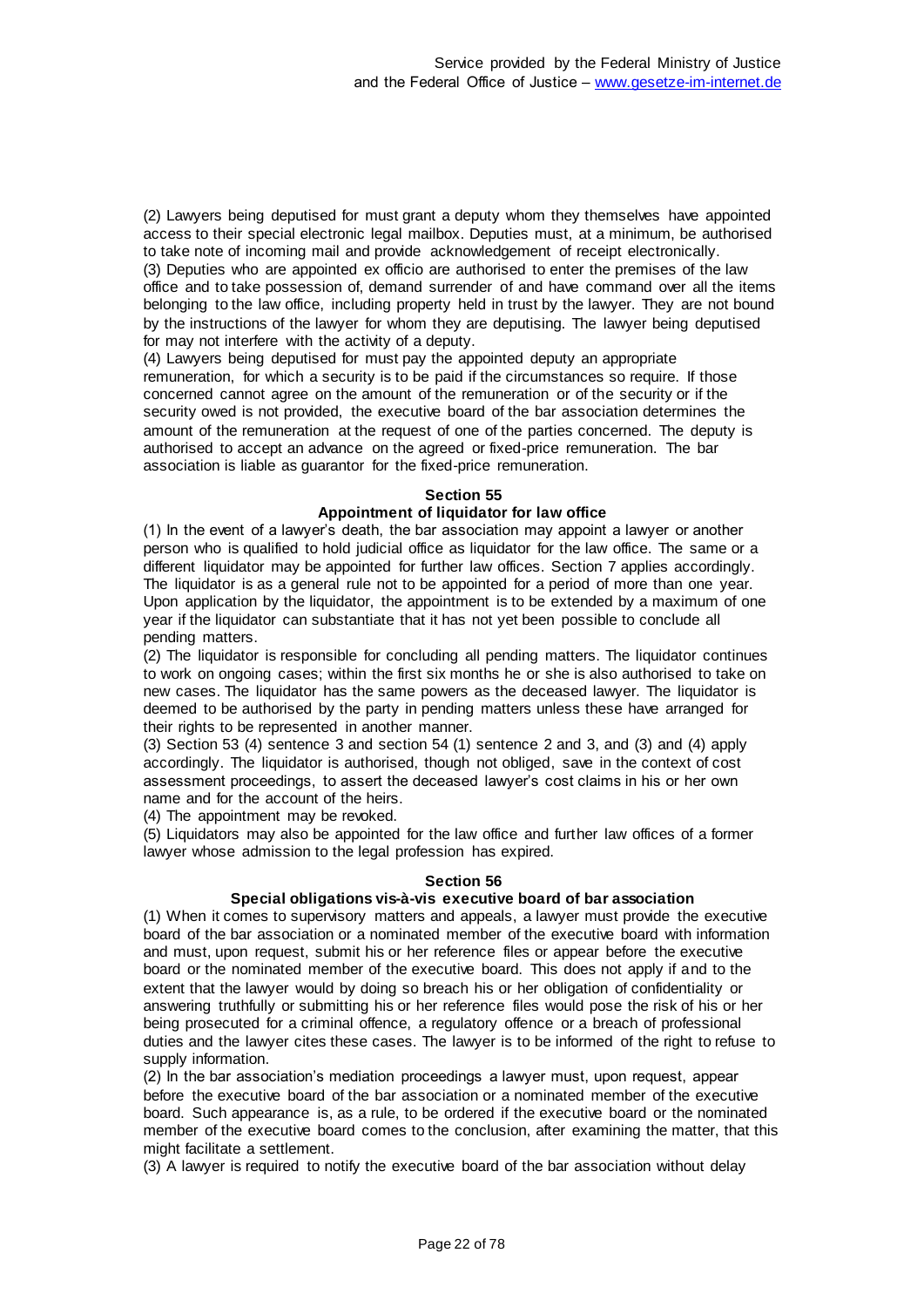(2) Lawyers being deputised for must grant a deputy whom they themselves have appointed access to their special electronic legal mailbox. Deputies must, at a minimum, be authorised to take note of incoming mail and provide acknowledgement of receipt electronically.
(3) Deputies who are appointed ex officio are authorised to enter the premises of the law office and to take possession of, demand surrender of and have command over all the items belonging to the law office, including property held in trust by the lawyer. They are not bound by the instructions of the lawyer for whom they are deputising. The lawyer being deputised for may not interfere with the activity of a deputy.
(4) Lawyers being deputised for must pay the appointed deputy an appropriate remuneration, for which a security is to be paid if the circumstances so require. If those concerned cannot agree on the amount of the remuneration or of the security or if the security owed is not provided, the executive board of the bar association determines the amount of the remuneration at the request of one of the parties concerned. The deputy is authorised to accept an advance on the agreed or fixed-price remuneration. The bar association is liable as guarantor for the fixed-price remuneration.

### Section 55
### Appointment of liquidator for law office

(1) In the event of a lawyer's death, the bar association may appoint a lawyer or another person who is qualified to hold judicial office as liquidator for the law office. The same or a different liquidator may be appointed for further law offices. Section 7 applies accordingly. The liquidator is as a general rule not to be appointed for a period of more than one year. Upon application by the liquidator, the appointment is to be extended by a maximum of one year if the liquidator can substantiate that it has not yet been possible to conclude all pending matters.
(2) The liquidator is responsible for concluding all pending matters. The liquidator continues to work on ongoing cases; within the first six months he or she is also authorised to take on new cases. The liquidator has the same powers as the deceased lawyer. The liquidator is deemed to be authorised by the party in pending matters unless these have arranged for their rights to be represented in another manner.
(3) Section 53 (4) sentence 3 and section 54 (1) sentence 2 and 3, and (3) and (4) apply accordingly. The liquidator is authorised, though not obliged, save in the context of cost assessment proceedings, to assert the deceased lawyer's cost claims in his or her own name and for the account of the heirs.
(4) The appointment may be revoked.
(5) Liquidators may also be appointed for the law office and further law offices of a former lawyer whose admission to the legal profession has expired.

### Section 56
### Special obligations vis-à-vis executive board of bar association

(1) When it comes to supervisory matters and appeals, a lawyer must provide the executive board of the bar association or a nominated member of the executive board with information and must, upon request, submit his or her reference files or appear before the executive board or the nominated member of the executive board. This does not apply if and to the extent that the lawyer would by doing so breach his or her obligation of confidentiality or answering truthfully or submitting his or her reference files would pose the risk of his or her being prosecuted for a criminal offence, a regulatory offence or a breach of professional duties and the lawyer cites these cases. The lawyer is to be informed of the right to refuse to supply information.
(2) In the bar association's mediation proceedings a lawyer must, upon request, appear before the executive board of the bar association or a nominated member of the executive board. Such appearance is, as a rule, to be ordered if the executive board or the nominated member of the executive board comes to the conclusion, after examining the matter, that this might facilitate a settlement.
(3) A lawyer is required to notify the executive board of the bar association without delay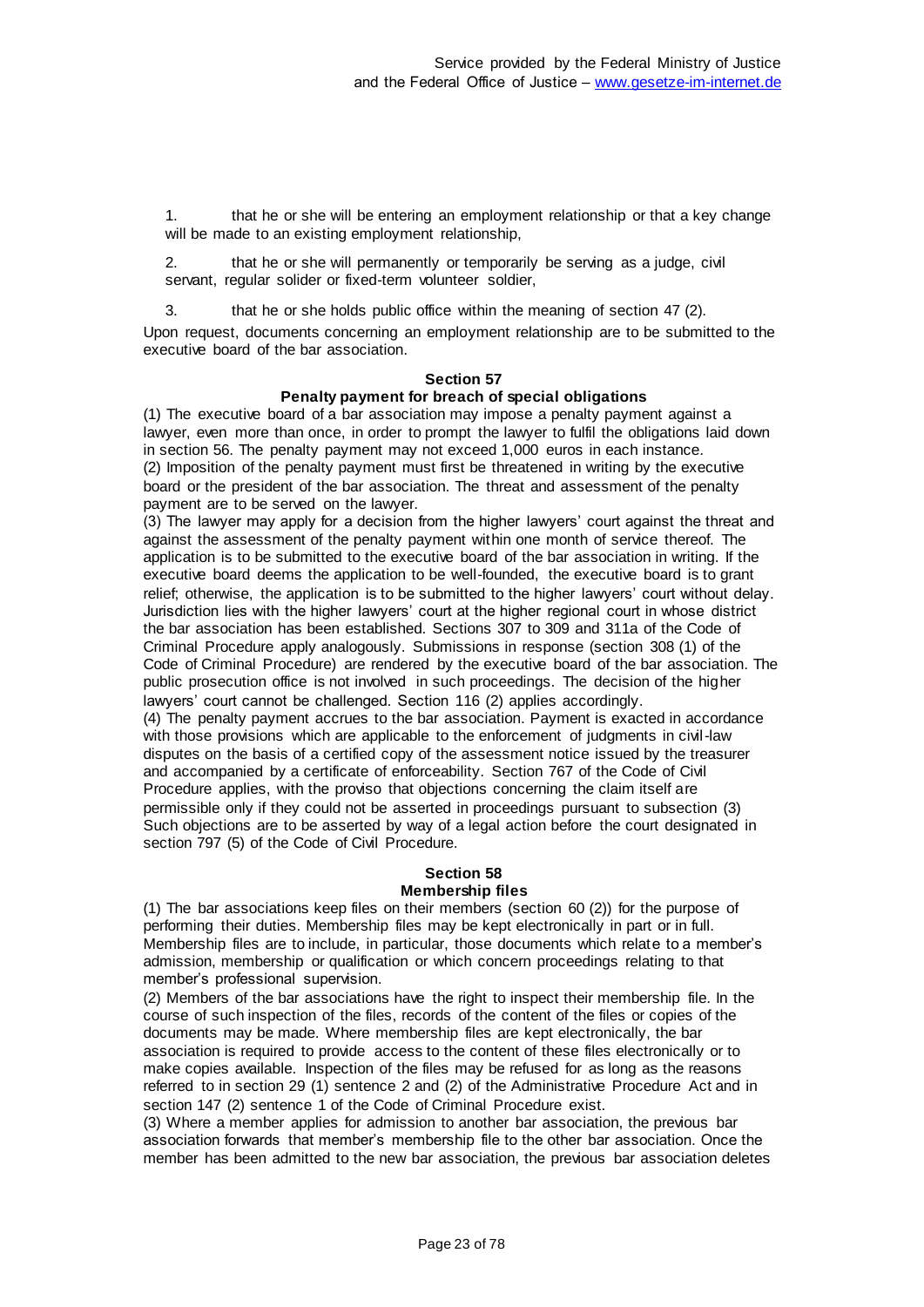1. that he or she will be entering an employment relationship or that a key change will be made to an existing employment relationship,

2. that he or she will permanently or temporarily be serving as a judge, civil servant, regular solider or fixed-term volunteer soldier,

3. that he or she holds public office within the meaning of section 47 (2).

Upon request, documents concerning an employment relationship are to be submitted to the executive board of the bar association.

### Section 57
### Penalty payment for breach of special obligations

(1) The executive board of a bar association may impose a penalty payment against a lawyer, even more than once, in order to prompt the lawyer to fulfil the obligations laid down in section 56. The penalty payment may not exceed 1,000 euros in each instance.
(2) Imposition of the penalty payment must first be threatened in writing by the executive board or the president of the bar association. The threat and assessment of the penalty payment are to be served on the lawyer.
(3) The lawyer may apply for a decision from the higher lawyers' court against the threat and against the assessment of the penalty payment within one month of service thereof. The application is to be submitted to the executive board of the bar association in writing. If the executive board deems the application to be well-founded, the executive board is to grant relief; otherwise, the application is to be submitted to the higher lawyers' court without delay. Jurisdiction lies with the higher lawyers' court at the higher regional court in whose district the bar association has been established. Sections 307 to 309 and 311a of the Code of Criminal Procedure apply analogously. Submissions in response (section 308 (1) of the Code of Criminal Procedure) are rendered by the executive board of the bar association. The public prosecution office is not involved in such proceedings. The decision of the higher lawyers' court cannot be challenged. Section 116 (2) applies accordingly.
(4) The penalty payment accrues to the bar association. Payment is exacted in accordance with those provisions which are applicable to the enforcement of judgments in civil-law disputes on the basis of a certified copy of the assessment notice issued by the treasurer and accompanied by a certificate of enforceability. Section 767 of the Code of Civil Procedure applies, with the proviso that objections concerning the claim itself are permissible only if they could not be asserted in proceedings pursuant to subsection (3) Such objections are to be asserted by way of a legal action before the court designated in section 797 (5) of the Code of Civil Procedure.

### Section 58
### Membership files

(1) The bar associations keep files on their members (section 60 (2)) for the purpose of performing their duties. Membership files may be kept electronically in part or in full. Membership files are to include, in particular, those documents which relate to a member's admission, membership or qualification or which concern proceedings relating to that member's professional supervision.
(2) Members of the bar associations have the right to inspect their membership file. In the course of such inspection of the files, records of the content of the files or copies of the documents may be made. Where membership files are kept electronically, the bar association is required to provide access to the content of these files electronically or to make copies available. Inspection of the files may be refused for as long as the reasons referred to in section 29 (1) sentence 2 and (2) of the Administrative Procedure Act and in section 147 (2) sentence 1 of the Code of Criminal Procedure exist.
(3) Where a member applies for admission to another bar association, the previous bar association forwards that member's membership file to the other bar association. Once the member has been admitted to the new bar association, the previous bar association deletes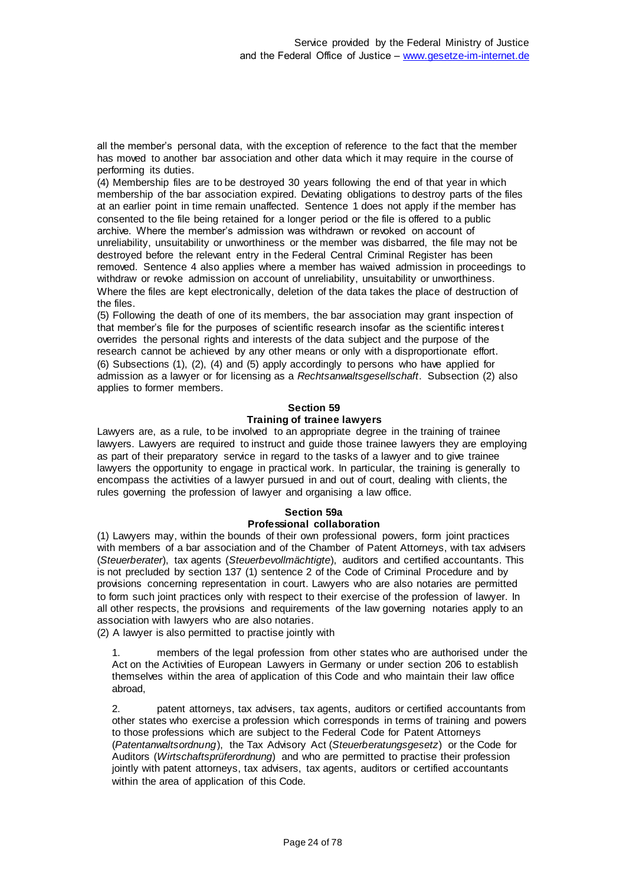all the member's personal data, with the exception of reference to the fact that the member has moved to another bar association and other data which it may require in the course of performing its duties.

(4) Membership files are to be destroyed 30 years following the end of that year in which membership of the bar association expired. Deviating obligations to destroy parts of the files at an earlier point in time remain unaffected. Sentence 1 does not apply if the member has consented to the file being retained for a longer period or the file is offered to a public archive. Where the member's admission was withdrawn or revoked on account of unreliability, unsuitability or unworthiness or the member was disbarred, the file may not be destroyed before the relevant entry in the Federal Central Criminal Register has been removed. Sentence 4 also applies where a member has waived admission in proceedings to withdraw or revoke admission on account of unreliability, unsuitability or unworthiness. Where the files are kept electronically, deletion of the data takes the place of destruction of the files.

(5) Following the death of one of its members, the bar association may grant inspection of that member's file for the purposes of scientific research insofar as the scientific interest overrides the personal rights and interests of the data subject and the purpose of the research cannot be achieved by any other means or only with a disproportionate effort.

(6) Subsections (1), (2), (4) and (5) apply accordingly to persons who have applied for admission as a lawyer or for licensing as a *Rechtsanwaltsgesellschaft*. Subsection (2) also applies to former members.

## Section 59
### Training of trainee lawyers

Lawyers are, as a rule, to be involved to an appropriate degree in the training of trainee lawyers. Lawyers are required to instruct and guide those trainee lawyers they are employing as part of their preparatory service in regard to the tasks of a lawyer and to give trainee lawyers the opportunity to engage in practical work. In particular, the training is generally to encompass the activities of a lawyer pursued in and out of court, dealing with clients, the rules governing the profession of lawyer and organising a law office.

## Section 59a
### Professional collaboration

(1) Lawyers may, within the bounds of their own professional powers, form joint practices with members of a bar association and of the Chamber of Patent Attorneys, with tax advisers (*Steuerberater*), tax agents (*Steuerbevollmächtigte*), auditors and certified accountants. This is not precluded by section 137 (1) sentence 2 of the Code of Criminal Procedure and by provisions concerning representation in court. Lawyers who are also notaries are permitted to form such joint practices only with respect to their exercise of the profession of lawyer. In all other respects, the provisions and requirements of the law governing notaries apply to an association with lawyers who are also notaries.

(2) A lawyer is also permitted to practise jointly with

1. members of the legal profession from other states who are authorised under the Act on the Activities of European Lawyers in Germany or under section 206 to establish themselves within the area of application of this Code and who maintain their law office abroad,

2. patent attorneys, tax advisers, tax agents, auditors or certified accountants from other states who exercise a profession which corresponds in terms of training and powers to those professions which are subject to the Federal Code for Patent Attorneys (*Patentanwaltsordnung*), the Tax Advisory Act (*Steuerberatungsgesetz*) or the Code for Auditors (*Wirtschaftsprüferordnung*) and who are permitted to practise their profession jointly with patent attorneys, tax advisers, tax agents, auditors or certified accountants within the area of application of this Code.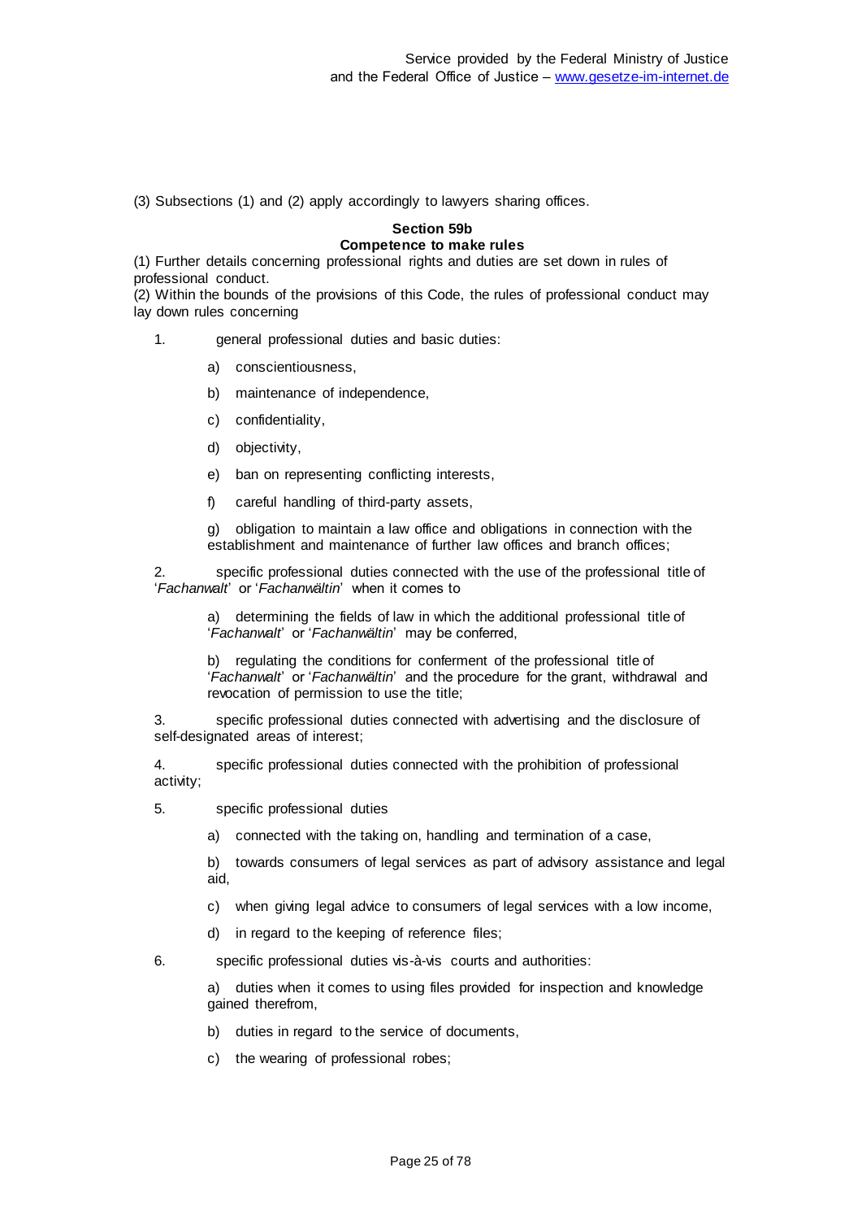(3) Subsections (1) and (2) apply accordingly to lawyers sharing offices.

### Section 59b
### Competence to make rules

(1) Further details concerning professional rights and duties are set down in rules of professional conduct.
(2) Within the bounds of the provisions of this Code, the rules of professional conduct may lay down rules concerning

1. general professional duties and basic duties:

   a) conscientiousness,

   b) maintenance of independence,

   c) confidentiality,

   d) objectivity,

   e) ban on representing conflicting interests,

   f) careful handling of third-party assets,

   g) obligation to maintain a law office and obligations in connection with the establishment and maintenance of further law offices and branch offices;

2. specific professional duties connected with the use of the professional title of '*Fachanwalt*' or '*Fachanwältin*' when it comes to

   a) determining the fields of law in which the additional professional title of '*Fachanwalt*' or '*Fachanwältin*' may be conferred,

   b) regulating the conditions for conferment of the professional title of '*Fachanwalt*' or '*Fachanwältin*' and the procedure for the grant, withdrawal and revocation of permission to use the title;

3. specific professional duties connected with advertising and the disclosure of self-designated areas of interest;

4. specific professional duties connected with the prohibition of professional activity;

5. specific professional duties

   a) connected with the taking on, handling and termination of a case,

   b) towards consumers of legal services as part of advisory assistance and legal aid,

   c) when giving legal advice to consumers of legal services with a low income,

   d) in regard to the keeping of reference files;

6. specific professional duties vis-à-vis courts and authorities:

   a) duties when it comes to using files provided for inspection and knowledge gained therefrom,

   b) duties in regard to the service of documents,

   c) the wearing of professional robes;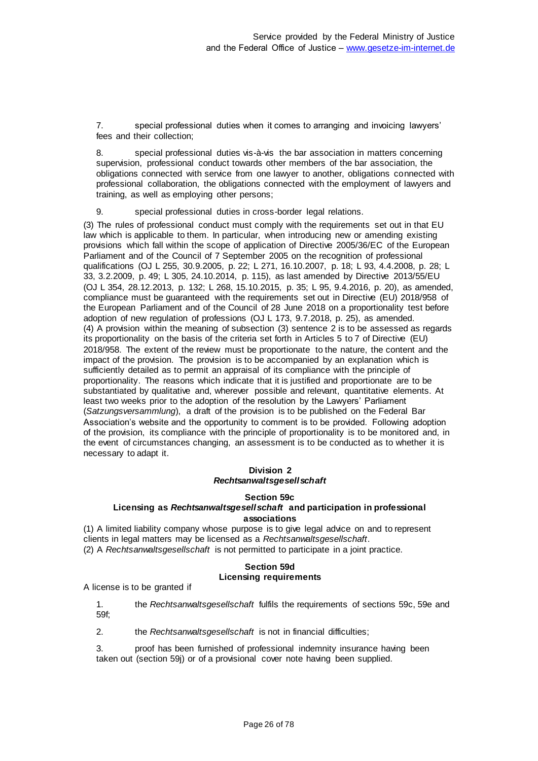7. special professional duties when it comes to arranging and invoicing lawyers' fees and their collection;

8. special professional duties vis-à-vis the bar association in matters concerning supervision, professional conduct towards other members of the bar association, the obligations connected with service from one lawyer to another, obligations connected with professional collaboration, the obligations connected with the employment of lawyers and training, as well as employing other persons;

9. special professional duties in cross-border legal relations.

(3) The rules of professional conduct must comply with the requirements set out in that EU law which is applicable to them. In particular, when introducing new or amending existing provisions which fall within the scope of application of Directive 2005/36/EC of the European Parliament and of the Council of 7 September 2005 on the recognition of professional qualifications (OJ L 255, 30.9.2005, p. 22; L 271, 16.10.2007, p. 18; L 93, 4.4.2008, p. 28; L 33, 3.2.2009, p. 49; L 305, 24.10.2014, p. 115), as last amended by Directive 2013/55/EU (OJ L 354, 28.12.2013, p. 132; L 268, 15.10.2015, p. 35; L 95, 9.4.2016, p. 20), as amended, compliance must be guaranteed with the requirements set out in Directive (EU) 2018/958 of the European Parliament and of the Council of 28 June 2018 on a proportionality test before adoption of new regulation of professions (OJ L 173, 9.7.2018, p. 25), as amended.
(4) A provision within the meaning of subsection (3) sentence 2 is to be assessed as regards its proportionality on the basis of the criteria set forth in Articles 5 to 7 of Directive (EU) 2018/958. The extent of the review must be proportionate to the nature, the content and the impact of the provision. The provision is to be accompanied by an explanation which is sufficiently detailed as to permit an appraisal of its compliance with the principle of proportionality. The reasons which indicate that it is justified and proportionate are to be substantiated by qualitative and, wherever possible and relevant, quantitative elements. At least two weeks prior to the adoption of the resolution by the Lawyers' Parliament (*Satzungsversammlung*), a draft of the provision is to be published on the Federal Bar Association's website and the opportunity to comment is to be provided. Following adoption of the provision, its compliance with the principle of proportionality is to be monitored and, in the event of circumstances changing, an assessment is to be conducted as to whether it is necessary to adapt it.

## Division 2
## *Rechtsanwaltsgesellschaft*

### Section 59c
### Licensing as *Rechtsanwaltsgesellschaft* and participation in professional associations

(1) A limited liability company whose purpose is to give legal advice on and to represent clients in legal matters may be licensed as a *Rechtsanwaltsgesellschaft*.
(2) A *Rechtsanwaltsgesellschaft* is not permitted to participate in a joint practice.

### Section 59d
### Licensing requirements

A license is to be granted if

1. the *Rechtsanwaltsgesellschaft* fulfils the requirements of sections 59c, 59e and 59f;

2. the *Rechtsanwaltsgesellschaft* is not in financial difficulties;

3. proof has been furnished of professional indemnity insurance having been taken out (section 59j) or of a provisional cover note having been supplied.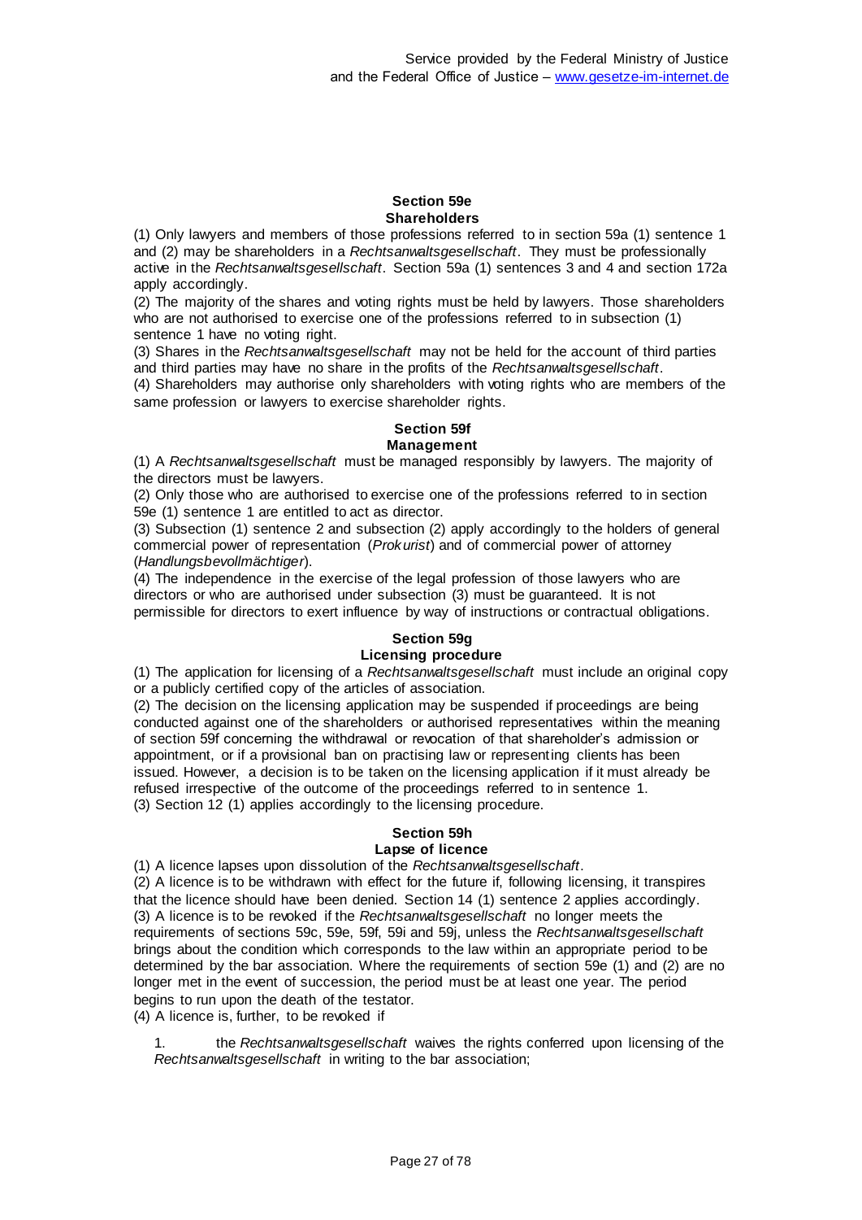### Section 59e
### Shareholders

(1) Only lawyers and members of those professions referred to in section 59a (1) sentence 1 and (2) may be shareholders in a *Rechtsanwaltsgesellschaft*. They must be professionally active in the *Rechtsanwaltsgesellschaft*. Section 59a (1) sentences 3 and 4 and section 172a apply accordingly.

(2) The majority of the shares and voting rights must be held by lawyers. Those shareholders who are not authorised to exercise one of the professions referred to in subsection (1) sentence 1 have no voting right.

(3) Shares in the *Rechtsanwaltsgesellschaft* may not be held for the account of third parties and third parties may have no share in the profits of the *Rechtsanwaltsgesellschaft*.

(4) Shareholders may authorise only shareholders with voting rights who are members of the same profession or lawyers to exercise shareholder rights.

### Section 59f
### Management

(1) A *Rechtsanwaltsgesellschaft* must be managed responsibly by lawyers. The majority of the directors must be lawyers.

(2) Only those who are authorised to exercise one of the professions referred to in section 59e (1) sentence 1 are entitled to act as director.

(3) Subsection (1) sentence 2 and subsection (2) apply accordingly to the holders of general commercial power of representation (*Prokurist*) and of commercial power of attorney (*Handlungsbevollmächtiger*).

(4) The independence in the exercise of the legal profession of those lawyers who are directors or who are authorised under subsection (3) must be guaranteed. It is not permissible for directors to exert influence by way of instructions or contractual obligations.

### Section 59g
### Licensing procedure

(1) The application for licensing of a *Rechtsanwaltsgesellschaft* must include an original copy or a publicly certified copy of the articles of association.

(2) The decision on the licensing application may be suspended if proceedings are being conducted against one of the shareholders or authorised representatives within the meaning of section 59f concerning the withdrawal or revocation of that shareholder's admission or appointment, or if a provisional ban on practising law or representing clients has been issued. However, a decision is to be taken on the licensing application if it must already be refused irrespective of the outcome of the proceedings referred to in sentence 1.

(3) Section 12 (1) applies accordingly to the licensing procedure.

### Section 59h
### Lapse of licence

(1) A licence lapses upon dissolution of the *Rechtsanwaltsgesellschaft*.

(2) A licence is to be withdrawn with effect for the future if, following licensing, it transpires that the licence should have been denied. Section 14 (1) sentence 2 applies accordingly.

(3) A licence is to be revoked if the *Rechtsanwaltsgesellschaft* no longer meets the requirements of sections 59c, 59e, 59f, 59i and 59j, unless the *Rechtsanwaltsgesellschaft* brings about the condition which corresponds to the law within an appropriate period to be determined by the bar association. Where the requirements of section 59e (1) and (2) are no longer met in the event of succession, the period must be at least one year. The period begins to run upon the death of the testator.

(4) A licence is, further, to be revoked if

1. the *Rechtsanwaltsgesellschaft* waives the rights conferred upon licensing of the *Rechtsanwaltsgesellschaft* in writing to the bar association;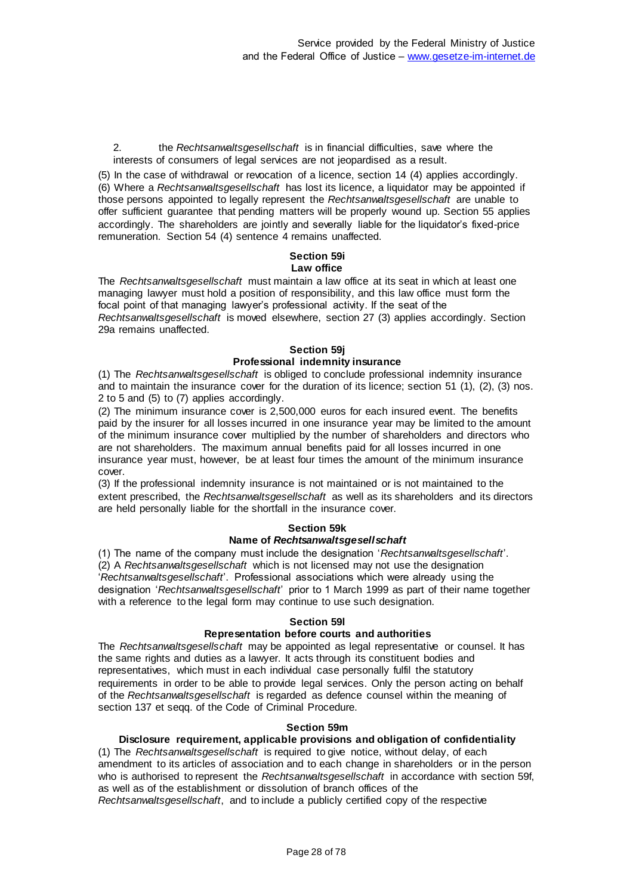2. the *Rechtsanwaltsgesellschaft* is in financial difficulties, save where the interests of consumers of legal services are not jeopardised as a result.

(5) In the case of withdrawal or revocation of a licence, section 14 (4) applies accordingly.

(6) Where a *Rechtsanwaltsgesellschaft* has lost its licence, a liquidator may be appointed if those persons appointed to legally represent the *Rechtsanwaltsgesellschaft* are unable to offer sufficient guarantee that pending matters will be properly wound up. Section 55 applies accordingly. The shareholders are jointly and severally liable for the liquidator's fixed-price remuneration. Section 54 (4) sentence 4 remains unaffected.

**Section 59i**
**Law office**

The *Rechtsanwaltsgesellschaft* must maintain a law office at its seat in which at least one managing lawyer must hold a position of responsibility, and this law office must form the focal point of that managing lawyer's professional activity. If the seat of the *Rechtsanwaltsgesellschaft* is moved elsewhere, section 27 (3) applies accordingly. Section 29a remains unaffected.

**Section 59j**
**Professional indemnity insurance**

(1) The *Rechtsanwaltsgesellschaft* is obliged to conclude professional indemnity insurance and to maintain the insurance cover for the duration of its licence; section 51 (1), (2), (3) nos. 2 to 5 and (5) to (7) applies accordingly.

(2) The minimum insurance cover is 2,500,000 euros for each insured event. The benefits paid by the insurer for all losses incurred in one insurance year may be limited to the amount of the minimum insurance cover multiplied by the number of shareholders and directors who are not shareholders. The maximum annual benefits paid for all losses incurred in one insurance year must, however, be at least four times the amount of the minimum insurance cover.

(3) If the professional indemnity insurance is not maintained or is not maintained to the extent prescribed, the *Rechtsanwaltsgesellschaft* as well as its shareholders and its directors are held personally liable for the shortfall in the insurance cover.

**Section 59k**
**Name of *Rechtsanwaltsgesellschaft***

(1) The name of the company must include the designation '*Rechtsanwaltsgesellschaft*'.

(2) A *Rechtsanwaltsgesellschaft* which is not licensed may not use the designation '*Rechtsanwaltsgesellschaft*'. Professional associations which were already using the designation '*Rechtsanwaltsgesellschaft*' prior to 1 March 1999 as part of their name together with a reference to the legal form may continue to use such designation.

**Section 59l**
**Representation before courts and authorities**

The *Rechtsanwaltsgesellschaft* may be appointed as legal representative or counsel. It has the same rights and duties as a lawyer. It acts through its constituent bodies and representatives, which must in each individual case personally fulfil the statutory requirements in order to be able to provide legal services. Only the person acting on behalf of the *Rechtsanwaltsgesellschaft* is regarded as defence counsel within the meaning of section 137 et seqq. of the Code of Criminal Procedure.

**Section 59m**
**Disclosure requirement, applicable provisions and obligation of confidentiality**

(1) The *Rechtsanwaltsgesellschaft* is required to give notice, without delay, of each amendment to its articles of association and to each change in shareholders or in the person who is authorised to represent the *Rechtsanwaltsgesellschaft* in accordance with section 59f, as well as of the establishment or dissolution of branch offices of the *Rechtsanwaltsgesellschaft*, and to include a publicly certified copy of the respective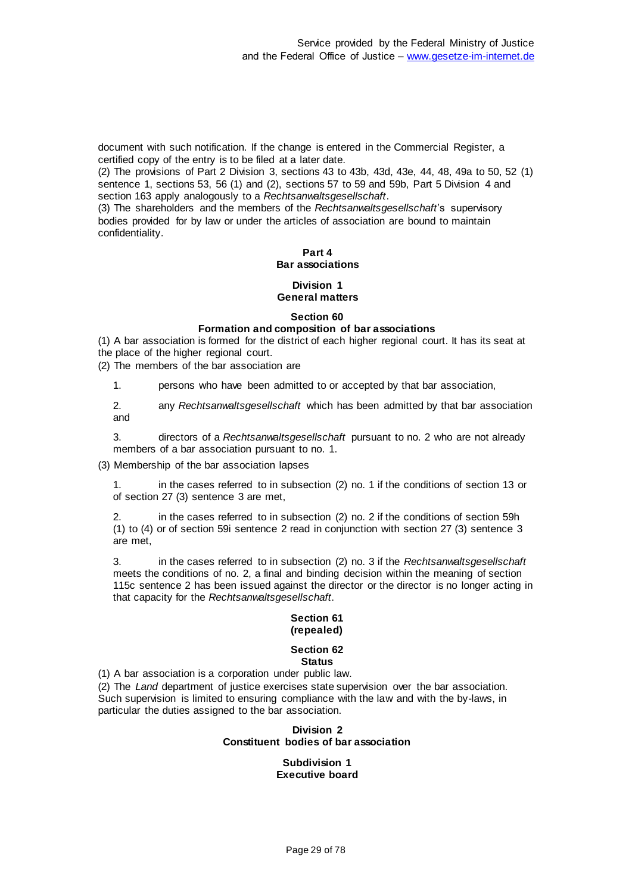document with such notification. If the change is entered in the Commercial Register, a certified copy of the entry is to be filed at a later date.
(2) The provisions of Part 2 Division 3, sections 43 to 43b, 43d, 43e, 44, 48, 49a to 50, 52 (1) sentence 1, sections 53, 56 (1) and (2), sections 57 to 59 and 59b, Part 5 Division 4 and section 163 apply analogously to a *Rechtsanwaltsgesellschaft*.
(3) The shareholders and the members of the *Rechtsanwaltsgesellschaft*'s supervisory bodies provided for by law or under the articles of association are bound to maintain confidentiality.

## Part 4
## Bar associations

### Division 1
### General matters

#### Section 60
#### Formation and composition of bar associations

(1) A bar association is formed for the district of each higher regional court. It has its seat at the place of the higher regional court.
(2) The members of the bar association are

1. persons who have been admitted to or accepted by that bar association,
2. any *Rechtsanwaltsgesellschaft* which has been admitted by that bar association and
3. directors of a *Rechtsanwaltsgesellschaft* pursuant to no. 2 who are not already members of a bar association pursuant to no. 1.

(3) Membership of the bar association lapses

1. in the cases referred to in subsection (2) no. 1 if the conditions of section 13 or of section 27 (3) sentence 3 are met,
2. in the cases referred to in subsection (2) no. 2 if the conditions of section 59h (1) to (4) or of section 59i sentence 2 read in conjunction with section 27 (3) sentence 3 are met,
3. in the cases referred to in subsection (2) no. 3 if the *Rechtsanwaltsgesellschaft* meets the conditions of no. 2, a final and binding decision within the meaning of section 115c sentence 2 has been issued against the director or the director is no longer acting in that capacity for the *Rechtsanwaltsgesellschaft*.

#### Section 61
#### (repealed)

#### Section 62
#### Status

(1) A bar association is a corporation under public law.
(2) The *Land* department of justice exercises state supervision over the bar association. Such supervision is limited to ensuring compliance with the law and with the by-laws, in particular the duties assigned to the bar association.

### Division 2
### Constituent bodies of bar association

#### Subdivision 1
#### Executive board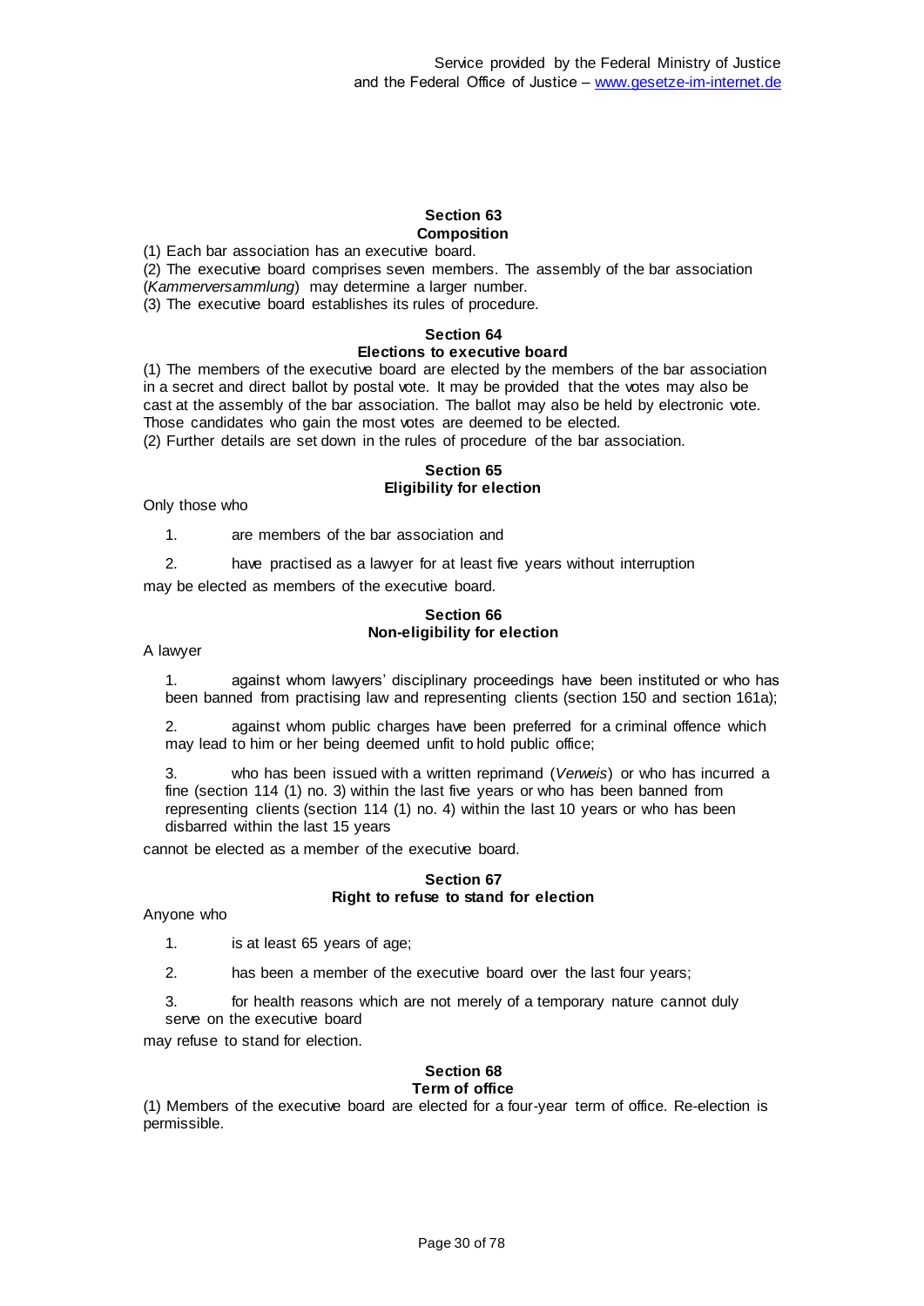### Section 63
### Composition

(1) Each bar association has an executive board.
(2) The executive board comprises seven members. The assembly of the bar association (*Kammerversammlung*) may determine a larger number.
(3) The executive board establishes its rules of procedure.

### Section 64
### Elections to executive board

(1) The members of the executive board are elected by the members of the bar association in a secret and direct ballot by postal vote. It may be provided that the votes may also be cast at the assembly of the bar association. The ballot may also be held by electronic vote. Those candidates who gain the most votes are deemed to be elected.
(2) Further details are set down in the rules of procedure of the bar association.

### Section 65
### Eligibility for election

Only those who

1. are members of the bar association and

2. have practised as a lawyer for at least five years without interruption

may be elected as members of the executive board.

### Section 66
### Non-eligibility for election

A lawyer

1. against whom lawyers' disciplinary proceedings have been instituted or who has been banned from practising law and representing clients (section 150 and section 161a);

2. against whom public charges have been preferred for a criminal offence which may lead to him or her being deemed unfit to hold public office;

3. who has been issued with a written reprimand (*Verweis*) or who has incurred a fine (section 114 (1) no. 3) within the last five years or who has been banned from representing clients (section 114 (1) no. 4) within the last 10 years or who has been disbarred within the last 15 years

cannot be elected as a member of the executive board.

### Section 67
### Right to refuse to stand for election

Anyone who

1. is at least 65 years of age;

2. has been a member of the executive board over the last four years;

3. for health reasons which are not merely of a temporary nature cannot duly serve on the executive board

may refuse to stand for election.

### Section 68
### Term of office

(1) Members of the executive board are elected for a four-year term of office. Re-election is permissible.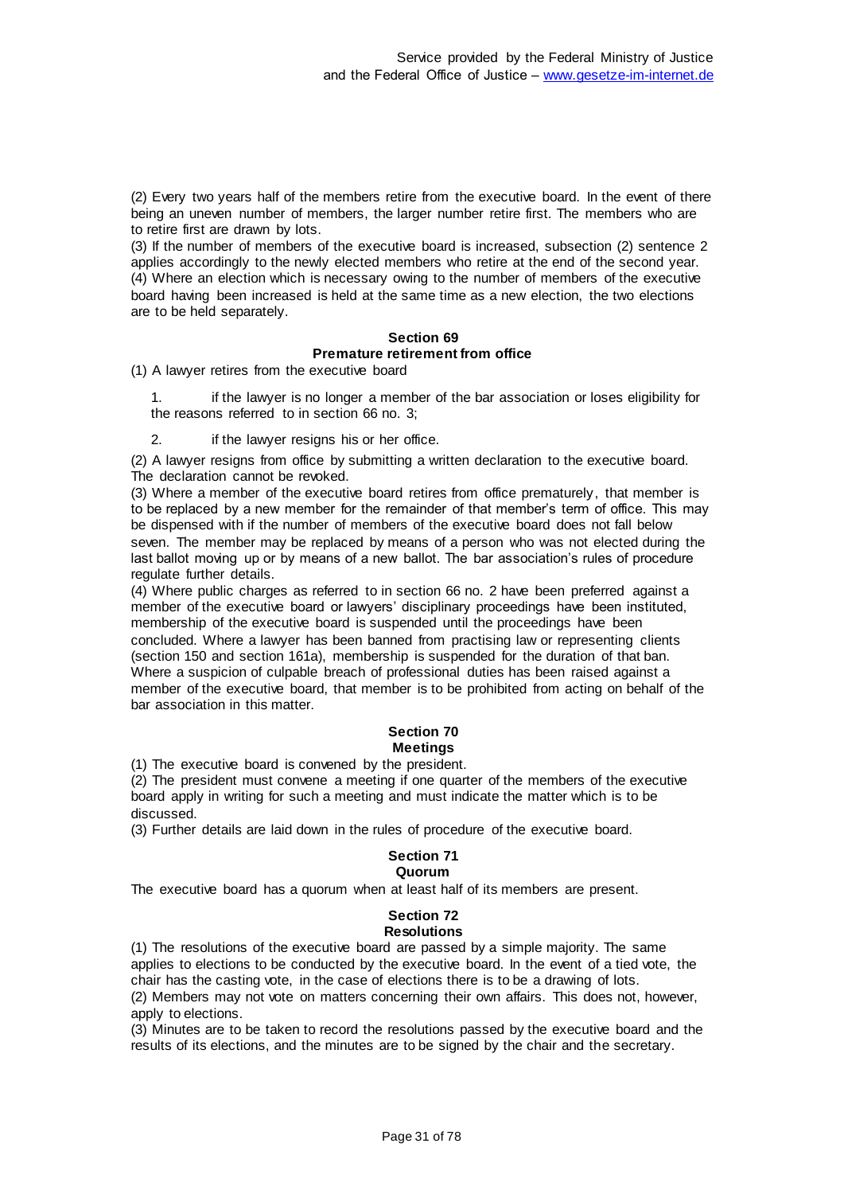(2) Every two years half of the members retire from the executive board. In the event of there being an uneven number of members, the larger number retire first. The members who are to retire first are drawn by lots.
(3) If the number of members of the executive board is increased, subsection (2) sentence 2 applies accordingly to the newly elected members who retire at the end of the second year.
(4) Where an election which is necessary owing to the number of members of the executive board having been increased is held at the same time as a new election, the two elections are to be held separately.

### Section 69
### Premature retirement from office

(1) A lawyer retires from the executive board

1. if the lawyer is no longer a member of the bar association or loses eligibility for the reasons referred to in section 66 no. 3;
2. if the lawyer resigns his or her office.

(2) A lawyer resigns from office by submitting a written declaration to the executive board. The declaration cannot be revoked.
(3) Where a member of the executive board retires from office prematurely, that member is to be replaced by a new member for the remainder of that member's term of office. This may be dispensed with if the number of members of the executive board does not fall below seven. The member may be replaced by means of a person who was not elected during the last ballot moving up or by means of a new ballot. The bar association's rules of procedure regulate further details.
(4) Where public charges as referred to in section 66 no. 2 have been preferred against a member of the executive board or lawyers' disciplinary proceedings have been instituted, membership of the executive board is suspended until the proceedings have been concluded. Where a lawyer has been banned from practising law or representing clients (section 150 and section 161a), membership is suspended for the duration of that ban. Where a suspicion of culpable breach of professional duties has been raised against a member of the executive board, that member is to be prohibited from acting on behalf of the bar association in this matter.

### Section 70
### Meetings

(1) The executive board is convened by the president.
(2) The president must convene a meeting if one quarter of the members of the executive board apply in writing for such a meeting and must indicate the matter which is to be discussed.
(3) Further details are laid down in the rules of procedure of the executive board.

### Section 71
### Quorum

The executive board has a quorum when at least half of its members are present.

### Section 72
### Resolutions

(1) The resolutions of the executive board are passed by a simple majority. The same applies to elections to be conducted by the executive board. In the event of a tied vote, the chair has the casting vote, in the case of elections there is to be a drawing of lots.
(2) Members may not vote on matters concerning their own affairs. This does not, however, apply to elections.
(3) Minutes are to be taken to record the resolutions passed by the executive board and the results of its elections, and the minutes are to be signed by the chair and the secretary.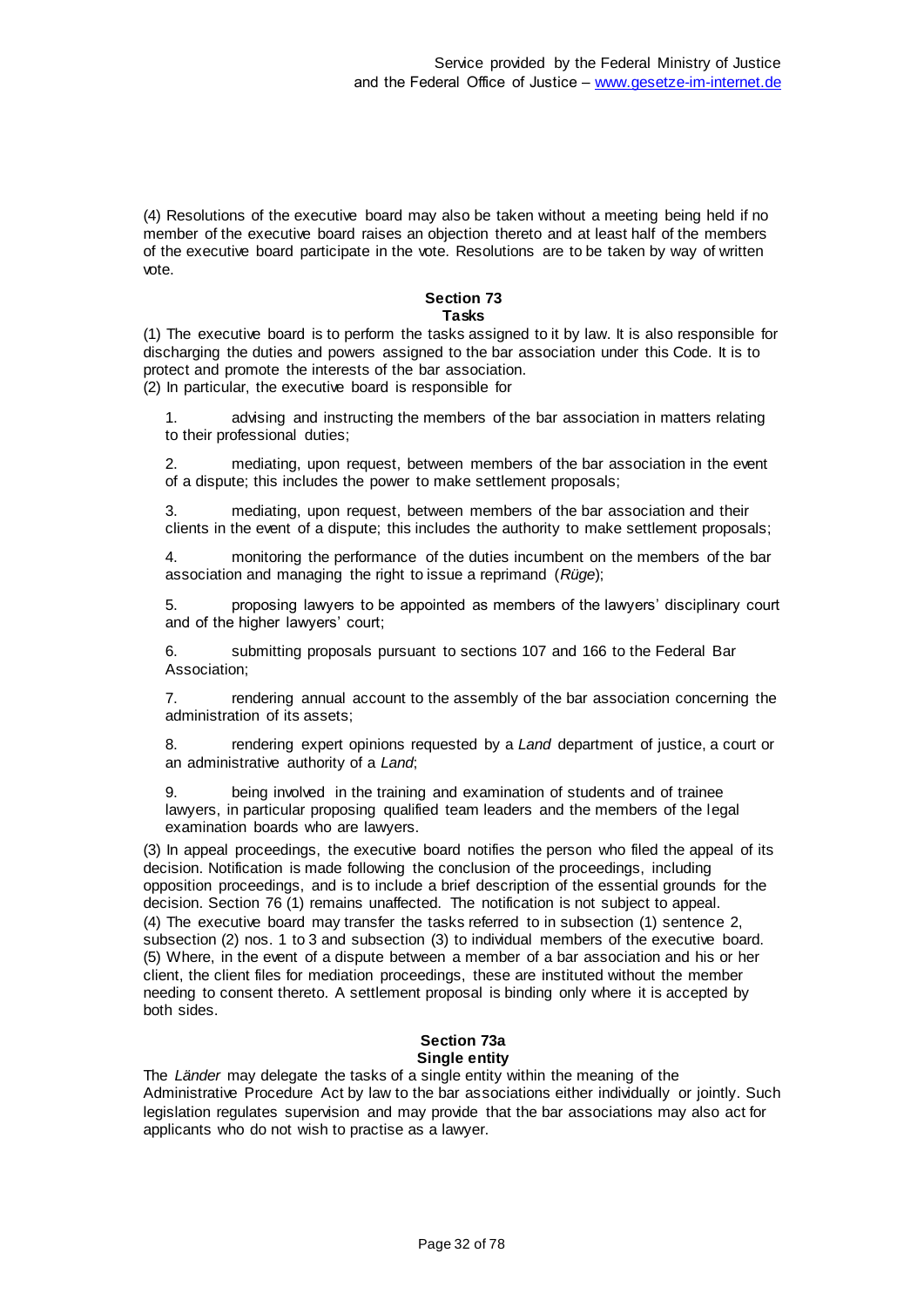(4) Resolutions of the executive board may also be taken without a meeting being held if no member of the executive board raises an objection thereto and at least half of the members of the executive board participate in the vote. Resolutions are to be taken by way of written vote.

### Section 73
### Tasks

(1) The executive board is to perform the tasks assigned to it by law. It is also responsible for discharging the duties and powers assigned to the bar association under this Code. It is to protect and promote the interests of the bar association.
(2) In particular, the executive board is responsible for

1. advising and instructing the members of the bar association in matters relating to their professional duties;

2. mediating, upon request, between members of the bar association in the event of a dispute; this includes the power to make settlement proposals;

3. mediating, upon request, between members of the bar association and their clients in the event of a dispute; this includes the authority to make settlement proposals;

4. monitoring the performance of the duties incumbent on the members of the bar association and managing the right to issue a reprimand (*Rüge*);

5. proposing lawyers to be appointed as members of the lawyers' disciplinary court and of the higher lawyers' court;

6. submitting proposals pursuant to sections 107 and 166 to the Federal Bar Association;

7. rendering annual account to the assembly of the bar association concerning the administration of its assets;

8. rendering expert opinions requested by a *Land* department of justice, a court or an administrative authority of a *Land*;

9. being involved in the training and examination of students and of trainee lawyers, in particular proposing qualified team leaders and the members of the legal examination boards who are lawyers.

(3) In appeal proceedings, the executive board notifies the person who filed the appeal of its decision. Notification is made following the conclusion of the proceedings, including opposition proceedings, and is to include a brief description of the essential grounds for the decision. Section 76 (1) remains unaffected. The notification is not subject to appeal.
(4) The executive board may transfer the tasks referred to in subsection (1) sentence 2, subsection (2) nos. 1 to 3 and subsection (3) to individual members of the executive board.
(5) Where, in the event of a dispute between a member of a bar association and his or her client, the client files for mediation proceedings, these are instituted without the member needing to consent thereto. A settlement proposal is binding only where it is accepted by both sides.

### Section 73a
### Single entity

The *Länder* may delegate the tasks of a single entity within the meaning of the Administrative Procedure Act by law to the bar associations either individually or jointly. Such legislation regulates supervision and may provide that the bar associations may also act for applicants who do not wish to practise as a lawyer.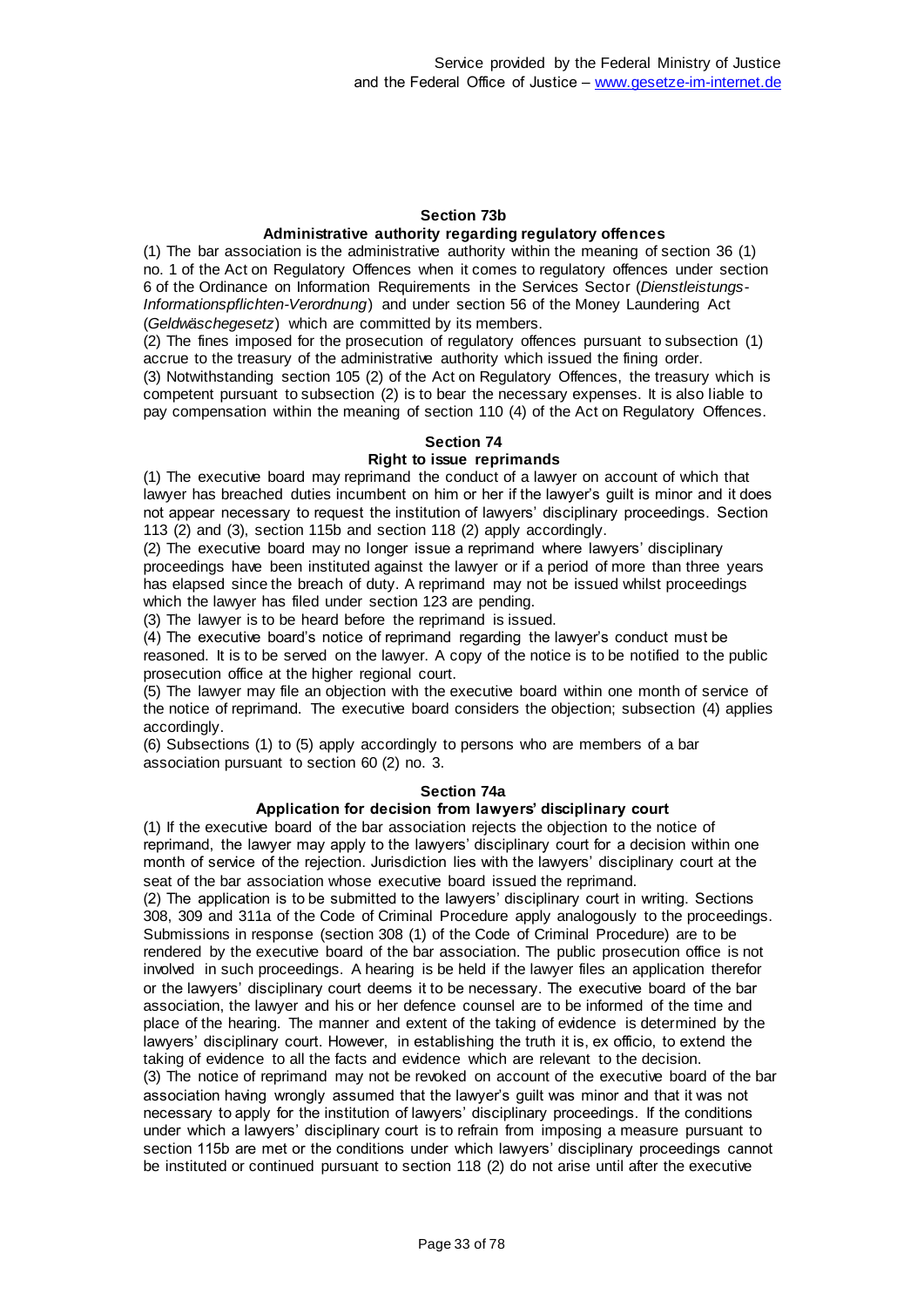### Section 73b
### Administrative authority regarding regulatory offences

(1) The bar association is the administrative authority within the meaning of section 36 (1) no. 1 of the Act on Regulatory Offences when it comes to regulatory offences under section 6 of the Ordinance on Information Requirements in the Services Sector (*Dienstleistungs-Informationspflichten-Verordnung*) and under section 56 of the Money Laundering Act (*Geldwäschegesetz*) which are committed by its members.

(2) The fines imposed for the prosecution of regulatory offences pursuant to subsection (1) accrue to the treasury of the administrative authority which issued the fining order.

(3) Notwithstanding section 105 (2) of the Act on Regulatory Offences, the treasury which is competent pursuant to subsection (2) is to bear the necessary expenses. It is also liable to pay compensation within the meaning of section 110 (4) of the Act on Regulatory Offences.

### Section 74
### Right to issue reprimands

(1) The executive board may reprimand the conduct of a lawyer on account of which that lawyer has breached duties incumbent on him or her if the lawyer's guilt is minor and it does not appear necessary to request the institution of lawyers' disciplinary proceedings. Section 113 (2) and (3), section 115b and section 118 (2) apply accordingly.

(2) The executive board may no longer issue a reprimand where lawyers' disciplinary proceedings have been instituted against the lawyer or if a period of more than three years has elapsed since the breach of duty. A reprimand may not be issued whilst proceedings which the lawyer has filed under section 123 are pending.

(3) The lawyer is to be heard before the reprimand is issued.

(4) The executive board's notice of reprimand regarding the lawyer's conduct must be reasoned. It is to be served on the lawyer. A copy of the notice is to be notified to the public prosecution office at the higher regional court.

(5) The lawyer may file an objection with the executive board within one month of service of the notice of reprimand. The executive board considers the objection; subsection (4) applies accordingly.

(6) Subsections (1) to (5) apply accordingly to persons who are members of a bar association pursuant to section 60 (2) no. 3.

### Section 74a
### Application for decision from lawyers' disciplinary court

(1) If the executive board of the bar association rejects the objection to the notice of reprimand, the lawyer may apply to the lawyers' disciplinary court for a decision within one month of service of the rejection. Jurisdiction lies with the lawyers' disciplinary court at the seat of the bar association whose executive board issued the reprimand.

(2) The application is to be submitted to the lawyers' disciplinary court in writing. Sections 308, 309 and 311a of the Code of Criminal Procedure apply analogously to the proceedings. Submissions in response (section 308 (1) of the Code of Criminal Procedure) are to be rendered by the executive board of the bar association. The public prosecution office is not involved in such proceedings. A hearing is be held if the lawyer files an application therefor or the lawyers' disciplinary court deems it to be necessary. The executive board of the bar association, the lawyer and his or her defence counsel are to be informed of the time and place of the hearing. The manner and extent of the taking of evidence is determined by the lawyers' disciplinary court. However, in establishing the truth it is, ex officio, to extend the taking of evidence to all the facts and evidence which are relevant to the decision.

(3) The notice of reprimand may not be revoked on account of the executive board of the bar association having wrongly assumed that the lawyer's guilt was minor and that it was not necessary to apply for the institution of lawyers' disciplinary proceedings. If the conditions under which a lawyers' disciplinary court is to refrain from imposing a measure pursuant to section 115b are met or the conditions under which lawyers' disciplinary proceedings cannot be instituted or continued pursuant to section 118 (2) do not arise until after the executive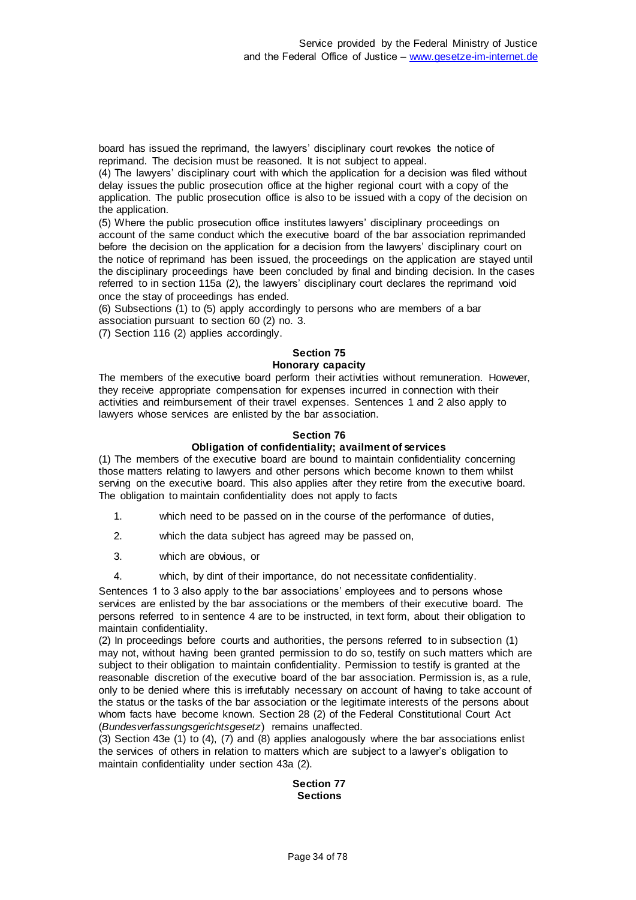board has issued the reprimand, the lawyers' disciplinary court revokes the notice of reprimand. The decision must be reasoned. It is not subject to appeal.
(4) The lawyers' disciplinary court with which the application for a decision was filed without delay issues the public prosecution office at the higher regional court with a copy of the application. The public prosecution office is also to be issued with a copy of the decision on the application.
(5) Where the public prosecution office institutes lawyers' disciplinary proceedings on account of the same conduct which the executive board of the bar association reprimanded before the decision on the application for a decision from the lawyers' disciplinary court on the notice of reprimand has been issued, the proceedings on the application are stayed until the disciplinary proceedings have been concluded by final and binding decision. In the cases referred to in section 115a (2), the lawyers' disciplinary court declares the reprimand void once the stay of proceedings has ended.
(6) Subsections (1) to (5) apply accordingly to persons who are members of a bar association pursuant to section 60 (2) no. 3.
(7) Section 116 (2) applies accordingly.

### Section 75
### Honorary capacity

The members of the executive board perform their activities without remuneration. However, they receive appropriate compensation for expenses incurred in connection with their activities and reimbursement of their travel expenses. Sentences 1 and 2 also apply to lawyers whose services are enlisted by the bar association.

### Section 76
### Obligation of confidentiality; availment of services

(1) The members of the executive board are bound to maintain confidentiality concerning those matters relating to lawyers and other persons which become known to them whilst serving on the executive board. This also applies after they retire from the executive board. The obligation to maintain confidentiality does not apply to facts

1. which need to be passed on in the course of the performance of duties,
2. which the data subject has agreed may be passed on,
3. which are obvious, or
4. which, by dint of their importance, do not necessitate confidentiality.

Sentences 1 to 3 also apply to the bar associations' employees and to persons whose services are enlisted by the bar associations or the members of their executive board. The persons referred to in sentence 4 are to be instructed, in text form, about their obligation to maintain confidentiality.
(2) In proceedings before courts and authorities, the persons referred to in subsection (1) may not, without having been granted permission to do so, testify on such matters which are subject to their obligation to maintain confidentiality. Permission to testify is granted at the reasonable discretion of the executive board of the bar association. Permission is, as a rule, only to be denied where this is irrefutably necessary on account of having to take account of the status or the tasks of the bar association or the legitimate interests of the persons about whom facts have become known. Section 28 (2) of the Federal Constitutional Court Act (*Bundesverfassungsgerichtsgesetz*) remains unaffected.
(3) Section 43e (1) to (4), (7) and (8) applies analogously where the bar associations enlist the services of others in relation to matters which are subject to a lawyer's obligation to maintain confidentiality under section 43a (2).

### Section 77
### Sections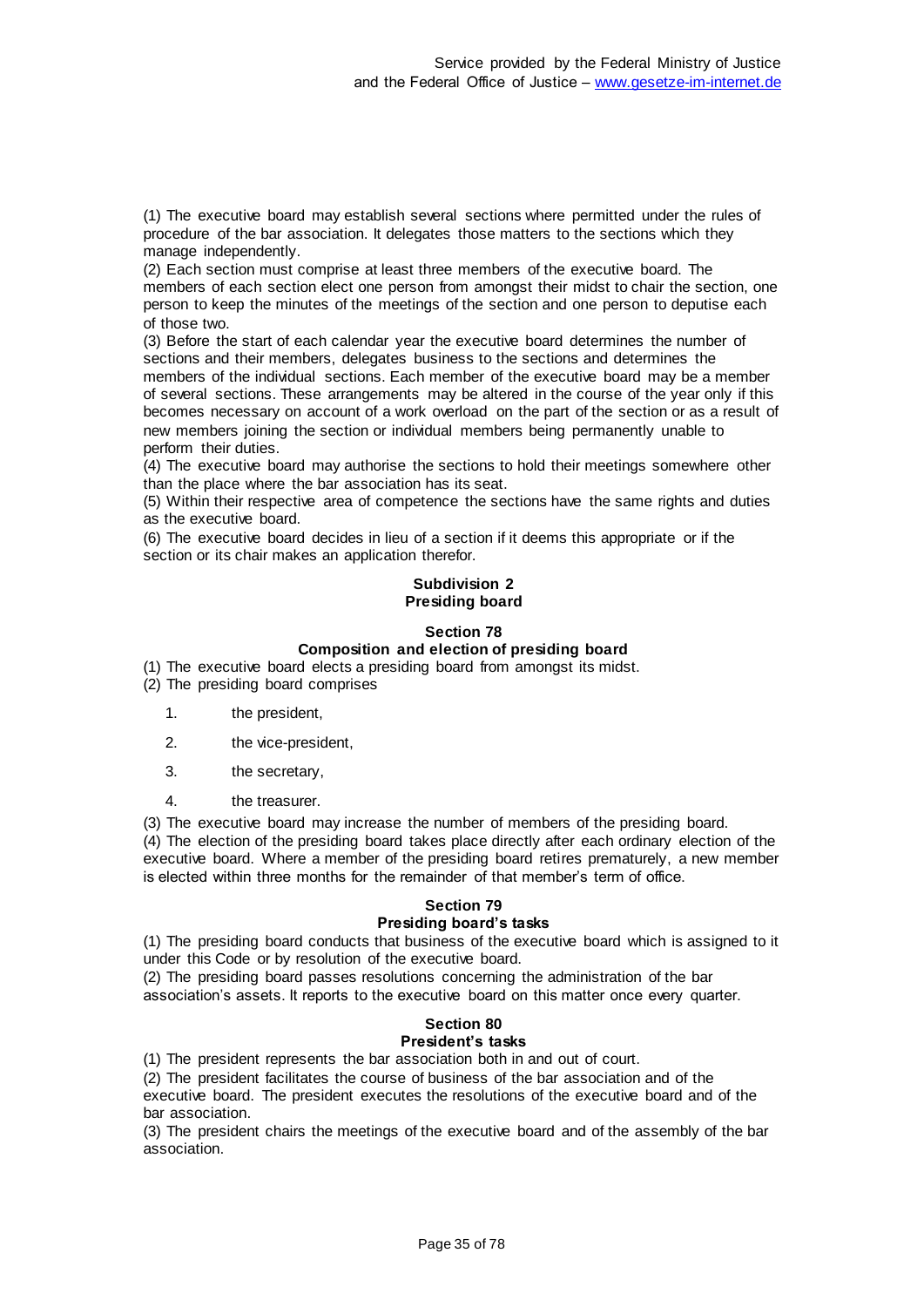(1) The executive board may establish several sections where permitted under the rules of procedure of the bar association. It delegates those matters to the sections which they manage independently.
(2) Each section must comprise at least three members of the executive board. The members of each section elect one person from amongst their midst to chair the section, one person to keep the minutes of the meetings of the section and one person to deputise each of those two.
(3) Before the start of each calendar year the executive board determines the number of sections and their members, delegates business to the sections and determines the members of the individual sections. Each member of the executive board may be a member of several sections. These arrangements may be altered in the course of the year only if this becomes necessary on account of a work overload on the part of the section or as a result of new members joining the section or individual members being permanently unable to perform their duties.
(4) The executive board may authorise the sections to hold their meetings somewhere other than the place where the bar association has its seat.
(5) Within their respective area of competence the sections have the same rights and duties as the executive board.
(6) The executive board decides in lieu of a section if it deems this appropriate or if the section or its chair makes an application therefor.

### Subdivision 2
### Presiding board

#### Section 78
#### Composition and election of presiding board

(1) The executive board elects a presiding board from amongst its midst.
(2) The presiding board comprises

1. the president,
2. the vice-president,
3. the secretary,
4. the treasurer.

(3) The executive board may increase the number of members of the presiding board.
(4) The election of the presiding board takes place directly after each ordinary election of the executive board. Where a member of the presiding board retires prematurely, a new member is elected within three months for the remainder of that member's term of office.

#### Section 79
#### Presiding board's tasks

(1) The presiding board conducts that business of the executive board which is assigned to it under this Code or by resolution of the executive board.
(2) The presiding board passes resolutions concerning the administration of the bar association's assets. It reports to the executive board on this matter once every quarter.

#### Section 80
#### President's tasks

(1) The president represents the bar association both in and out of court.
(2) The president facilitates the course of business of the bar association and of the executive board. The president executes the resolutions of the executive board and of the bar association.
(3) The president chairs the meetings of the executive board and of the assembly of the bar association.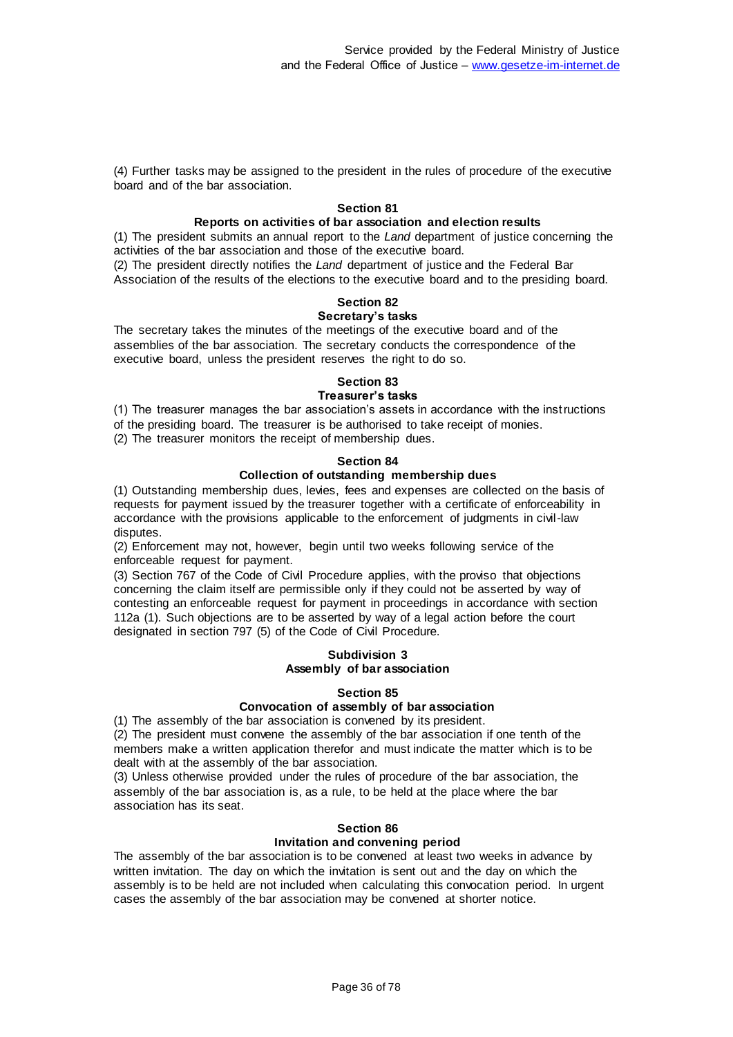(4) Further tasks may be assigned to the president in the rules of procedure of the executive board and of the bar association.

### Section 81
### Reports on activities of bar association and election results

(1) The president submits an annual report to the *Land* department of justice concerning the activities of the bar association and those of the executive board.
(2) The president directly notifies the *Land* department of justice and the Federal Bar Association of the results of the elections to the executive board and to the presiding board.

### Section 82
### Secretary's tasks

The secretary takes the minutes of the meetings of the executive board and of the assemblies of the bar association. The secretary conducts the correspondence of the executive board, unless the president reserves the right to do so.

### Section 83
### Treasurer's tasks

(1) The treasurer manages the bar association's assets in accordance with the instructions of the presiding board. The treasurer is be authorised to take receipt of monies.
(2) The treasurer monitors the receipt of membership dues.

### Section 84
### Collection of outstanding membership dues

(1) Outstanding membership dues, levies, fees and expenses are collected on the basis of requests for payment issued by the treasurer together with a certificate of enforceability in accordance with the provisions applicable to the enforcement of judgments in civil-law disputes.
(2) Enforcement may not, however, begin until two weeks following service of the enforceable request for payment.
(3) Section 767 of the Code of Civil Procedure applies, with the proviso that objections concerning the claim itself are permissible only if they could not be asserted by way of contesting an enforceable request for payment in proceedings in accordance with section 112a (1). Such objections are to be asserted by way of a legal action before the court designated in section 797 (5) of the Code of Civil Procedure.

## Subdivision 3
## Assembly of bar association

### Section 85
### Convocation of assembly of bar association

(1) The assembly of the bar association is convened by its president.
(2) The president must convene the assembly of the bar association if one tenth of the members make a written application therefor and must indicate the matter which is to be dealt with at the assembly of the bar association.
(3) Unless otherwise provided under the rules of procedure of the bar association, the assembly of the bar association is, as a rule, to be held at the place where the bar association has its seat.

### Section 86
### Invitation and convening period

The assembly of the bar association is to be convened at least two weeks in advance by written invitation. The day on which the invitation is sent out and the day on which the assembly is to be held are not included when calculating this convocation period. In urgent cases the assembly of the bar association may be convened at shorter notice.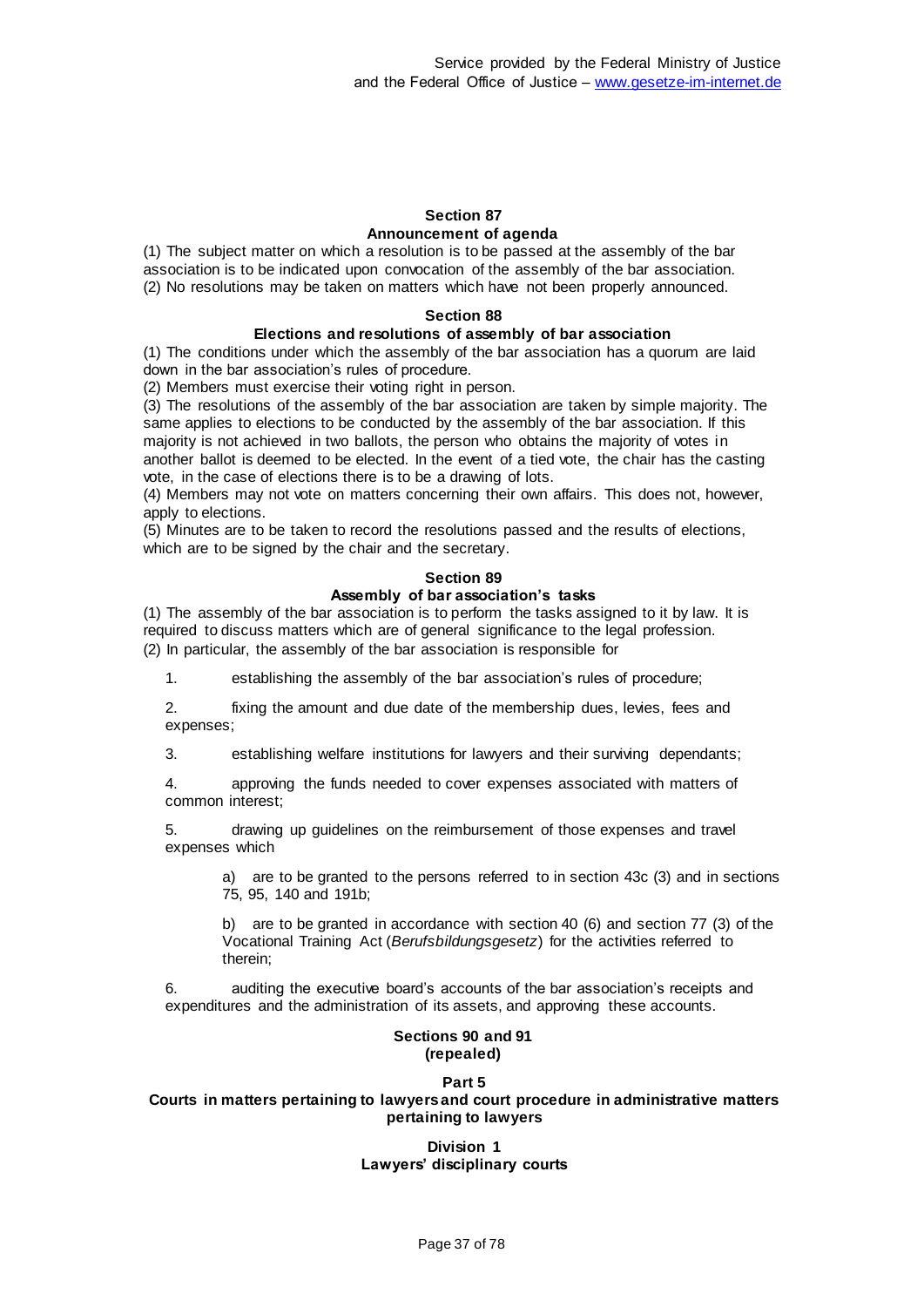### Section 87
### Announcement of agenda

(1) The subject matter on which a resolution is to be passed at the assembly of the bar association is to be indicated upon convocation of the assembly of the bar association.
(2) No resolutions may be taken on matters which have not been properly announced.

### Section 88
### Elections and resolutions of assembly of bar association

(1) The conditions under which the assembly of the bar association has a quorum are laid down in the bar association's rules of procedure.
(2) Members must exercise their voting right in person.
(3) The resolutions of the assembly of the bar association are taken by simple majority. The same applies to elections to be conducted by the assembly of the bar association. If this majority is not achieved in two ballots, the person who obtains the majority of votes in another ballot is deemed to be elected. In the event of a tied vote, the chair has the casting vote, in the case of elections there is to be a drawing of lots.
(4) Members may not vote on matters concerning their own affairs. This does not, however, apply to elections.
(5) Minutes are to be taken to record the resolutions passed and the results of elections, which are to be signed by the chair and the secretary.

### Section 89
### Assembly of bar association's tasks

(1) The assembly of the bar association is to perform the tasks assigned to it by law. It is required to discuss matters which are of general significance to the legal profession.
(2) In particular, the assembly of the bar association is responsible for

1. establishing the assembly of the bar association's rules of procedure;
2. fixing the amount and due date of the membership dues, levies, fees and expenses;
3. establishing welfare institutions for lawyers and their surviving dependants;
4. approving the funds needed to cover expenses associated with matters of common interest;
5. drawing up guidelines on the reimbursement of those expenses and travel expenses which
   a) are to be granted to the persons referred to in section 43c (3) and in sections 75, 95, 140 and 191b;
   b) are to be granted in accordance with section 40 (6) and section 77 (3) of the Vocational Training Act (*Berufsbildungsgesetz*) for the activities referred to therein;
6. auditing the executive board's accounts of the bar association's receipts and expenditures and the administration of its assets, and approving these accounts.

### Sections 90 and 91
### (repealed)

## Part 5
## Courts in matters pertaining to lawyers and court procedure in administrative matters pertaining to lawyers

### Division 1
### Lawyers' disciplinary courts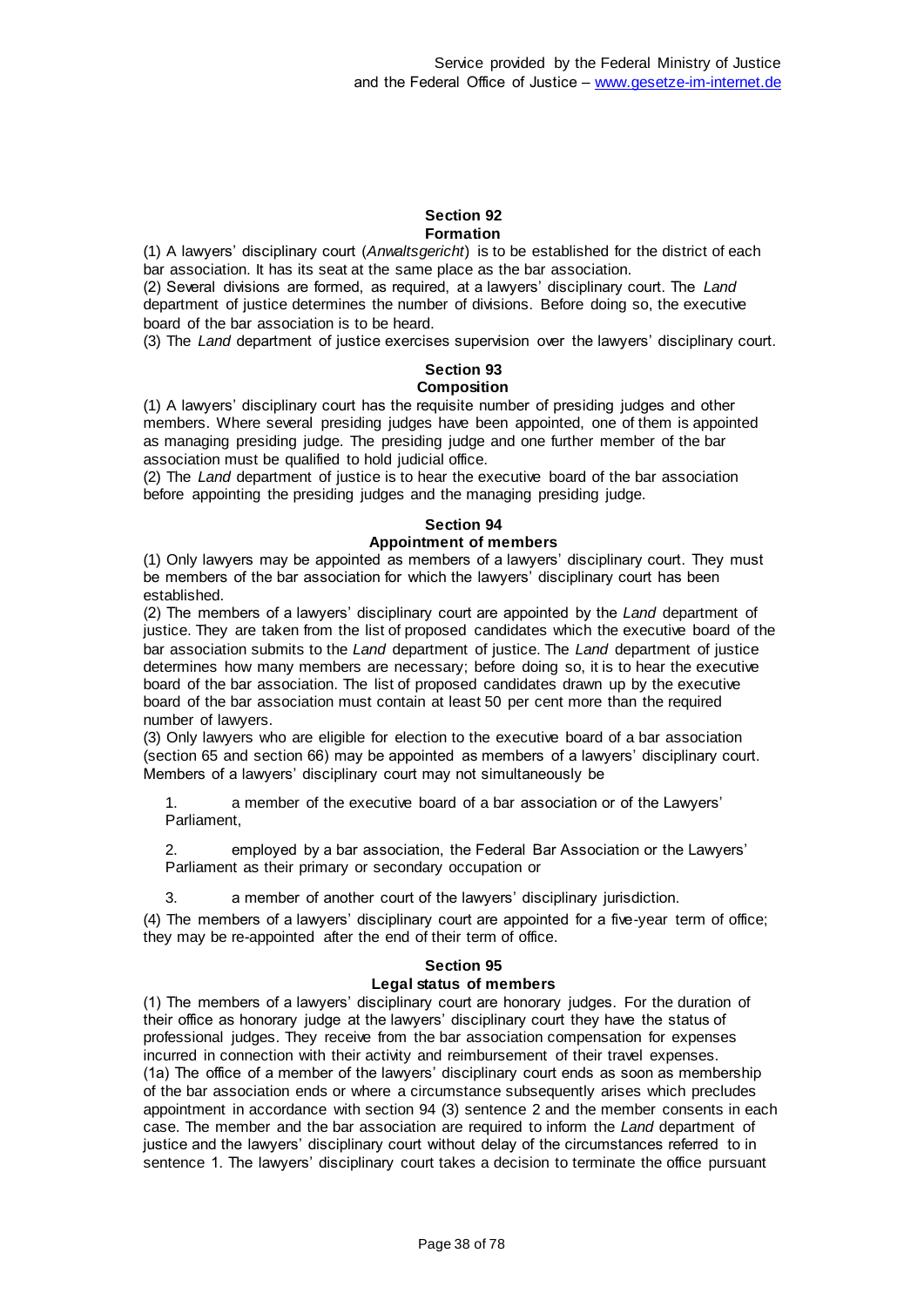### Section 92
### Formation

(1) A lawyers' disciplinary court (*Anwaltsgericht*) is to be established for the district of each bar association. It has its seat at the same place as the bar association.
(2) Several divisions are formed, as required, at a lawyers' disciplinary court. The *Land* department of justice determines the number of divisions. Before doing so, the executive board of the bar association is to be heard.
(3) The *Land* department of justice exercises supervision over the lawyers' disciplinary court.

### Section 93
### Composition

(1) A lawyers' disciplinary court has the requisite number of presiding judges and other members. Where several presiding judges have been appointed, one of them is appointed as managing presiding judge. The presiding judge and one further member of the bar association must be qualified to hold judicial office.
(2) The *Land* department of justice is to hear the executive board of the bar association before appointing the presiding judges and the managing presiding judge.

### Section 94
### Appointment of members

(1) Only lawyers may be appointed as members of a lawyers' disciplinary court. They must be members of the bar association for which the lawyers' disciplinary court has been established.
(2) The members of a lawyers' disciplinary court are appointed by the *Land* department of justice. They are taken from the list of proposed candidates which the executive board of the bar association submits to the *Land* department of justice. The *Land* department of justice determines how many members are necessary; before doing so, it is to hear the executive board of the bar association. The list of proposed candidates drawn up by the executive board of the bar association must contain at least 50 per cent more than the required number of lawyers.
(3) Only lawyers who are eligible for election to the executive board of a bar association (section 65 and section 66) may be appointed as members of a lawyers' disciplinary court. Members of a lawyers' disciplinary court may not simultaneously be

1. a member of the executive board of a bar association or of the Lawyers' Parliament,
2. employed by a bar association, the Federal Bar Association or the Lawyers' Parliament as their primary or secondary occupation or
3. a member of another court of the lawyers' disciplinary jurisdiction.

(4) The members of a lawyers' disciplinary court are appointed for a five-year term of office; they may be re-appointed after the end of their term of office.

### Section 95
### Legal status of members

(1) The members of a lawyers' disciplinary court are honorary judges. For the duration of their office as honorary judge at the lawyers' disciplinary court they have the status of professional judges. They receive from the bar association compensation for expenses incurred in connection with their activity and reimbursement of their travel expenses.
(1a) The office of a member of the lawyers' disciplinary court ends as soon as membership of the bar association ends or where a circumstance subsequently arises which precludes appointment in accordance with section 94 (3) sentence 2 and the member consents in each case. The member and the bar association are required to inform the *Land* department of justice and the lawyers' disciplinary court without delay of the circumstances referred to in sentence 1. The lawyers' disciplinary court takes a decision to terminate the office pursuant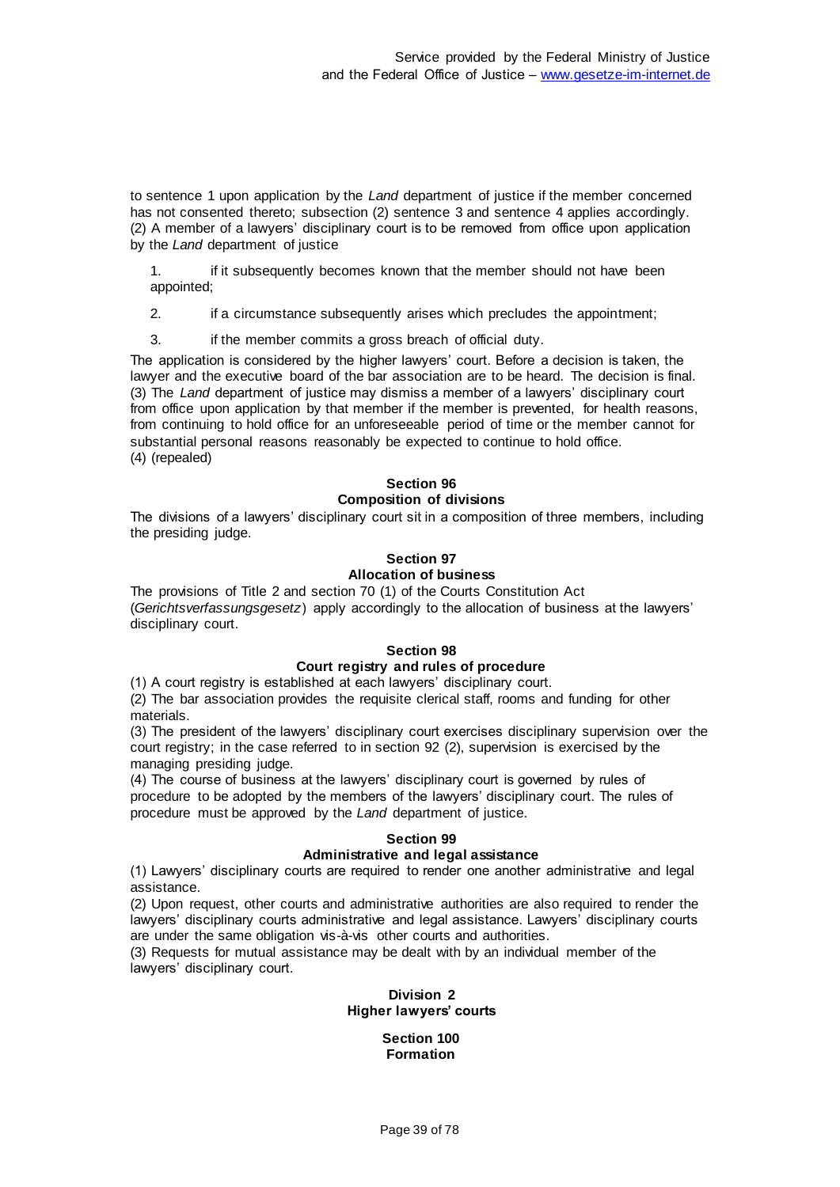to sentence 1 upon application by the *Land* department of justice if the member concerned has not consented thereto; subsection (2) sentence 3 and sentence 4 applies accordingly.
(2) A member of a lawyers' disciplinary court is to be removed from office upon application by the *Land* department of justice

1. if it subsequently becomes known that the member should not have been appointed;
2. if a circumstance subsequently arises which precludes the appointment;
3. if the member commits a gross breach of official duty.

The application is considered by the higher lawyers' court. Before a decision is taken, the lawyer and the executive board of the bar association are to be heard. The decision is final.
(3) The *Land* department of justice may dismiss a member of a lawyers' disciplinary court from office upon application by that member if the member is prevented, for health reasons, from continuing to hold office for an unforeseeable period of time or the member cannot for substantial personal reasons reasonably be expected to continue to hold office.
(4) (repealed)

**Section 96**
**Composition of divisions**

The divisions of a lawyers' disciplinary court sit in a composition of three members, including the presiding judge.

**Section 97**
**Allocation of business**

The provisions of Title 2 and section 70 (1) of the Courts Constitution Act (*Gerichtsverfassungsgesetz*) apply accordingly to the allocation of business at the lawyers' disciplinary court.

**Section 98**
**Court registry and rules of procedure**

(1) A court registry is established at each lawyers' disciplinary court.
(2) The bar association provides the requisite clerical staff, rooms and funding for other materials.
(3) The president of the lawyers' disciplinary court exercises disciplinary supervision over the court registry; in the case referred to in section 92 (2), supervision is exercised by the managing presiding judge.
(4) The course of business at the lawyers' disciplinary court is governed by rules of procedure to be adopted by the members of the lawyers' disciplinary court. The rules of procedure must be approved by the *Land* department of justice.

**Section 99**
**Administrative and legal assistance**

(1) Lawyers' disciplinary courts are required to render one another administrative and legal assistance.
(2) Upon request, other courts and administrative authorities are also required to render the lawyers' disciplinary courts administrative and legal assistance. Lawyers' disciplinary courts are under the same obligation vis-à-vis other courts and authorities.
(3) Requests for mutual assistance may be dealt with by an individual member of the lawyers' disciplinary court.

## Division 2
## Higher lawyers' courts

**Section 100**
**Formation**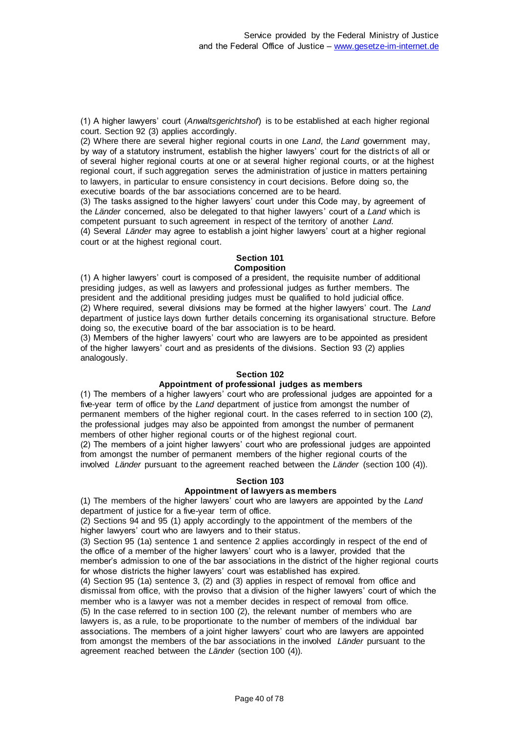(1) A higher lawyers' court (*Anwaltsgerichtshof*) is to be established at each higher regional court. Section 92 (3) applies accordingly.

(2) Where there are several higher regional courts in one *Land*, the *Land* government may, by way of a statutory instrument, establish the higher lawyers' court for the districts of all or of several higher regional courts at one or at several higher regional courts, or at the highest regional court, if such aggregation serves the administration of justice in matters pertaining to lawyers, in particular to ensure consistency in court decisions. Before doing so, the executive boards of the bar associations concerned are to be heard.

(3) The tasks assigned to the higher lawyers' court under this Code may, by agreement of the *Länder* concerned, also be delegated to that higher lawyers' court of a *Land* which is competent pursuant to such agreement in respect of the territory of another *Land*.

(4) Several *Länder* may agree to establish a joint higher lawyers' court at a higher regional court or at the highest regional court.

## Section 101
## Composition

(1) A higher lawyers' court is composed of a president, the requisite number of additional presiding judges, as well as lawyers and professional judges as further members. The president and the additional presiding judges must be qualified to hold judicial office.

(2) Where required, several divisions may be formed at the higher lawyers' court. The *Land* department of justice lays down further details concerning its organisational structure. Before doing so, the executive board of the bar association is to be heard.

(3) Members of the higher lawyers' court who are lawyers are to be appointed as president of the higher lawyers' court and as presidents of the divisions. Section 93 (2) applies analogously.

## Section 102
## Appointment of professional judges as members

(1) The members of a higher lawyers' court who are professional judges are appointed for a five-year term of office by the *Land* department of justice from amongst the number of permanent members of the higher regional court. In the cases referred to in section 100 (2), the professional judges may also be appointed from amongst the number of permanent members of other higher regional courts or of the highest regional court.

(2) The members of a joint higher lawyers' court who are professional judges are appointed from amongst the number of permanent members of the higher regional courts of the involved *Länder* pursuant to the agreement reached between the *Länder* (section 100 (4)).

## Section 103
## Appointment of lawyers as members

(1) The members of the higher lawyers' court who are lawyers are appointed by the *Land* department of justice for a five-year term of office.

(2) Sections 94 and 95 (1) apply accordingly to the appointment of the members of the higher lawyers' court who are lawyers and to their status.

(3) Section 95 (1a) sentence 1 and sentence 2 applies accordingly in respect of the end of the office of a member of the higher lawyers' court who is a lawyer, provided that the member's admission to one of the bar associations in the district of the higher regional courts for whose districts the higher lawyers' court was established has expired.

(4) Section 95 (1a) sentence 3, (2) and (3) applies in respect of removal from office and dismissal from office, with the proviso that a division of the higher lawyers' court of which the member who is a lawyer was not a member decides in respect of removal from office.

(5) In the case referred to in section 100 (2), the relevant number of members who are lawyers is, as a rule, to be proportionate to the number of members of the individual bar associations. The members of a joint higher lawyers' court who are lawyers are appointed from amongst the members of the bar associations in the involved *Länder* pursuant to the agreement reached between the *Länder* (section 100 (4)).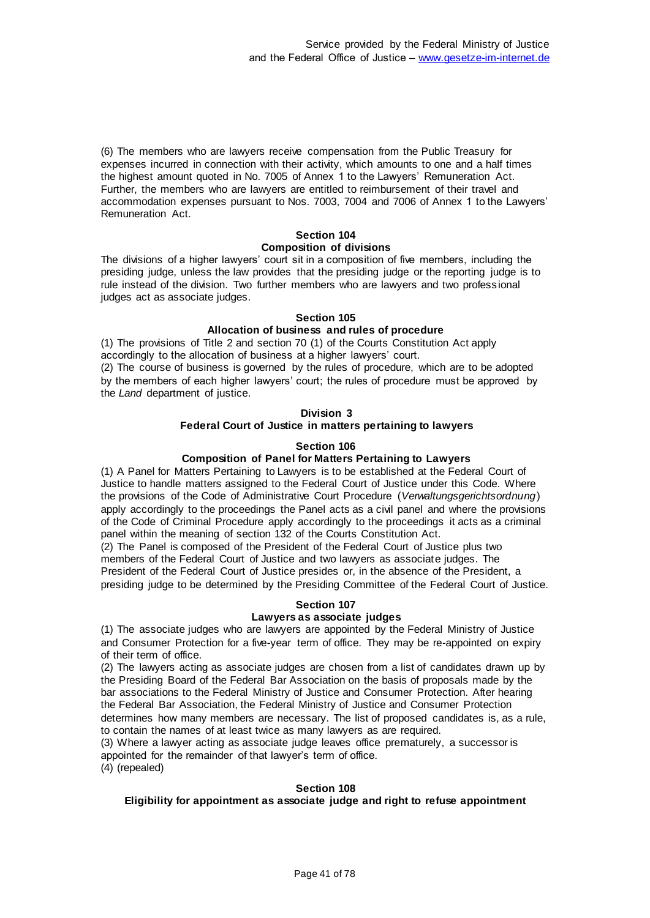(6) The members who are lawyers receive compensation from the Public Treasury for expenses incurred in connection with their activity, which amounts to one and a half times the highest amount quoted in No. 7005 of Annex 1 to the Lawyers' Remuneration Act. Further, the members who are lawyers are entitled to reimbursement of their travel and accommodation expenses pursuant to Nos. 7003, 7004 and 7006 of Annex 1 to the Lawyers' Remuneration Act.

### Section 104
### Composition of divisions

The divisions of a higher lawyers' court sit in a composition of five members, including the presiding judge, unless the law provides that the presiding judge or the reporting judge is to rule instead of the division. Two further members who are lawyers and two professional judges act as associate judges.

### Section 105
### Allocation of business and rules of procedure

(1) The provisions of Title 2 and section 70 (1) of the Courts Constitution Act apply accordingly to the allocation of business at a higher lawyers' court.
(2) The course of business is governed by the rules of procedure, which are to be adopted by the members of each higher lawyers' court; the rules of procedure must be approved by the *Land* department of justice.

## Division 3
## Federal Court of Justice in matters pertaining to lawyers

### Section 106
### Composition of Panel for Matters Pertaining to Lawyers

(1) A Panel for Matters Pertaining to Lawyers is to be established at the Federal Court of Justice to handle matters assigned to the Federal Court of Justice under this Code. Where the provisions of the Code of Administrative Court Procedure (*Verwaltungsgerichtsordnung*) apply accordingly to the proceedings the Panel acts as a civil panel and where the provisions of the Code of Criminal Procedure apply accordingly to the proceedings it acts as a criminal panel within the meaning of section 132 of the Courts Constitution Act.
(2) The Panel is composed of the President of the Federal Court of Justice plus two members of the Federal Court of Justice and two lawyers as associate judges. The President of the Federal Court of Justice presides or, in the absence of the President, a presiding judge to be determined by the Presiding Committee of the Federal Court of Justice.

### Section 107
### Lawyers as associate judges

(1) The associate judges who are lawyers are appointed by the Federal Ministry of Justice and Consumer Protection for a five-year term of office. They may be re-appointed on expiry of their term of office.
(2) The lawyers acting as associate judges are chosen from a list of candidates drawn up by the Presiding Board of the Federal Bar Association on the basis of proposals made by the bar associations to the Federal Ministry of Justice and Consumer Protection. After hearing the Federal Bar Association, the Federal Ministry of Justice and Consumer Protection determines how many members are necessary. The list of proposed candidates is, as a rule, to contain the names of at least twice as many lawyers as are required.
(3) Where a lawyer acting as associate judge leaves office prematurely, a successor is appointed for the remainder of that lawyer's term of office.
(4) (repealed)

### Section 108
### Eligibility for appointment as associate judge and right to refuse appointment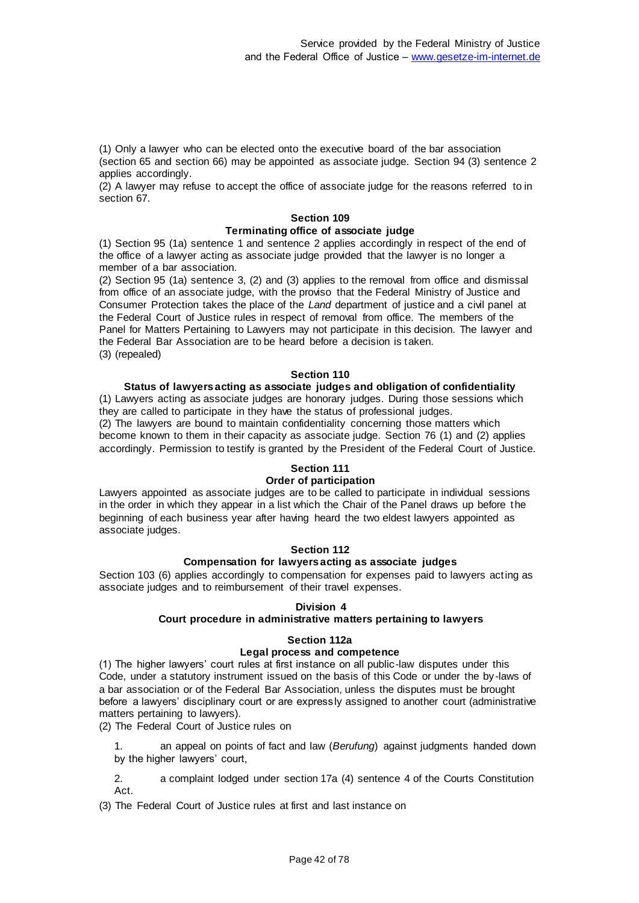(1) Only a lawyer who can be elected onto the executive board of the bar association (section 65 and section 66) may be appointed as associate judge. Section 94 (3) sentence 2 applies accordingly.
(2) A lawyer may refuse to accept the office of associate judge for the reasons referred to in section 67.

### Section 109
### Terminating office of associate judge

(1) Section 95 (1a) sentence 1 and sentence 2 applies accordingly in respect of the end of the office of a lawyer acting as associate judge provided that the lawyer is no longer a member of a bar association.
(2) Section 95 (1a) sentence 3, (2) and (3) applies to the removal from office and dismissal from office of an associate judge, with the proviso that the Federal Ministry of Justice and Consumer Protection takes the place of the *Land* department of justice and a civil panel at the Federal Court of Justice rules in respect of removal from office. The members of the Panel for Matters Pertaining to Lawyers may not participate in this decision. The lawyer and the Federal Bar Association are to be heard before a decision is taken.
(3) (repealed)

### Section 110
### Status of lawyers acting as associate judges and obligation of confidentiality

(1) Lawyers acting as associate judges are honorary judges. During those sessions which they are called to participate in they have the status of professional judges.
(2) The lawyers are bound to maintain confidentiality concerning those matters which become known to them in their capacity as associate judge. Section 76 (1) and (2) applies accordingly. Permission to testify is granted by the President of the Federal Court of Justice.

### Section 111
### Order of participation

Lawyers appointed as associate judges are to be called to participate in individual sessions in the order in which they appear in a list which the Chair of the Panel draws up before the beginning of each business year after having heard the two eldest lawyers appointed as associate judges.

### Section 112
### Compensation for lawyers acting as associate judges

Section 103 (6) applies accordingly to compensation for expenses paid to lawyers acting as associate judges and to reimbursement of their travel expenses.

## Division 4
## Court procedure in administrative matters pertaining to lawyers

### Section 112a
### Legal process and competence

(1) The higher lawyers' court rules at first instance on all public-law disputes under this Code, under a statutory instrument issued on the basis of this Code or under the by-laws of a bar association or of the Federal Bar Association, unless the disputes must be brought before a lawyers' disciplinary court or are expressly assigned to another court (administrative matters pertaining to lawyers).
(2) The Federal Court of Justice rules on

1. an appeal on points of fact and law (*Berufung*) against judgments handed down by the higher lawyers' court,

2. a complaint lodged under section 17a (4) sentence 4 of the Courts Constitution Act.

(3) The Federal Court of Justice rules at first and last instance on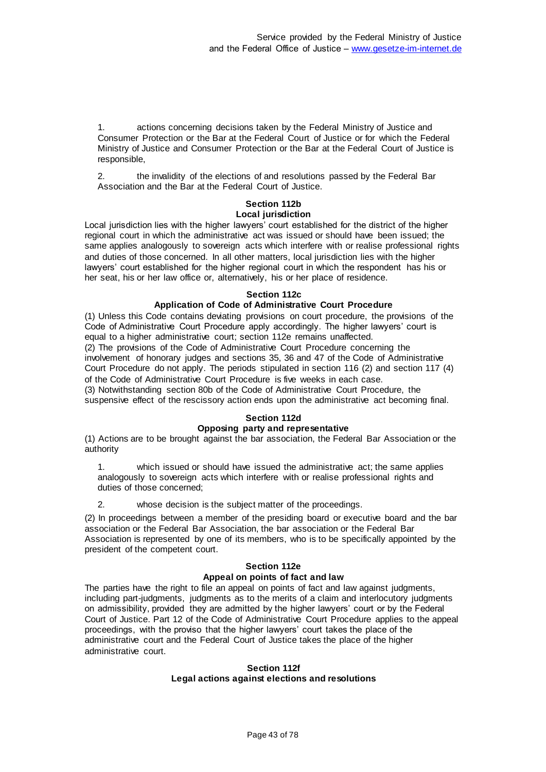1. actions concerning decisions taken by the Federal Ministry of Justice and Consumer Protection or the Bar at the Federal Court of Justice or for which the Federal Ministry of Justice and Consumer Protection or the Bar at the Federal Court of Justice is responsible,

2. the invalidity of the elections of and resolutions passed by the Federal Bar Association and the Bar at the Federal Court of Justice.

### Section 112b
### Local jurisdiction

Local jurisdiction lies with the higher lawyers' court established for the district of the higher regional court in which the administrative act was issued or should have been issued; the same applies analogously to sovereign acts which interfere with or realise professional rights and duties of those concerned. In all other matters, local jurisdiction lies with the higher lawyers' court established for the higher regional court in which the respondent has his or her seat, his or her law office or, alternatively, his or her place of residence.

### Section 112c
### Application of Code of Administrative Court Procedure

(1) Unless this Code contains deviating provisions on court procedure, the provisions of the Code of Administrative Court Procedure apply accordingly. The higher lawyers' court is equal to a higher administrative court; section 112e remains unaffected.
(2) The provisions of the Code of Administrative Court Procedure concerning the involvement of honorary judges and sections 35, 36 and 47 of the Code of Administrative Court Procedure do not apply. The periods stipulated in section 116 (2) and section 117 (4) of the Code of Administrative Court Procedure is five weeks in each case.
(3) Notwithstanding section 80b of the Code of Administrative Court Procedure, the suspensive effect of the rescissory action ends upon the administrative act becoming final.

### Section 112d
### Opposing party and representative

(1) Actions are to be brought against the bar association, the Federal Bar Association or the authority

1. which issued or should have issued the administrative act; the same applies analogously to sovereign acts which interfere with or realise professional rights and duties of those concerned;

2. whose decision is the subject matter of the proceedings.

(2) In proceedings between a member of the presiding board or executive board and the bar association or the Federal Bar Association, the bar association or the Federal Bar Association is represented by one of its members, who is to be specifically appointed by the president of the competent court.

### Section 112e
### Appeal on points of fact and law

The parties have the right to file an appeal on points of fact and law against judgments, including part-judgments, judgments as to the merits of a claim and interlocutory judgments on admissibility, provided they are admitted by the higher lawyers' court or by the Federal Court of Justice. Part 12 of the Code of Administrative Court Procedure applies to the appeal proceedings, with the proviso that the higher lawyers' court takes the place of the administrative court and the Federal Court of Justice takes the place of the higher administrative court.

### Section 112f
### Legal actions against elections and resolutions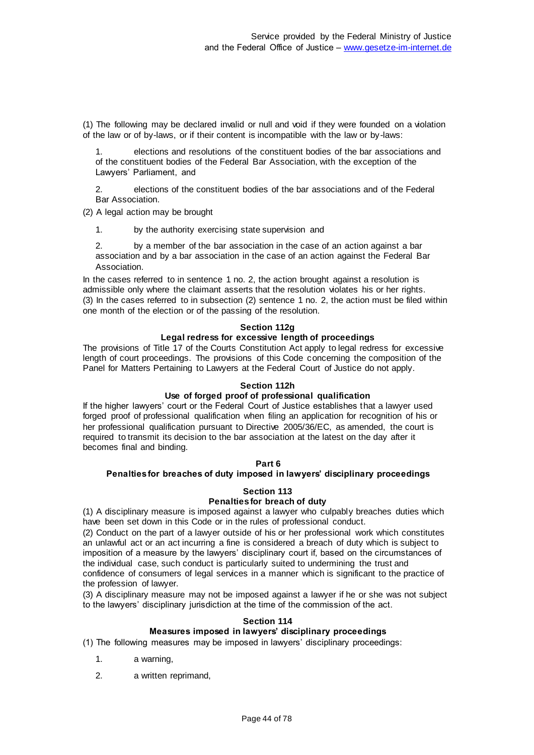(1) The following may be declared invalid or null and void if they were founded on a violation of the law or of by-laws, or if their content is incompatible with the law or by-laws:

1. elections and resolutions of the constituent bodies of the bar associations and of the constituent bodies of the Federal Bar Association, with the exception of the Lawyers' Parliament, and

2. elections of the constituent bodies of the bar associations and of the Federal Bar Association.

(2) A legal action may be brought

1. by the authority exercising state supervision and

2. by a member of the bar association in the case of an action against a bar association and by a bar association in the case of an action against the Federal Bar Association.

In the cases referred to in sentence 1 no. 2, the action brought against a resolution is admissible only where the claimant asserts that the resolution violates his or her rights.

(3) In the cases referred to in subsection (2) sentence 1 no. 2, the action must be filed within one month of the election or of the passing of the resolution.

### Section 112g
### Legal redress for excessive length of proceedings

The provisions of Title 17 of the Courts Constitution Act apply to legal redress for excessive length of court proceedings. The provisions of this Code concerning the composition of the Panel for Matters Pertaining to Lawyers at the Federal Court of Justice do not apply.

### Section 112h
### Use of forged proof of professional qualification

If the higher lawyers' court or the Federal Court of Justice establishes that a lawyer used forged proof of professional qualification when filing an application for recognition of his or her professional qualification pursuant to Directive 2005/36/EC, as amended, the court is required to transmit its decision to the bar association at the latest on the day after it becomes final and binding.

## Part 6
## Penalties for breaches of duty imposed in lawyers' disciplinary proceedings

### Section 113
### Penalties for breach of duty

(1) A disciplinary measure is imposed against a lawyer who culpably breaches duties which have been set down in this Code or in the rules of professional conduct.

(2) Conduct on the part of a lawyer outside of his or her professional work which constitutes an unlawful act or an act incurring a fine is considered a breach of duty which is subject to imposition of a measure by the lawyers' disciplinary court if, based on the circumstances of the individual case, such conduct is particularly suited to undermining the trust and confidence of consumers of legal services in a manner which is significant to the practice of the profession of lawyer.

(3) A disciplinary measure may not be imposed against a lawyer if he or she was not subject to the lawyers' disciplinary jurisdiction at the time of the commission of the act.

### Section 114
### Measures imposed in lawyers' disciplinary proceedings

(1) The following measures may be imposed in lawyers' disciplinary proceedings:

1. a warning,

2. a written reprimand,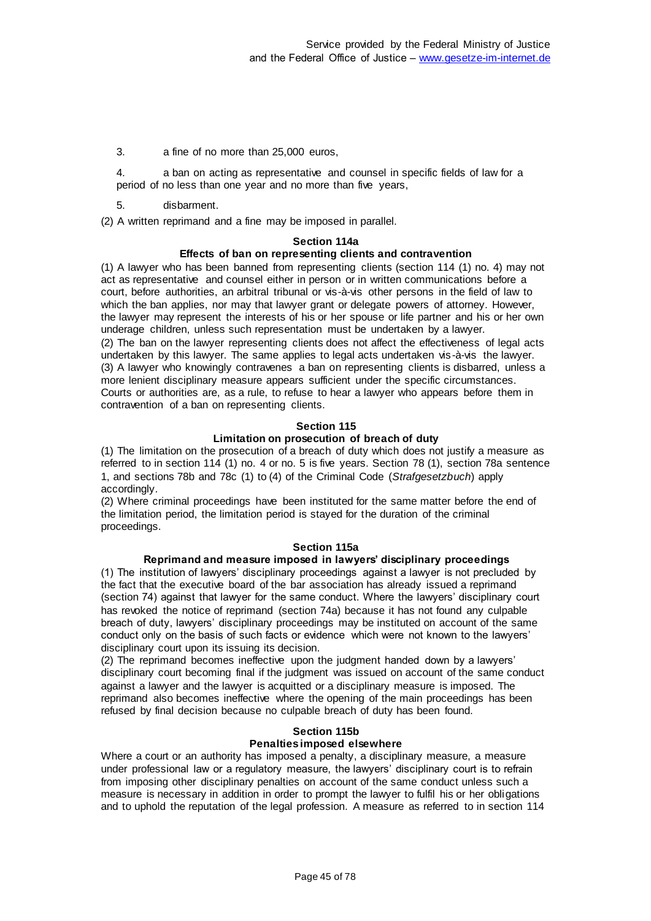3. a fine of no more than 25,000 euros,

4. a ban on acting as representative and counsel in specific fields of law for a period of no less than one year and no more than five years,

5. disbarment.

(2) A written reprimand and a fine may be imposed in parallel.

### Section 114a
### Effects of ban on representing clients and contravention

(1) A lawyer who has been banned from representing clients (section 114 (1) no. 4) may not act as representative and counsel either in person or in written communications before a court, before authorities, an arbitral tribunal or vis-à-vis other persons in the field of law to which the ban applies, nor may that lawyer grant or delegate powers of attorney. However, the lawyer may represent the interests of his or her spouse or life partner and his or her own underage children, unless such representation must be undertaken by a lawyer.
(2) The ban on the lawyer representing clients does not affect the effectiveness of legal acts undertaken by this lawyer. The same applies to legal acts undertaken vis-à-vis the lawyer.
(3) A lawyer who knowingly contravenes a ban on representing clients is disbarred, unless a more lenient disciplinary measure appears sufficient under the specific circumstances. Courts or authorities are, as a rule, to refuse to hear a lawyer who appears before them in contravention of a ban on representing clients.

### Section 115
### Limitation on prosecution of breach of duty

(1) The limitation on the prosecution of a breach of duty which does not justify a measure as referred to in section 114 (1) no. 4 or no. 5 is five years. Section 78 (1), section 78a sentence 1, and sections 78b and 78c (1) to (4) of the Criminal Code (*Strafgesetzbuch*) apply accordingly.
(2) Where criminal proceedings have been instituted for the same matter before the end of the limitation period, the limitation period is stayed for the duration of the criminal proceedings.

### Section 115a
### Reprimand and measure imposed in lawyers' disciplinary proceedings

(1) The institution of lawyers' disciplinary proceedings against a lawyer is not precluded by the fact that the executive board of the bar association has already issued a reprimand (section 74) against that lawyer for the same conduct. Where the lawyers' disciplinary court has revoked the notice of reprimand (section 74a) because it has not found any culpable breach of duty, lawyers' disciplinary proceedings may be instituted on account of the same conduct only on the basis of such facts or evidence which were not known to the lawyers' disciplinary court upon its issuing its decision.
(2) The reprimand becomes ineffective upon the judgment handed down by a lawyers' disciplinary court becoming final if the judgment was issued on account of the same conduct against a lawyer and the lawyer is acquitted or a disciplinary measure is imposed. The reprimand also becomes ineffective where the opening of the main proceedings has been refused by final decision because no culpable breach of duty has been found.

### Section 115b
### Penalties imposed elsewhere

Where a court or an authority has imposed a penalty, a disciplinary measure, a measure under professional law or a regulatory measure, the lawyers' disciplinary court is to refrain from imposing other disciplinary penalties on account of the same conduct unless such a measure is necessary in addition in order to prompt the lawyer to fulfil his or her obligations and to uphold the reputation of the legal profession. A measure as referred to in section 114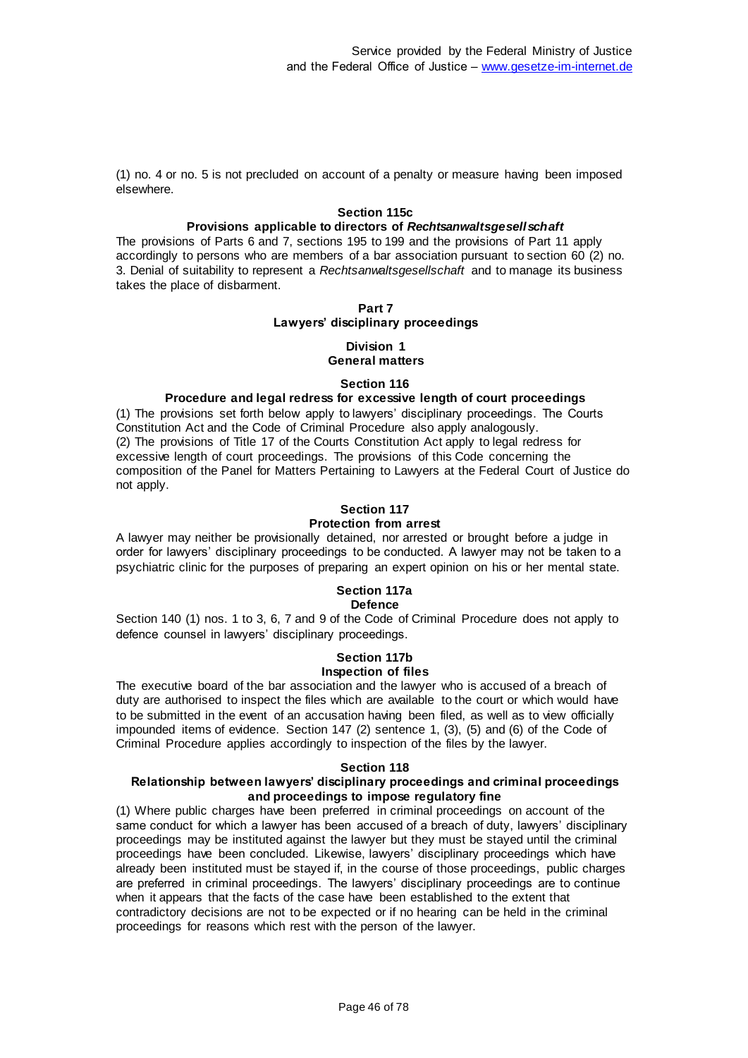(1) no. 4 or no. 5 is not precluded on account of a penalty or measure having been imposed elsewhere.

### Section 115c
### Provisions applicable to directors of *Rechtsanwaltsgesellschaft*

The provisions of Parts 6 and 7, sections 195 to 199 and the provisions of Part 11 apply accordingly to persons who are members of a bar association pursuant to section 60 (2) no. 3. Denial of suitability to represent a *Rechtsanwaltsgesellschaft* and to manage its business takes the place of disbarment.

# Part 7
# Lawyers' disciplinary proceedings

## Division 1
## General matters

### Section 116
### Procedure and legal redress for excessive length of court proceedings

(1) The provisions set forth below apply to lawyers' disciplinary proceedings. The Courts Constitution Act and the Code of Criminal Procedure also apply analogously.
(2) The provisions of Title 17 of the Courts Constitution Act apply to legal redress for excessive length of court proceedings. The provisions of this Code concerning the composition of the Panel for Matters Pertaining to Lawyers at the Federal Court of Justice do not apply.

### Section 117
### Protection from arrest

A lawyer may neither be provisionally detained, nor arrested or brought before a judge in order for lawyers' disciplinary proceedings to be conducted. A lawyer may not be taken to a psychiatric clinic for the purposes of preparing an expert opinion on his or her mental state.

### Section 117a
### Defence

Section 140 (1) nos. 1 to 3, 6, 7 and 9 of the Code of Criminal Procedure does not apply to defence counsel in lawyers' disciplinary proceedings.

### Section 117b
### Inspection of files

The executive board of the bar association and the lawyer who is accused of a breach of duty are authorised to inspect the files which are available to the court or which would have to be submitted in the event of an accusation having been filed, as well as to view officially impounded items of evidence. Section 147 (2) sentence 1, (3), (5) and (6) of the Code of Criminal Procedure applies accordingly to inspection of the files by the lawyer.

### Section 118
### Relationship between lawyers' disciplinary proceedings and criminal proceedings and proceedings to impose regulatory fine

(1) Where public charges have been preferred in criminal proceedings on account of the same conduct for which a lawyer has been accused of a breach of duty, lawyers' disciplinary proceedings may be instituted against the lawyer but they must be stayed until the criminal proceedings have been concluded. Likewise, lawyers' disciplinary proceedings which have already been instituted must be stayed if, in the course of those proceedings, public charges are preferred in criminal proceedings. The lawyers' disciplinary proceedings are to continue when it appears that the facts of the case have been established to the extent that contradictory decisions are not to be expected or if no hearing can be held in the criminal proceedings for reasons which rest with the person of the lawyer.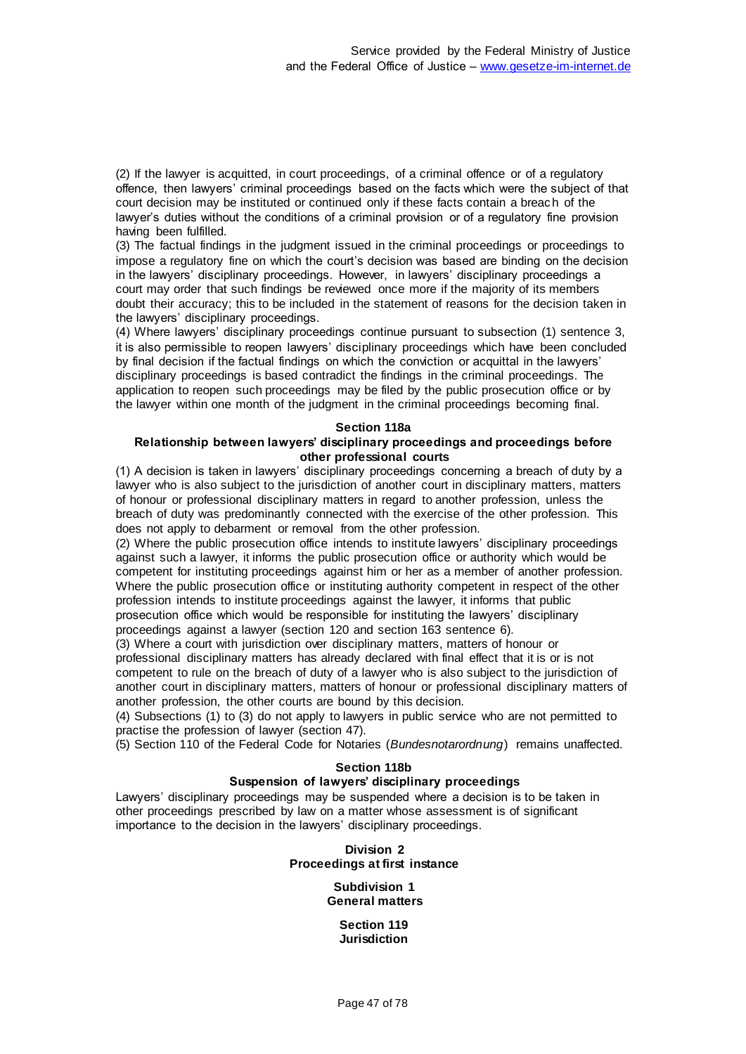(2) If the lawyer is acquitted, in court proceedings, of a criminal offence or of a regulatory offence, then lawyers' criminal proceedings based on the facts which were the subject of that court decision may be instituted or continued only if these facts contain a breach of the lawyer's duties without the conditions of a criminal provision or of a regulatory fine provision having been fulfilled.

(3) The factual findings in the judgment issued in the criminal proceedings or proceedings to impose a regulatory fine on which the court's decision was based are binding on the decision in the lawyers' disciplinary proceedings. However, in lawyers' disciplinary proceedings a court may order that such findings be reviewed once more if the majority of its members doubt their accuracy; this to be included in the statement of reasons for the decision taken in the lawyers' disciplinary proceedings.

(4) Where lawyers' disciplinary proceedings continue pursuant to subsection (1) sentence 3, it is also permissible to reopen lawyers' disciplinary proceedings which have been concluded by final decision if the factual findings on which the conviction or acquittal in the lawyers' disciplinary proceedings is based contradict the findings in the criminal proceedings. The application to reopen such proceedings may be filed by the public prosecution office or by the lawyer within one month of the judgment in the criminal proceedings becoming final.

### Section 118a
### Relationship between lawyers' disciplinary proceedings and proceedings before other professional courts

(1) A decision is taken in lawyers' disciplinary proceedings concerning a breach of duty by a lawyer who is also subject to the jurisdiction of another court in disciplinary matters, matters of honour or professional disciplinary matters in regard to another profession, unless the breach of duty was predominantly connected with the exercise of the other profession. This does not apply to debarment or removal from the other profession.

(2) Where the public prosecution office intends to institute lawyers' disciplinary proceedings against such a lawyer, it informs the public prosecution office or authority which would be competent for instituting proceedings against him or her as a member of another profession. Where the public prosecution office or instituting authority competent in respect of the other profession intends to institute proceedings against the lawyer, it informs that public prosecution office which would be responsible for instituting the lawyers' disciplinary proceedings against a lawyer (section 120 and section 163 sentence 6).

(3) Where a court with jurisdiction over disciplinary matters, matters of honour or professional disciplinary matters has already declared with final effect that it is or is not competent to rule on the breach of duty of a lawyer who is also subject to the jurisdiction of another court in disciplinary matters, matters of honour or professional disciplinary matters of another profession, the other courts are bound by this decision.

(4) Subsections (1) to (3) do not apply to lawyers in public service who are not permitted to practise the profession of lawyer (section 47).

(5) Section 110 of the Federal Code for Notaries (*Bundesnotarordnung*) remains unaffected.

### Section 118b
### Suspension of lawyers' disciplinary proceedings

Lawyers' disciplinary proceedings may be suspended where a decision is to be taken in other proceedings prescribed by law on a matter whose assessment is of significant importance to the decision in the lawyers' disciplinary proceedings.

## Division 2
## Proceedings at first instance

### Subdivision 1
### General matters

### Section 119
### Jurisdiction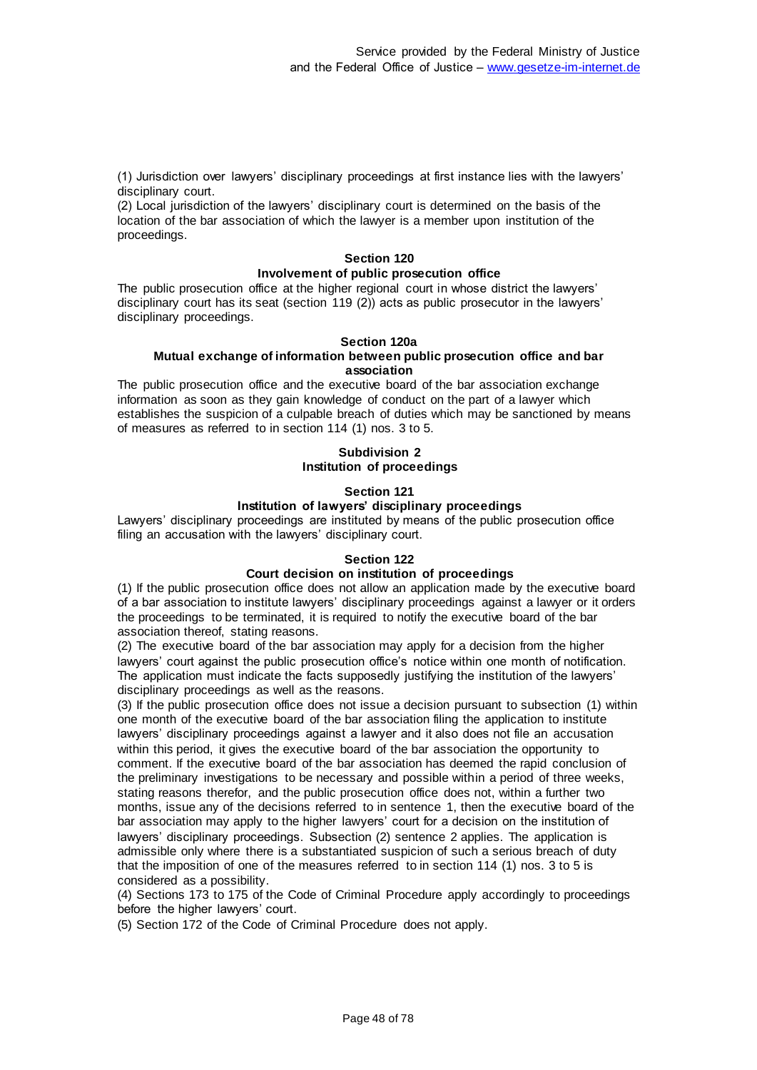(1) Jurisdiction over lawyers' disciplinary proceedings at first instance lies with the lawyers' disciplinary court.

(2) Local jurisdiction of the lawyers' disciplinary court is determined on the basis of the location of the bar association of which the lawyer is a member upon institution of the proceedings.

### Section 120
### Involvement of public prosecution office

The public prosecution office at the higher regional court in whose district the lawyers' disciplinary court has its seat (section 119 (2)) acts as public prosecutor in the lawyers' disciplinary proceedings.

### Section 120a
### Mutual exchange of information between public prosecution office and bar association

The public prosecution office and the executive board of the bar association exchange information as soon as they gain knowledge of conduct on the part of a lawyer which establishes the suspicion of a culpable breach of duties which may be sanctioned by means of measures as referred to in section 114 (1) nos. 3 to 5.

## Subdivision 2
## Institution of proceedings

### Section 121
### Institution of lawyers' disciplinary proceedings

Lawyers' disciplinary proceedings are instituted by means of the public prosecution office filing an accusation with the lawyers' disciplinary court.

### Section 122
### Court decision on institution of proceedings

(1) If the public prosecution office does not allow an application made by the executive board of a bar association to institute lawyers' disciplinary proceedings against a lawyer or it orders the proceedings to be terminated, it is required to notify the executive board of the bar association thereof, stating reasons.

(2) The executive board of the bar association may apply for a decision from the higher lawyers' court against the public prosecution office's notice within one month of notification. The application must indicate the facts supposedly justifying the institution of the lawyers' disciplinary proceedings as well as the reasons.

(3) If the public prosecution office does not issue a decision pursuant to subsection (1) within one month of the executive board of the bar association filing the application to institute lawyers' disciplinary proceedings against a lawyer and it also does not file an accusation within this period, it gives the executive board of the bar association the opportunity to comment. If the executive board of the bar association has deemed the rapid conclusion of the preliminary investigations to be necessary and possible within a period of three weeks, stating reasons therefor, and the public prosecution office does not, within a further two months, issue any of the decisions referred to in sentence 1, then the executive board of the bar association may apply to the higher lawyers' court for a decision on the institution of lawyers' disciplinary proceedings. Subsection (2) sentence 2 applies. The application is admissible only where there is a substantiated suspicion of such a serious breach of duty that the imposition of one of the measures referred to in section 114 (1) nos. 3 to 5 is considered as a possibility.

(4) Sections 173 to 175 of the Code of Criminal Procedure apply accordingly to proceedings before the higher lawyers' court.

(5) Section 172 of the Code of Criminal Procedure does not apply.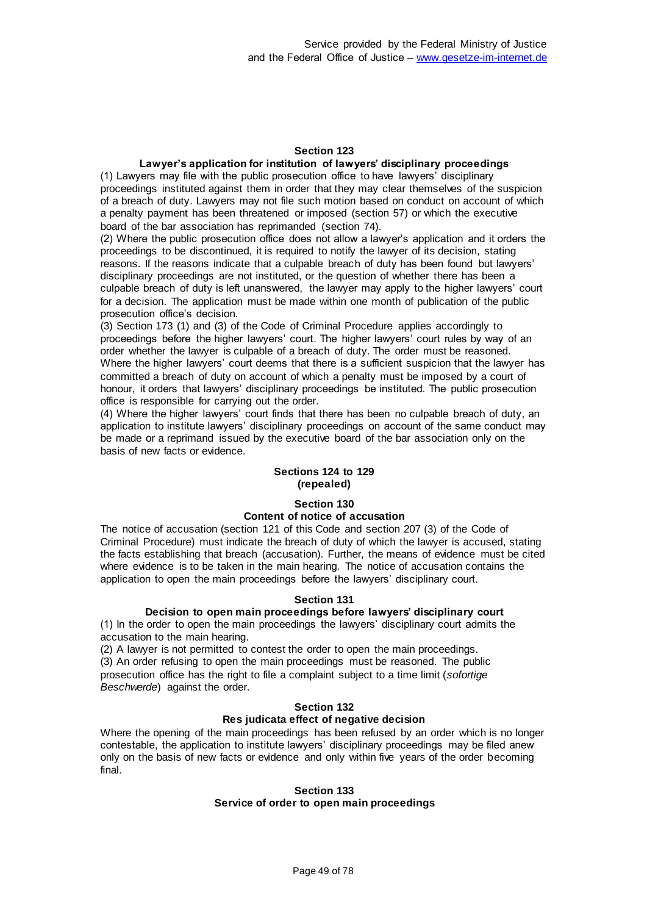## Section 123

### Lawyer's application for institution of lawyers' disciplinary proceedings

(1) Lawyers may file with the public prosecution office to have lawyers' disciplinary proceedings instituted against them in order that they may clear themselves of the suspicion of a breach of duty. Lawyers may not file such motion based on conduct on account of which a penalty payment has been threatened or imposed (section 57) or which the executive board of the bar association has reprimanded (section 74).

(2) Where the public prosecution office does not allow a lawyer's application and it orders the proceedings to be discontinued, it is required to notify the lawyer of its decision, stating reasons. If the reasons indicate that a culpable breach of duty has been found but lawyers' disciplinary proceedings are not instituted, or the question of whether there has been a culpable breach of duty is left unanswered, the lawyer may apply to the higher lawyers' court for a decision. The application must be made within one month of publication of the public prosecution office's decision.

(3) Section 173 (1) and (3) of the Code of Criminal Procedure applies accordingly to proceedings before the higher lawyers' court. The higher lawyers' court rules by way of an order whether the lawyer is culpable of a breach of duty. The order must be reasoned. Where the higher lawyers' court deems that there is a sufficient suspicion that the lawyer has committed a breach of duty on account of which a penalty must be imposed by a court of honour, it orders that lawyers' disciplinary proceedings be instituted. The public prosecution office is responsible for carrying out the order.

(4) Where the higher lawyers' court finds that there has been no culpable breach of duty, an application to institute lawyers' disciplinary proceedings on account of the same conduct may be made or a reprimand issued by the executive board of the bar association only on the basis of new facts or evidence.

## Sections 124 to 129
## (repealed)

## Section 130

### Content of notice of accusation

The notice of accusation (section 121 of this Code and section 207 (3) of the Code of Criminal Procedure) must indicate the breach of duty of which the lawyer is accused, stating the facts establishing that breach (accusation). Further, the means of evidence must be cited where evidence is to be taken in the main hearing. The notice of accusation contains the application to open the main proceedings before the lawyers' disciplinary court.

## Section 131

### Decision to open main proceedings before lawyers' disciplinary court

(1) In the order to open the main proceedings the lawyers' disciplinary court admits the accusation to the main hearing.

(2) A lawyer is not permitted to contest the order to open the main proceedings.

(3) An order refusing to open the main proceedings must be reasoned. The public prosecution office has the right to file a complaint subject to a time limit (*sofortige Beschwerde*) against the order.

## Section 132

### Res judicata effect of negative decision

Where the opening of the main proceedings has been refused by an order which is no longer contestable, the application to institute lawyers' disciplinary proceedings may be filed anew only on the basis of new facts or evidence and only within five years of the order becoming final.

## Section 133

### Service of order to open main proceedings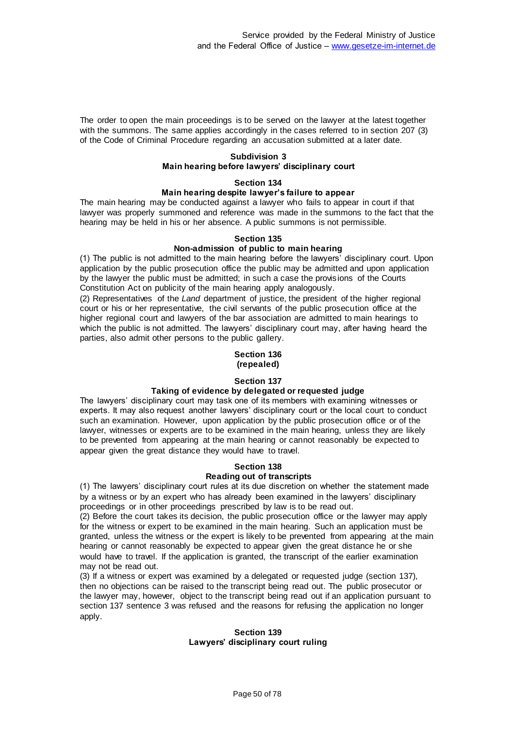The order to open the main proceedings is to be served on the lawyer at the latest together with the summons. The same applies accordingly in the cases referred to in section 207 (3) of the Code of Criminal Procedure regarding an accusation submitted at a later date.

### Subdivision 3
### Main hearing before lawyers' disciplinary court

#### Section 134
#### Main hearing despite lawyer's failure to appear

The main hearing may be conducted against a lawyer who fails to appear in court if that lawyer was properly summoned and reference was made in the summons to the fact that the hearing may be held in his or her absence. A public summons is not permissible.

#### Section 135
#### Non-admission of public to main hearing

(1) The public is not admitted to the main hearing before the lawyers' disciplinary court. Upon application by the public prosecution office the public may be admitted and upon application by the lawyer the public must be admitted; in such a case the provisions of the Courts Constitution Act on publicity of the main hearing apply analogously.

(2) Representatives of the *Land* department of justice, the president of the higher regional court or his or her representative, the civil servants of the public prosecution office at the higher regional court and lawyers of the bar association are admitted to main hearings to which the public is not admitted. The lawyers' disciplinary court may, after having heard the parties, also admit other persons to the public gallery.

#### Section 136
#### (repealed)

#### Section 137
#### Taking of evidence by delegated or requested judge

The lawyers' disciplinary court may task one of its members with examining witnesses or experts. It may also request another lawyers' disciplinary court or the local court to conduct such an examination. However, upon application by the public prosecution office or of the lawyer, witnesses or experts are to be examined in the main hearing, unless they are likely to be prevented from appearing at the main hearing or cannot reasonably be expected to appear given the great distance they would have to travel.

#### Section 138
#### Reading out of transcripts

(1) The lawyers' disciplinary court rules at its due discretion on whether the statement made by a witness or by an expert who has already been examined in the lawyers' disciplinary proceedings or in other proceedings prescribed by law is to be read out.

(2) Before the court takes its decision, the public prosecution office or the lawyer may apply for the witness or expert to be examined in the main hearing. Such an application must be granted, unless the witness or the expert is likely to be prevented from appearing at the main hearing or cannot reasonably be expected to appear given the great distance he or she would have to travel. If the application is granted, the transcript of the earlier examination may not be read out.

(3) If a witness or expert was examined by a delegated or requested judge (section 137), then no objections can be raised to the transcript being read out. The public prosecutor or the lawyer may, however, object to the transcript being read out if an application pursuant to section 137 sentence 3 was refused and the reasons for refusing the application no longer apply.

#### Section 139
#### Lawyers' disciplinary court ruling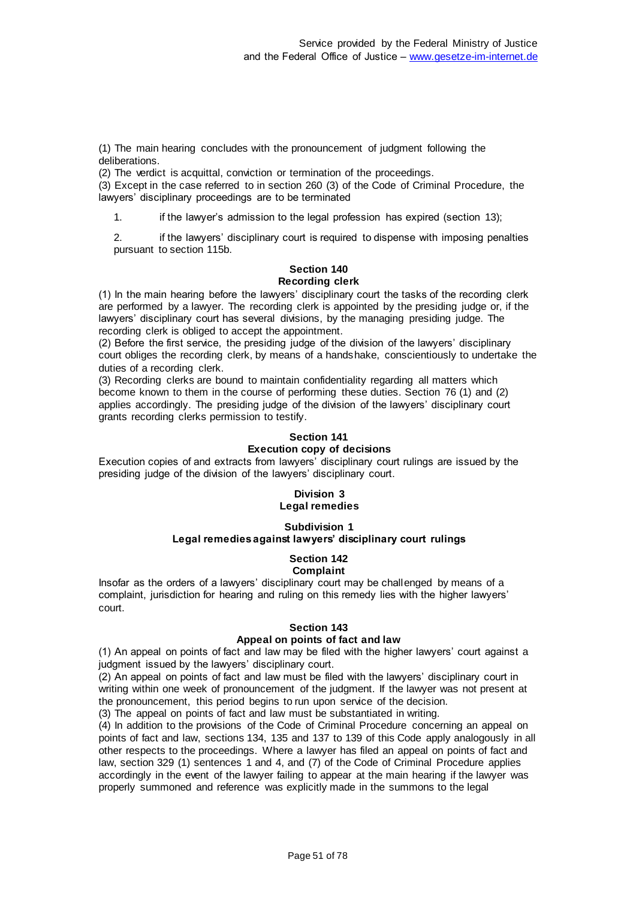(1) The main hearing concludes with the pronouncement of judgment following the deliberations.
(2) The verdict is acquittal, conviction or termination of the proceedings.
(3) Except in the case referred to in section 260 (3) of the Code of Criminal Procedure, the lawyers' disciplinary proceedings are to be terminated

1. if the lawyer's admission to the legal profession has expired (section 13);

2. if the lawyers' disciplinary court is required to dispense with imposing penalties pursuant to section 115b.

### Section 140
### Recording clerk

(1) In the main hearing before the lawyers' disciplinary court the tasks of the recording clerk are performed by a lawyer. The recording clerk is appointed by the presiding judge or, if the lawyers' disciplinary court has several divisions, by the managing presiding judge. The recording clerk is obliged to accept the appointment.
(2) Before the first service, the presiding judge of the division of the lawyers' disciplinary court obliges the recording clerk, by means of a handshake, conscientiously to undertake the duties of a recording clerk.
(3) Recording clerks are bound to maintain confidentiality regarding all matters which become known to them in the course of performing these duties. Section 76 (1) and (2) applies accordingly. The presiding judge of the division of the lawyers' disciplinary court grants recording clerks permission to testify.

### Section 141
### Execution copy of decisions

Execution copies of and extracts from lawyers' disciplinary court rulings are issued by the presiding judge of the division of the lawyers' disciplinary court.

## Division 3
## Legal remedies

### Subdivision 1
### Legal remedies against lawyers' disciplinary court rulings

### Section 142
### Complaint

Insofar as the orders of a lawyers' disciplinary court may be challenged by means of a complaint, jurisdiction for hearing and ruling on this remedy lies with the higher lawyers' court.

### Section 143
### Appeal on points of fact and law

(1) An appeal on points of fact and law may be filed with the higher lawyers' court against a judgment issued by the lawyers' disciplinary court.
(2) An appeal on points of fact and law must be filed with the lawyers' disciplinary court in writing within one week of pronouncement of the judgment. If the lawyer was not present at the pronouncement, this period begins to run upon service of the decision.
(3) The appeal on points of fact and law must be substantiated in writing.
(4) In addition to the provisions of the Code of Criminal Procedure concerning an appeal on points of fact and law, sections 134, 135 and 137 to 139 of this Code apply analogously in all other respects to the proceedings. Where a lawyer has filed an appeal on points of fact and law, section 329 (1) sentences 1 and 4, and (7) of the Code of Criminal Procedure applies accordingly in the event of the lawyer failing to appear at the main hearing if the lawyer was properly summoned and reference was explicitly made in the summons to the legal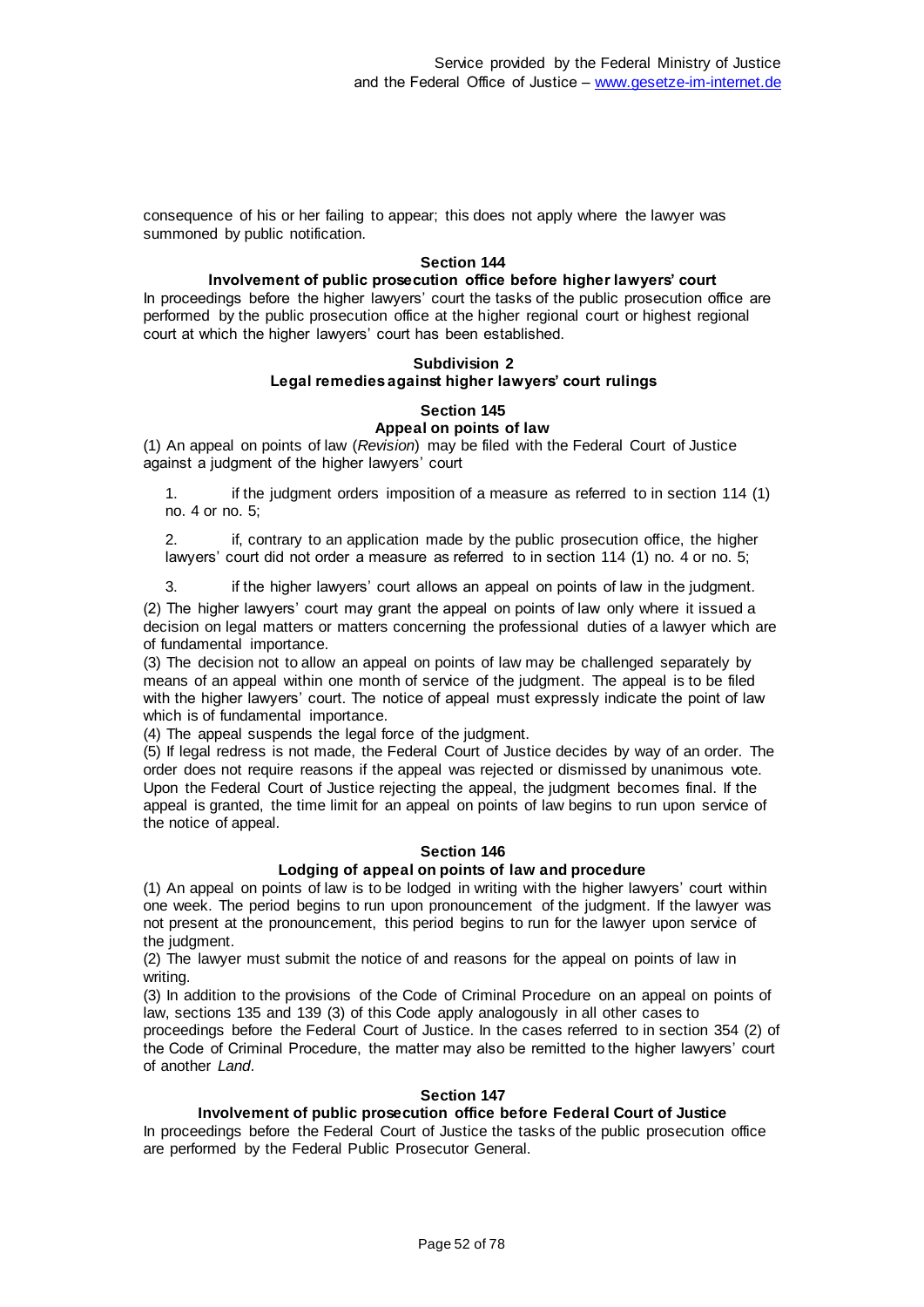consequence of his or her failing to appear; this does not apply where the lawyer was summoned by public notification.

### Section 144

### Involvement of public prosecution office before higher lawyers' court

In proceedings before the higher lawyers' court the tasks of the public prosecution office are performed by the public prosecution office at the higher regional court or highest regional court at which the higher lawyers' court has been established.

## Subdivision 2

## Legal remedies against higher lawyers' court rulings

### Section 145

### Appeal on points of law

(1) An appeal on points of law (*Revision*) may be filed with the Federal Court of Justice against a judgment of the higher lawyers' court

1. if the judgment orders imposition of a measure as referred to in section 114 (1) no. 4 or no. 5;

2. if, contrary to an application made by the public prosecution office, the higher lawyers' court did not order a measure as referred to in section 114 (1) no. 4 or no. 5;

3. if the higher lawyers' court allows an appeal on points of law in the judgment.

(2) The higher lawyers' court may grant the appeal on points of law only where it issued a decision on legal matters or matters concerning the professional duties of a lawyer which are of fundamental importance.

(3) The decision not to allow an appeal on points of law may be challenged separately by means of an appeal within one month of service of the judgment. The appeal is to be filed with the higher lawyers' court. The notice of appeal must expressly indicate the point of law which is of fundamental importance.

(4) The appeal suspends the legal force of the judgment.

(5) If legal redress is not made, the Federal Court of Justice decides by way of an order. The order does not require reasons if the appeal was rejected or dismissed by unanimous vote. Upon the Federal Court of Justice rejecting the appeal, the judgment becomes final. If the appeal is granted, the time limit for an appeal on points of law begins to run upon service of the notice of appeal.

### Section 146

### Lodging of appeal on points of law and procedure

(1) An appeal on points of law is to be lodged in writing with the higher lawyers' court within one week. The period begins to run upon pronouncement of the judgment. If the lawyer was not present at the pronouncement, this period begins to run for the lawyer upon service of the judgment.

(2) The lawyer must submit the notice of and reasons for the appeal on points of law in writing.

(3) In addition to the provisions of the Code of Criminal Procedure on an appeal on points of law, sections 135 and 139 (3) of this Code apply analogously in all other cases to proceedings before the Federal Court of Justice. In the cases referred to in section 354 (2) of the Code of Criminal Procedure, the matter may also be remitted to the higher lawyers' court of another *Land*.

### Section 147

### Involvement of public prosecution office before Federal Court of Justice

In proceedings before the Federal Court of Justice the tasks of the public prosecution office are performed by the Federal Public Prosecutor General.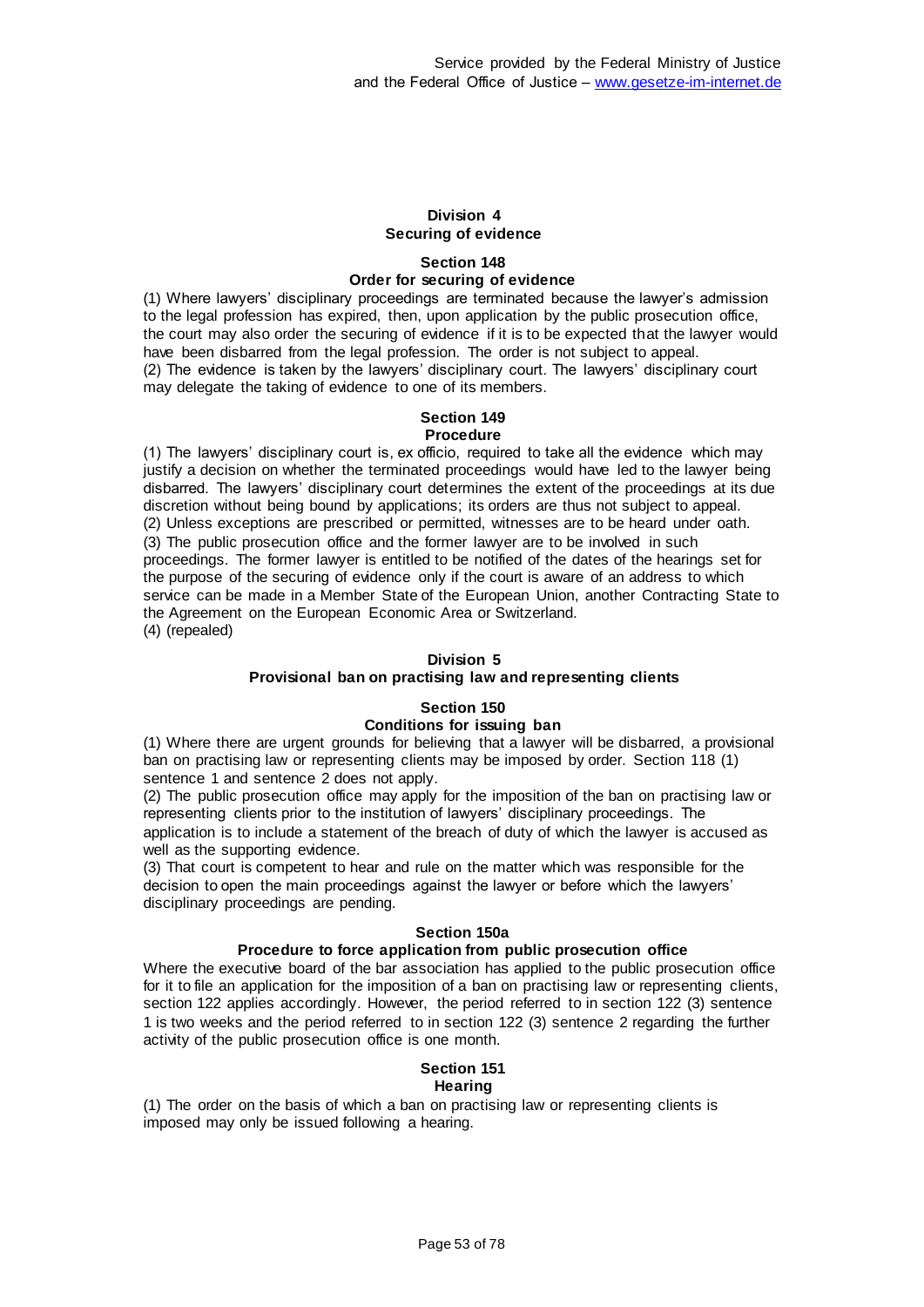## Division 4
## Securing of evidence

### Section 148
### Order for securing of evidence

(1) Where lawyers' disciplinary proceedings are terminated because the lawyer's admission to the legal profession has expired, then, upon application by the public prosecution office, the court may also order the securing of evidence if it is to be expected that the lawyer would have been disbarred from the legal profession. The order is not subject to appeal.
(2) The evidence is taken by the lawyers' disciplinary court. The lawyers' disciplinary court may delegate the taking of evidence to one of its members.

### Section 149
### Procedure

(1) The lawyers' disciplinary court is, ex officio, required to take all the evidence which may justify a decision on whether the terminated proceedings would have led to the lawyer being disbarred. The lawyers' disciplinary court determines the extent of the proceedings at its due discretion without being bound by applications; its orders are thus not subject to appeal.
(2) Unless exceptions are prescribed or permitted, witnesses are to be heard under oath.
(3) The public prosecution office and the former lawyer are to be involved in such proceedings. The former lawyer is entitled to be notified of the dates of the hearings set for the purpose of the securing of evidence only if the court is aware of an address to which service can be made in a Member State of the European Union, another Contracting State to the Agreement on the European Economic Area or Switzerland.
(4) (repealed)

## Division 5
## Provisional ban on practising law and representing clients

### Section 150
### Conditions for issuing ban

(1) Where there are urgent grounds for believing that a lawyer will be disbarred, a provisional ban on practising law or representing clients may be imposed by order. Section 118 (1) sentence 1 and sentence 2 does not apply.
(2) The public prosecution office may apply for the imposition of the ban on practising law or representing clients prior to the institution of lawyers' disciplinary proceedings. The application is to include a statement of the breach of duty of which the lawyer is accused as well as the supporting evidence.
(3) That court is competent to hear and rule on the matter which was responsible for the decision to open the main proceedings against the lawyer or before which the lawyers' disciplinary proceedings are pending.

### Section 150a
### Procedure to force application from public prosecution office

Where the executive board of the bar association has applied to the public prosecution office for it to file an application for the imposition of a ban on practising law or representing clients, section 122 applies accordingly. However, the period referred to in section 122 (3) sentence 1 is two weeks and the period referred to in section 122 (3) sentence 2 regarding the further activity of the public prosecution office is one month.

### Section 151
### Hearing

(1) The order on the basis of which a ban on practising law or representing clients is imposed may only be issued following a hearing.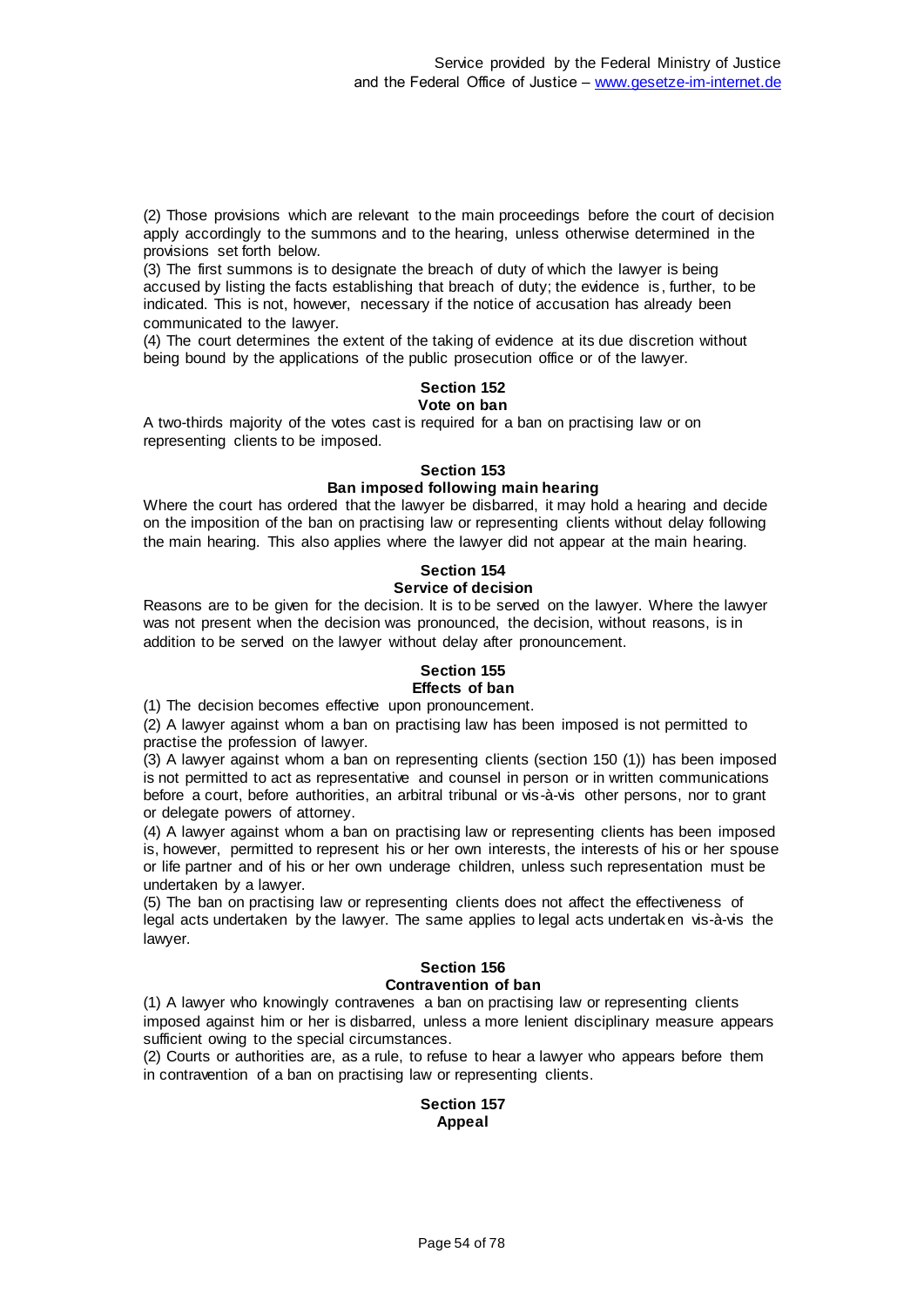(2) Those provisions which are relevant to the main proceedings before the court of decision apply accordingly to the summons and to the hearing, unless otherwise determined in the provisions set forth below.
(3) The first summons is to designate the breach of duty of which the lawyer is being accused by listing the facts establishing that breach of duty; the evidence is, further, to be indicated. This is not, however, necessary if the notice of accusation has already been communicated to the lawyer.
(4) The court determines the extent of the taking of evidence at its due discretion without being bound by the applications of the public prosecution office or of the lawyer.

#### Section 152
#### Vote on ban

A two-thirds majority of the votes cast is required for a ban on practising law or on representing clients to be imposed.

#### Section 153
#### Ban imposed following main hearing

Where the court has ordered that the lawyer be disbarred, it may hold a hearing and decide on the imposition of the ban on practising law or representing clients without delay following the main hearing. This also applies where the lawyer did not appear at the main hearing.

#### Section 154
#### Service of decision

Reasons are to be given for the decision. It is to be served on the lawyer. Where the lawyer was not present when the decision was pronounced, the decision, without reasons, is in addition to be served on the lawyer without delay after pronouncement.

#### Section 155
#### Effects of ban

(1) The decision becomes effective upon pronouncement.
(2) A lawyer against whom a ban on practising law has been imposed is not permitted to practise the profession of lawyer.
(3) A lawyer against whom a ban on representing clients (section 150 (1)) has been imposed is not permitted to act as representative and counsel in person or in written communications before a court, before authorities, an arbitral tribunal or vis-à-vis other persons, nor to grant or delegate powers of attorney.
(4) A lawyer against whom a ban on practising law or representing clients has been imposed is, however, permitted to represent his or her own interests, the interests of his or her spouse or life partner and of his or her own underage children, unless such representation must be undertaken by a lawyer.
(5) The ban on practising law or representing clients does not affect the effectiveness of legal acts undertaken by the lawyer. The same applies to legal acts undertaken vis-à-vis the lawyer.

#### Section 156
#### Contravention of ban

(1) A lawyer who knowingly contravenes a ban on practising law or representing clients imposed against him or her is disbarred, unless a more lenient disciplinary measure appears sufficient owing to the special circumstances.
(2) Courts or authorities are, as a rule, to refuse to hear a lawyer who appears before them in contravention of a ban on practising law or representing clients.

#### Section 157
#### Appeal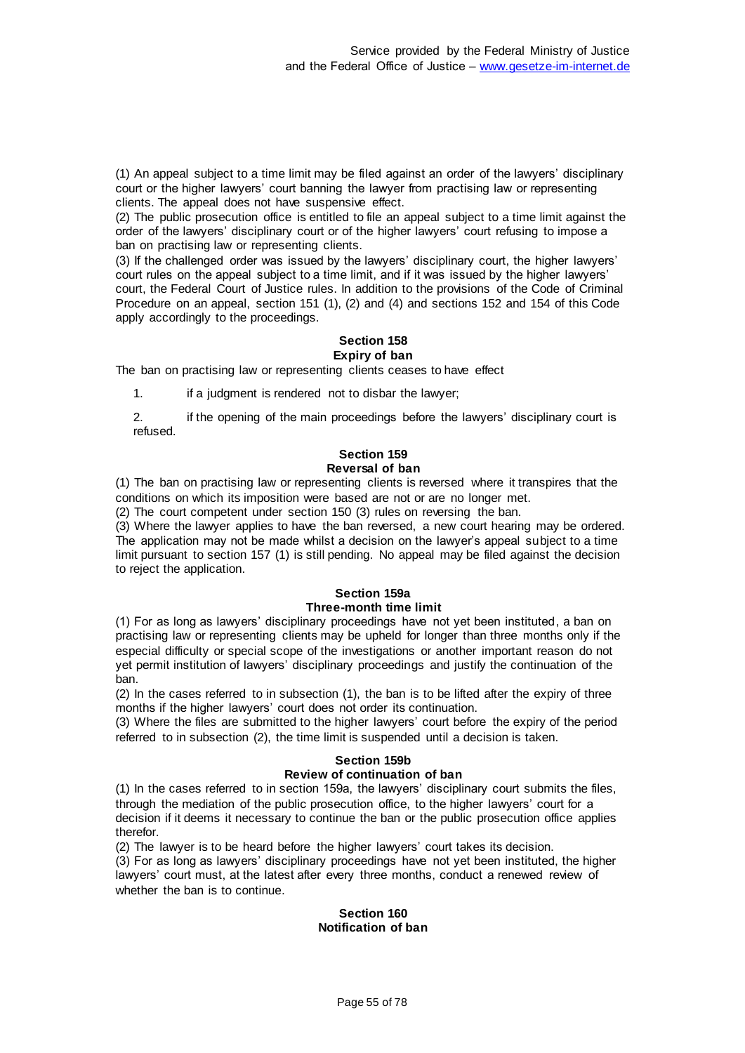(1) An appeal subject to a time limit may be filed against an order of the lawyers' disciplinary court or the higher lawyers' court banning the lawyer from practising law or representing clients. The appeal does not have suspensive effect.
(2) The public prosecution office is entitled to file an appeal subject to a time limit against the order of the lawyers' disciplinary court or of the higher lawyers' court refusing to impose a ban on practising law or representing clients.
(3) If the challenged order was issued by the lawyers' disciplinary court, the higher lawyers' court rules on the appeal subject to a time limit, and if it was issued by the higher lawyers' court, the Federal Court of Justice rules. In addition to the provisions of the Code of Criminal Procedure on an appeal, section 151 (1), (2) and (4) and sections 152 and 154 of this Code apply accordingly to the proceedings.

### Section 158
### Expiry of ban

The ban on practising law or representing clients ceases to have effect

1. if a judgment is rendered not to disbar the lawyer;
2. if the opening of the main proceedings before the lawyers' disciplinary court is refused.

### Section 159
### Reversal of ban

(1) The ban on practising law or representing clients is reversed where it transpires that the conditions on which its imposition were based are not or are no longer met.
(2) The court competent under section 150 (3) rules on reversing the ban.
(3) Where the lawyer applies to have the ban reversed, a new court hearing may be ordered. The application may not be made whilst a decision on the lawyer's appeal subject to a time limit pursuant to section 157 (1) is still pending. No appeal may be filed against the decision to reject the application.

### Section 159a
### Three-month time limit

(1) For as long as lawyers' disciplinary proceedings have not yet been instituted, a ban on practising law or representing clients may be upheld for longer than three months only if the especial difficulty or special scope of the investigations or another important reason do not yet permit institution of lawyers' disciplinary proceedings and justify the continuation of the ban.
(2) In the cases referred to in subsection (1), the ban is to be lifted after the expiry of three months if the higher lawyers' court does not order its continuation.
(3) Where the files are submitted to the higher lawyers' court before the expiry of the period referred to in subsection (2), the time limit is suspended until a decision is taken.

### Section 159b
### Review of continuation of ban

(1) In the cases referred to in section 159a, the lawyers' disciplinary court submits the files, through the mediation of the public prosecution office, to the higher lawyers' court for a decision if it deems it necessary to continue the ban or the public prosecution office applies therefor.
(2) The lawyer is to be heard before the higher lawyers' court takes its decision.
(3) For as long as lawyers' disciplinary proceedings have not yet been instituted, the higher lawyers' court must, at the latest after every three months, conduct a renewed review of whether the ban is to continue.

### Section 160
### Notification of ban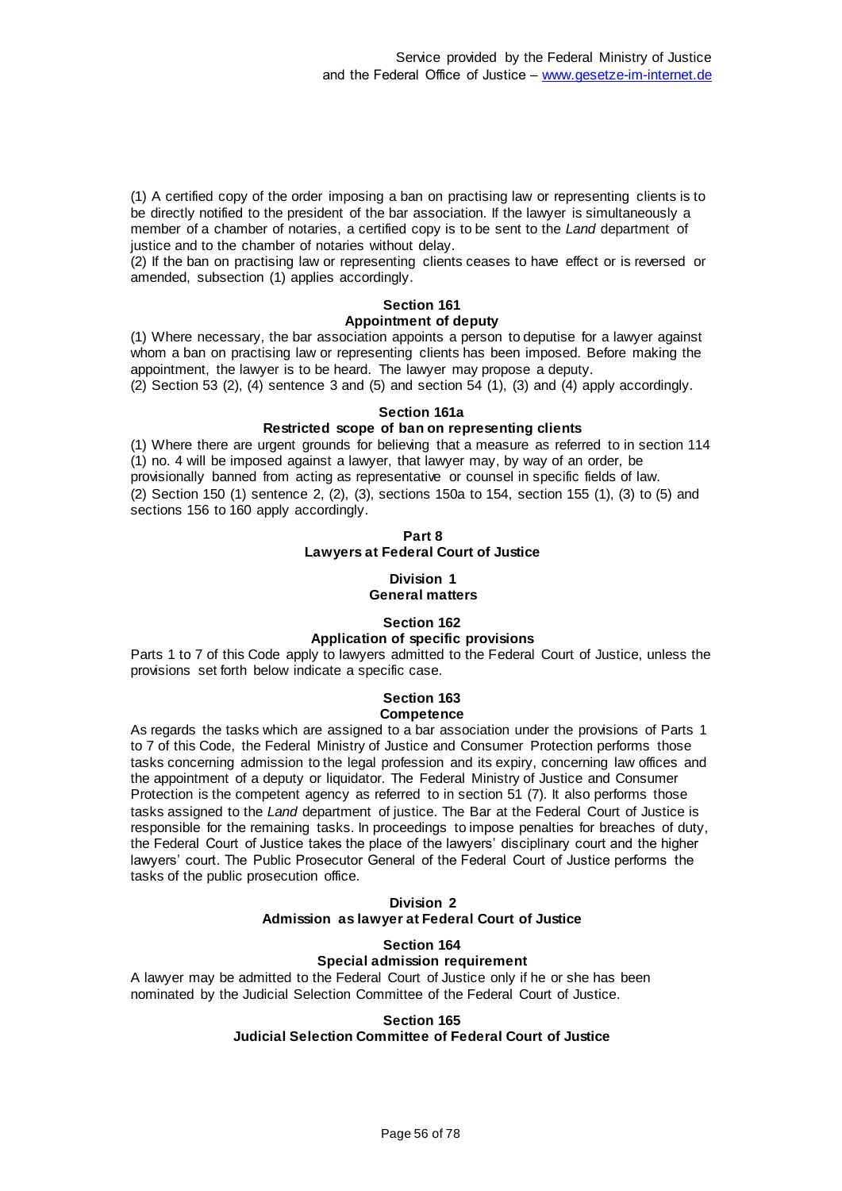(1) A certified copy of the order imposing a ban on practising law or representing clients is to be directly notified to the president of the bar association. If the lawyer is simultaneously a member of a chamber of notaries, a certified copy is to be sent to the *Land* department of justice and to the chamber of notaries without delay.
(2) If the ban on practising law or representing clients ceases to have effect or is reversed or amended, subsection (1) applies accordingly.

### Section 161
### Appointment of deputy

(1) Where necessary, the bar association appoints a person to deputise for a lawyer against whom a ban on practising law or representing clients has been imposed. Before making the appointment, the lawyer is to be heard. The lawyer may propose a deputy.
(2) Section 53 (2), (4) sentence 3 and (5) and section 54 (1), (3) and (4) apply accordingly.

### Section 161a
### Restricted scope of ban on representing clients

(1) Where there are urgent grounds for believing that a measure as referred to in section 114 (1) no. 4 will be imposed against a lawyer, that lawyer may, by way of an order, be provisionally banned from acting as representative or counsel in specific fields of law.
(2) Section 150 (1) sentence 2, (2), (3), sections 150a to 154, section 155 (1), (3) to (5) and sections 156 to 160 apply accordingly.

# Part 8
# Lawyers at Federal Court of Justice

## Division 1
## General matters

### Section 162
### Application of specific provisions

Parts 1 to 7 of this Code apply to lawyers admitted to the Federal Court of Justice, unless the provisions set forth below indicate a specific case.

### Section 163
### Competence

As regards the tasks which are assigned to a bar association under the provisions of Parts 1 to 7 of this Code, the Federal Ministry of Justice and Consumer Protection performs those tasks concerning admission to the legal profession and its expiry, concerning law offices and the appointment of a deputy or liquidator. The Federal Ministry of Justice and Consumer Protection is the competent agency as referred to in section 51 (7). It also performs those tasks assigned to the *Land* department of justice. The Bar at the Federal Court of Justice is responsible for the remaining tasks. In proceedings to impose penalties for breaches of duty, the Federal Court of Justice takes the place of the lawyers' disciplinary court and the higher lawyers' court. The Public Prosecutor General of the Federal Court of Justice performs the tasks of the public prosecution office.

## Division 2
## Admission as lawyer at Federal Court of Justice

### Section 164
### Special admission requirement

A lawyer may be admitted to the Federal Court of Justice only if he or she has been nominated by the Judicial Selection Committee of the Federal Court of Justice.

### Section 165
### Judicial Selection Committee of Federal Court of Justice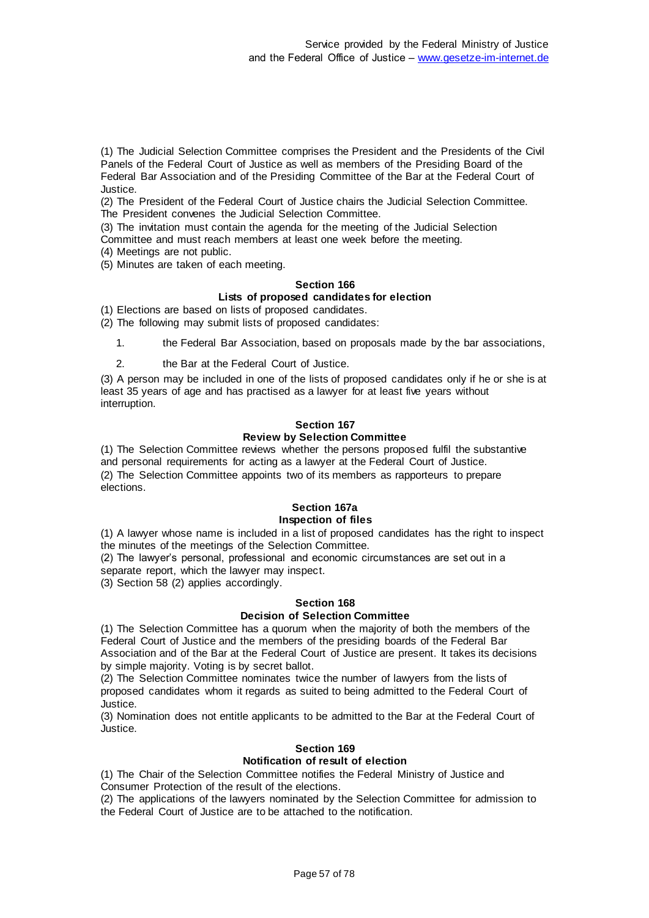(1) The Judicial Selection Committee comprises the President and the Presidents of the Civil Panels of the Federal Court of Justice as well as members of the Presiding Board of the Federal Bar Association and of the Presiding Committee of the Bar at the Federal Court of Justice.

(2) The President of the Federal Court of Justice chairs the Judicial Selection Committee. The President convenes the Judicial Selection Committee.

(3) The invitation must contain the agenda for the meeting of the Judicial Selection Committee and must reach members at least one week before the meeting.

(4) Meetings are not public.

(5) Minutes are taken of each meeting.

### Section 166
### Lists of proposed candidates for election

(1) Elections are based on lists of proposed candidates.

(2) The following may submit lists of proposed candidates:

1. the Federal Bar Association, based on proposals made by the bar associations,
2. the Bar at the Federal Court of Justice.

(3) A person may be included in one of the lists of proposed candidates only if he or she is at least 35 years of age and has practised as a lawyer for at least five years without interruption.

### Section 167
### Review by Selection Committee

(1) The Selection Committee reviews whether the persons proposed fulfil the substantive and personal requirements for acting as a lawyer at the Federal Court of Justice.

(2) The Selection Committee appoints two of its members as rapporteurs to prepare elections.

### Section 167a
### Inspection of files

(1) A lawyer whose name is included in a list of proposed candidates has the right to inspect the minutes of the meetings of the Selection Committee.

(2) The lawyer's personal, professional and economic circumstances are set out in a separate report, which the lawyer may inspect.

(3) Section 58 (2) applies accordingly.

### Section 168
### Decision of Selection Committee

(1) The Selection Committee has a quorum when the majority of both the members of the Federal Court of Justice and the members of the presiding boards of the Federal Bar Association and of the Bar at the Federal Court of Justice are present. It takes its decisions by simple majority. Voting is by secret ballot.

(2) The Selection Committee nominates twice the number of lawyers from the lists of proposed candidates whom it regards as suited to being admitted to the Federal Court of Justice.

(3) Nomination does not entitle applicants to be admitted to the Bar at the Federal Court of Justice.

### Section 169
### Notification of result of election

(1) The Chair of the Selection Committee notifies the Federal Ministry of Justice and Consumer Protection of the result of the elections.

(2) The applications of the lawyers nominated by the Selection Committee for admission to the Federal Court of Justice are to be attached to the notification.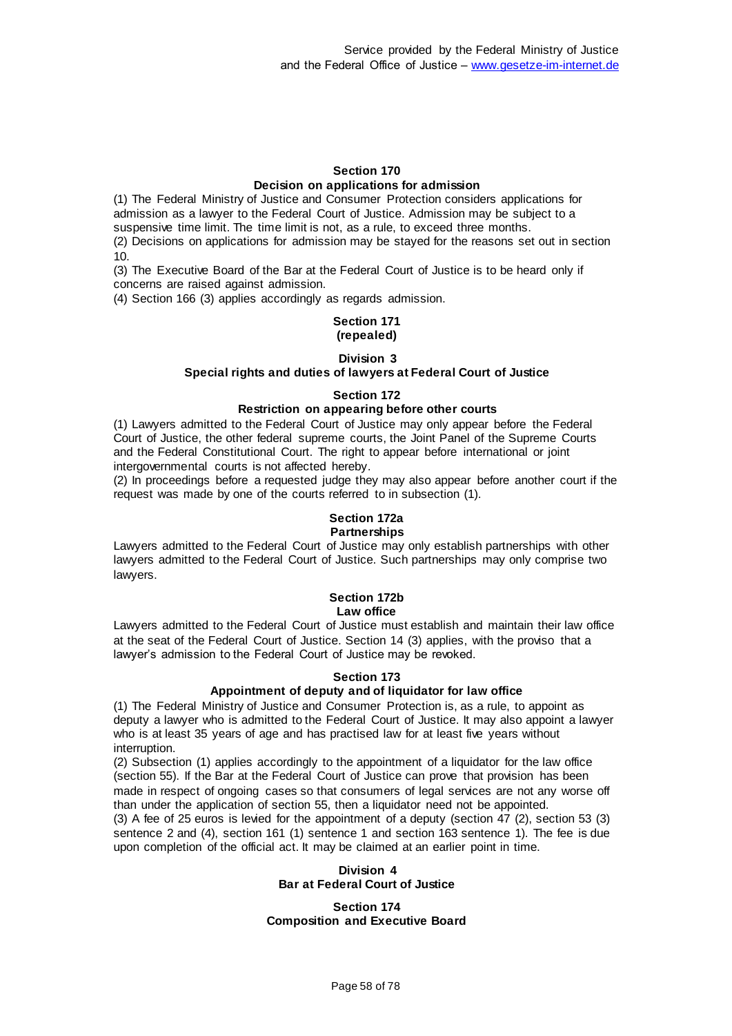#### Section 170
#### Decision on applications for admission

(1) The Federal Ministry of Justice and Consumer Protection considers applications for admission as a lawyer to the Federal Court of Justice. Admission may be subject to a suspensive time limit. The time limit is not, as a rule, to exceed three months.
(2) Decisions on applications for admission may be stayed for the reasons set out in section 10.
(3) The Executive Board of the Bar at the Federal Court of Justice is to be heard only if concerns are raised against admission.
(4) Section 166 (3) applies accordingly as regards admission.

#### Section 171
#### (repealed)

### Division 3
### Special rights and duties of lawyers at Federal Court of Justice

#### Section 172
#### Restriction on appearing before other courts

(1) Lawyers admitted to the Federal Court of Justice may only appear before the Federal Court of Justice, the other federal supreme courts, the Joint Panel of the Supreme Courts and the Federal Constitutional Court. The right to appear before international or joint intergovernmental courts is not affected hereby.
(2) In proceedings before a requested judge they may also appear before another court if the request was made by one of the courts referred to in subsection (1).

#### Section 172a
#### Partnerships

Lawyers admitted to the Federal Court of Justice may only establish partnerships with other lawyers admitted to the Federal Court of Justice. Such partnerships may only comprise two lawyers.

#### Section 172b
#### Law office

Lawyers admitted to the Federal Court of Justice must establish and maintain their law office at the seat of the Federal Court of Justice. Section 14 (3) applies, with the proviso that a lawyer's admission to the Federal Court of Justice may be revoked.

#### Section 173
#### Appointment of deputy and of liquidator for law office

(1) The Federal Ministry of Justice and Consumer Protection is, as a rule, to appoint as deputy a lawyer who is admitted to the Federal Court of Justice. It may also appoint a lawyer who is at least 35 years of age and has practised law for at least five years without interruption.
(2) Subsection (1) applies accordingly to the appointment of a liquidator for the law office (section 55). If the Bar at the Federal Court of Justice can prove that provision has been made in respect of ongoing cases so that consumers of legal services are not any worse off than under the application of section 55, then a liquidator need not be appointed.
(3) A fee of 25 euros is levied for the appointment of a deputy (section 47 (2), section 53 (3) sentence 2 and (4), section 161 (1) sentence 1 and section 163 sentence 1). The fee is due upon completion of the official act. It may be claimed at an earlier point in time.

### Division 4
### Bar at Federal Court of Justice

#### Section 174
#### Composition and Executive Board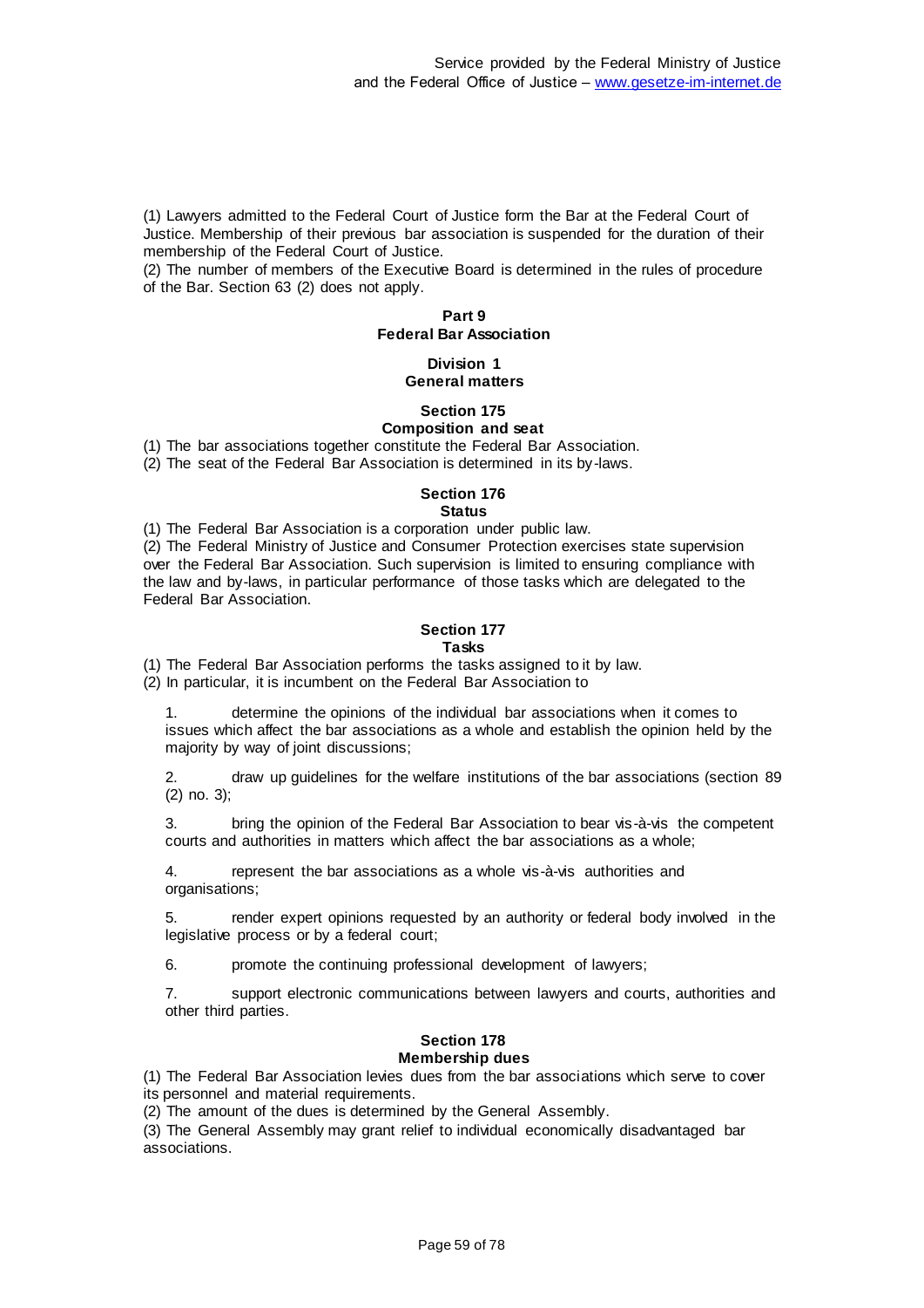(1) Lawyers admitted to the Federal Court of Justice form the Bar at the Federal Court of Justice. Membership of their previous bar association is suspended for the duration of their membership of the Federal Court of Justice.
(2) The number of members of the Executive Board is determined in the rules of procedure of the Bar. Section 63 (2) does not apply.

## Part 9
## Federal Bar Association

### Division 1
### General matters

#### Section 175
#### Composition and seat

(1) The bar associations together constitute the Federal Bar Association.
(2) The seat of the Federal Bar Association is determined in its by-laws.

#### Section 176
#### Status

(1) The Federal Bar Association is a corporation under public law.
(2) The Federal Ministry of Justice and Consumer Protection exercises state supervision over the Federal Bar Association. Such supervision is limited to ensuring compliance with the law and by-laws, in particular performance of those tasks which are delegated to the Federal Bar Association.

#### Section 177
#### Tasks

(1) The Federal Bar Association performs the tasks assigned to it by law.
(2) In particular, it is incumbent on the Federal Bar Association to

1. determine the opinions of the individual bar associations when it comes to issues which affect the bar associations as a whole and establish the opinion held by the majority by way of joint discussions;

2. draw up guidelines for the welfare institutions of the bar associations (section 89 (2) no. 3);

3. bring the opinion of the Federal Bar Association to bear vis-à-vis the competent courts and authorities in matters which affect the bar associations as a whole;

4. represent the bar associations as a whole vis-à-vis authorities and organisations;

5. render expert opinions requested by an authority or federal body involved in the legislative process or by a federal court;

6. promote the continuing professional development of lawyers;

7. support electronic communications between lawyers and courts, authorities and other third parties.

#### Section 178
#### Membership dues

(1) The Federal Bar Association levies dues from the bar associations which serve to cover its personnel and material requirements.
(2) The amount of the dues is determined by the General Assembly.
(3) The General Assembly may grant relief to individual economically disadvantaged bar associations.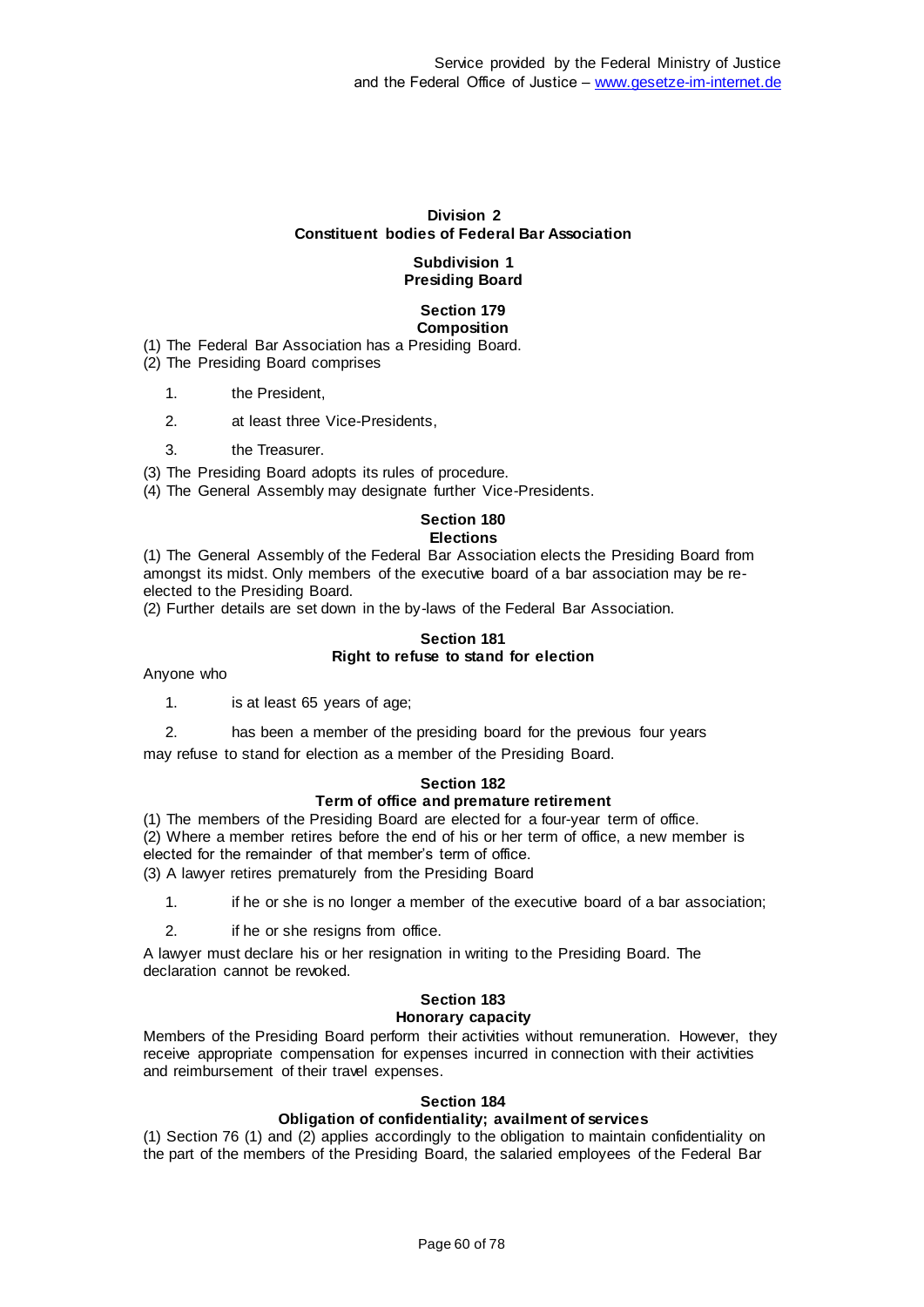## Division 2
## Constituent bodies of Federal Bar Association

### Subdivision 1
### Presiding Board

#### Section 179
#### Composition

(1) The Federal Bar Association has a Presiding Board.
(2) The Presiding Board comprises

1. the President,
2. at least three Vice-Presidents,
3. the Treasurer.

(3) The Presiding Board adopts its rules of procedure.
(4) The General Assembly may designate further Vice-Presidents.

#### Section 180
#### Elections

(1) The General Assembly of the Federal Bar Association elects the Presiding Board from amongst its midst. Only members of the executive board of a bar association may be re-elected to the Presiding Board.
(2) Further details are set down in the by-laws of the Federal Bar Association.

#### Section 181
#### Right to refuse to stand for election

Anyone who

1. is at least 65 years of age;
2. has been a member of the presiding board for the previous four years

may refuse to stand for election as a member of the Presiding Board.

#### Section 182
#### Term of office and premature retirement

(1) The members of the Presiding Board are elected for a four-year term of office.
(2) Where a member retires before the end of his or her term of office, a new member is elected for the remainder of that member's term of office.
(3) A lawyer retires prematurely from the Presiding Board

1. if he or she is no longer a member of the executive board of a bar association;
2. if he or she resigns from office.

A lawyer must declare his or her resignation in writing to the Presiding Board. The declaration cannot be revoked.

#### Section 183
#### Honorary capacity

Members of the Presiding Board perform their activities without remuneration. However, they receive appropriate compensation for expenses incurred in connection with their activities and reimbursement of their travel expenses.

#### Section 184
#### Obligation of confidentiality; availment of services

(1) Section 76 (1) and (2) applies accordingly to the obligation to maintain confidentiality on the part of the members of the Presiding Board, the salaried employees of the Federal Bar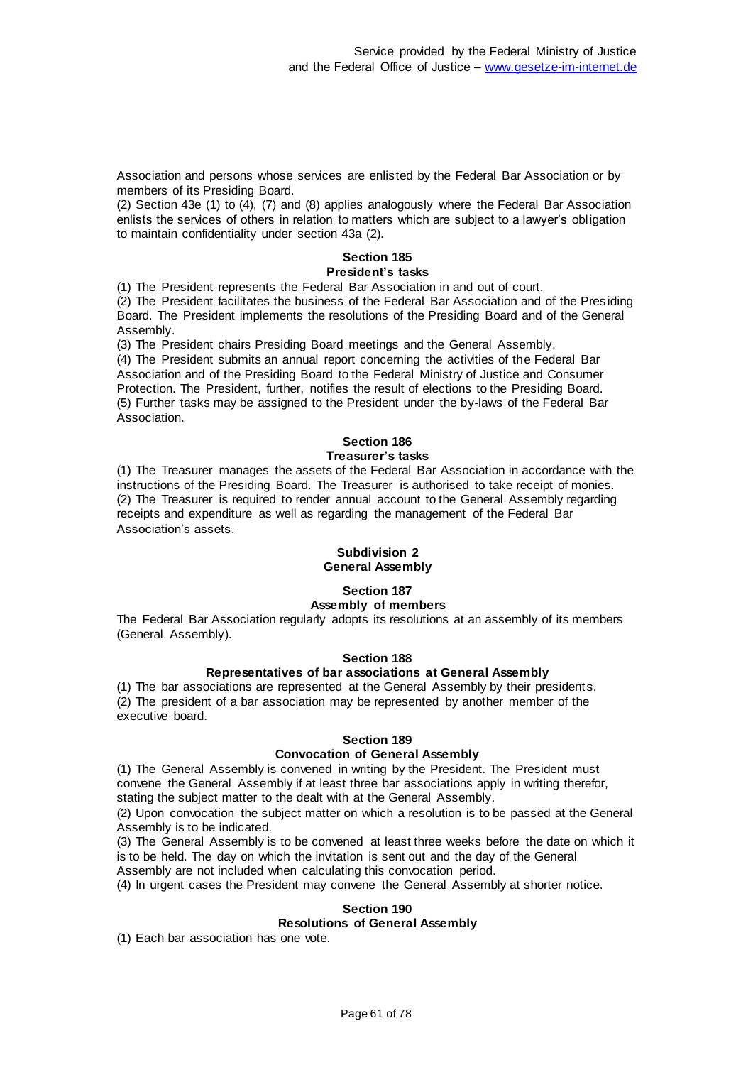Association and persons whose services are enlisted by the Federal Bar Association or by members of its Presiding Board.

(2) Section 43e (1) to (4), (7) and (8) applies analogously where the Federal Bar Association enlists the services of others in relation to matters which are subject to a lawyer's obligation to maintain confidentiality under section 43a (2).

### Section 185
### President's tasks

(1) The President represents the Federal Bar Association in and out of court.

(2) The President facilitates the business of the Federal Bar Association and of the Presiding Board. The President implements the resolutions of the Presiding Board and of the General Assembly.

(3) The President chairs Presiding Board meetings and the General Assembly.

(4) The President submits an annual report concerning the activities of the Federal Bar Association and of the Presiding Board to the Federal Ministry of Justice and Consumer Protection. The President, further, notifies the result of elections to the Presiding Board.

(5) Further tasks may be assigned to the President under the by-laws of the Federal Bar Association.

### Section 186
### Treasurer's tasks

(1) The Treasurer manages the assets of the Federal Bar Association in accordance with the instructions of the Presiding Board. The Treasurer is authorised to take receipt of monies.

(2) The Treasurer is required to render annual account to the General Assembly regarding receipts and expenditure as well as regarding the management of the Federal Bar Association's assets.

## Subdivision 2
## General Assembly

### Section 187
### Assembly of members

The Federal Bar Association regularly adopts its resolutions at an assembly of its members (General Assembly).

### Section 188
### Representatives of bar associations at General Assembly

(1) The bar associations are represented at the General Assembly by their presidents.

(2) The president of a bar association may be represented by another member of the executive board.

### Section 189
### Convocation of General Assembly

(1) The General Assembly is convened in writing by the President. The President must convene the General Assembly if at least three bar associations apply in writing therefor, stating the subject matter to the dealt with at the General Assembly.

(2) Upon convocation the subject matter on which a resolution is to be passed at the General Assembly is to be indicated.

(3) The General Assembly is to be convened at least three weeks before the date on which it is to be held. The day on which the invitation is sent out and the day of the General Assembly are not included when calculating this convocation period.

(4) In urgent cases the President may convene the General Assembly at shorter notice.

### Section 190
### Resolutions of General Assembly

(1) Each bar association has one vote.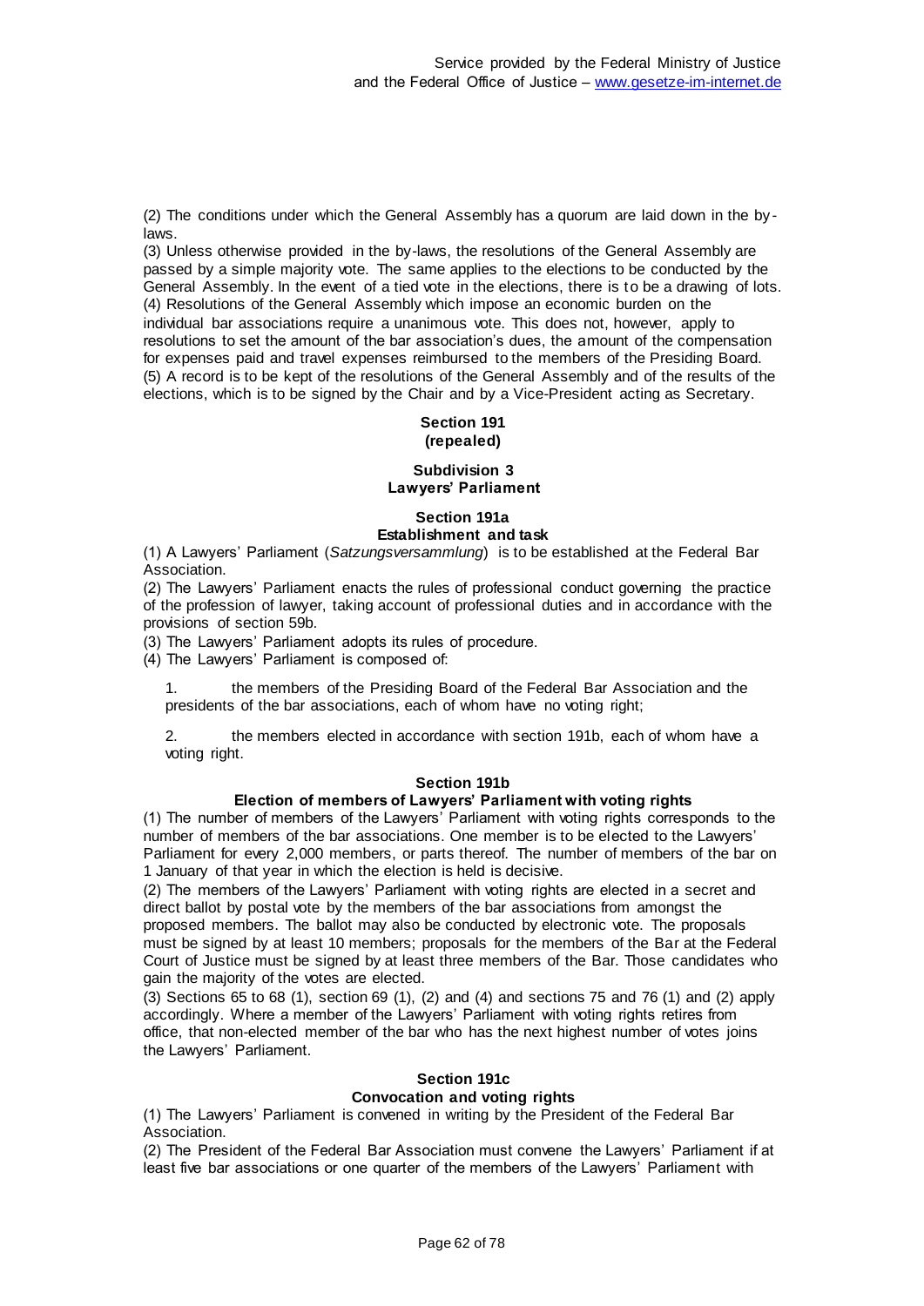(2) The conditions under which the General Assembly has a quorum are laid down in the by-laws.

(3) Unless otherwise provided in the by-laws, the resolutions of the General Assembly are passed by a simple majority vote. The same applies to the elections to be conducted by the General Assembly. In the event of a tied vote in the elections, there is to be a drawing of lots.

(4) Resolutions of the General Assembly which impose an economic burden on the individual bar associations require a unanimous vote. This does not, however, apply to resolutions to set the amount of the bar association's dues, the amount of the compensation for expenses paid and travel expenses reimbursed to the members of the Presiding Board.

(5) A record is to be kept of the resolutions of the General Assembly and of the results of the elections, which is to be signed by the Chair and by a Vice-President acting as Secretary.

### Section 191
### (repealed)

## Subdivision 3
## Lawyers' Parliament

### Section 191a
### Establishment and task

(1) A Lawyers' Parliament (*Satzungsversammlung*) is to be established at the Federal Bar Association.

(2) The Lawyers' Parliament enacts the rules of professional conduct governing the practice of the profession of lawyer, taking account of professional duties and in accordance with the provisions of section 59b.

(3) The Lawyers' Parliament adopts its rules of procedure.

(4) The Lawyers' Parliament is composed of:

1. the members of the Presiding Board of the Federal Bar Association and the presidents of the bar associations, each of whom have no voting right;

2. the members elected in accordance with section 191b, each of whom have a voting right.

### Section 191b
### Election of members of Lawyers' Parliament with voting rights

(1) The number of members of the Lawyers' Parliament with voting rights corresponds to the number of members of the bar associations. One member is to be elected to the Lawyers' Parliament for every 2,000 members, or parts thereof. The number of members of the bar on 1 January of that year in which the election is held is decisive.

(2) The members of the Lawyers' Parliament with voting rights are elected in a secret and direct ballot by postal vote by the members of the bar associations from amongst the proposed members. The ballot may also be conducted by electronic vote. The proposals must be signed by at least 10 members; proposals for the members of the Bar at the Federal Court of Justice must be signed by at least three members of the Bar. Those candidates who gain the majority of the votes are elected.

(3) Sections 65 to 68 (1), section 69 (1), (2) and (4) and sections 75 and 76 (1) and (2) apply accordingly. Where a member of the Lawyers' Parliament with voting rights retires from office, that non-elected member of the bar who has the next highest number of votes joins the Lawyers' Parliament.

### Section 191c
### Convocation and voting rights

(1) The Lawyers' Parliament is convened in writing by the President of the Federal Bar Association.

(2) The President of the Federal Bar Association must convene the Lawyers' Parliament if at least five bar associations or one quarter of the members of the Lawyers' Parliament with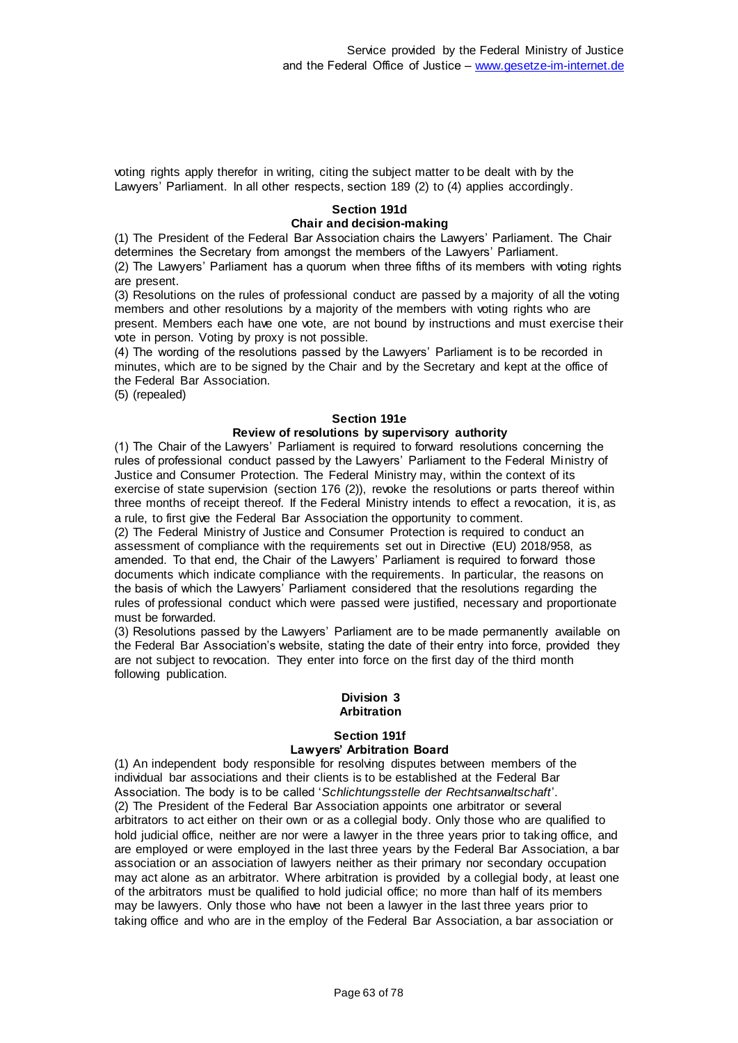voting rights apply therefor in writing, citing the subject matter to be dealt with by the Lawyers' Parliament. In all other respects, section 189 (2) to (4) applies accordingly.

### Section 191d
### Chair and decision-making

(1) The President of the Federal Bar Association chairs the Lawyers' Parliament. The Chair determines the Secretary from amongst the members of the Lawyers' Parliament.
(2) The Lawyers' Parliament has a quorum when three fifths of its members with voting rights are present.
(3) Resolutions on the rules of professional conduct are passed by a majority of all the voting members and other resolutions by a majority of the members with voting rights who are present. Members each have one vote, are not bound by instructions and must exercise their vote in person. Voting by proxy is not possible.
(4) The wording of the resolutions passed by the Lawyers' Parliament is to be recorded in minutes, which are to be signed by the Chair and by the Secretary and kept at the office of the Federal Bar Association.
(5) (repealed)

### Section 191e
### Review of resolutions by supervisory authority

(1) The Chair of the Lawyers' Parliament is required to forward resolutions concerning the rules of professional conduct passed by the Lawyers' Parliament to the Federal Ministry of Justice and Consumer Protection. The Federal Ministry may, within the context of its exercise of state supervision (section 176 (2)), revoke the resolutions or parts thereof within three months of receipt thereof. If the Federal Ministry intends to effect a revocation, it is, as a rule, to first give the Federal Bar Association the opportunity to comment.
(2) The Federal Ministry of Justice and Consumer Protection is required to conduct an assessment of compliance with the requirements set out in Directive (EU) 2018/958, as amended. To that end, the Chair of the Lawyers' Parliament is required to forward those documents which indicate compliance with the requirements. In particular, the reasons on the basis of which the Lawyers' Parliament considered that the resolutions regarding the rules of professional conduct which were passed were justified, necessary and proportionate must be forwarded.
(3) Resolutions passed by the Lawyers' Parliament are to be made permanently available on the Federal Bar Association's website, stating the date of their entry into force, provided they are not subject to revocation. They enter into force on the first day of the third month following publication.

## Division 3
## Arbitration

### Section 191f
### Lawyers' Arbitration Board

(1) An independent body responsible for resolving disputes between members of the individual bar associations and their clients is to be established at the Federal Bar Association. The body is to be called '*Schlichtungsstelle der Rechtsanwaltschaft*'.
(2) The President of the Federal Bar Association appoints one arbitrator or several arbitrators to act either on their own or as a collegial body. Only those who are qualified to hold judicial office, neither are nor were a lawyer in the three years prior to taking office, and are employed or were employed in the last three years by the Federal Bar Association, a bar association or an association of lawyers neither as their primary nor secondary occupation may act alone as an arbitrator. Where arbitration is provided by a collegial body, at least one of the arbitrators must be qualified to hold judicial office; no more than half of its members may be lawyers. Only those who have not been a lawyer in the last three years prior to taking office and who are in the employ of the Federal Bar Association, a bar association or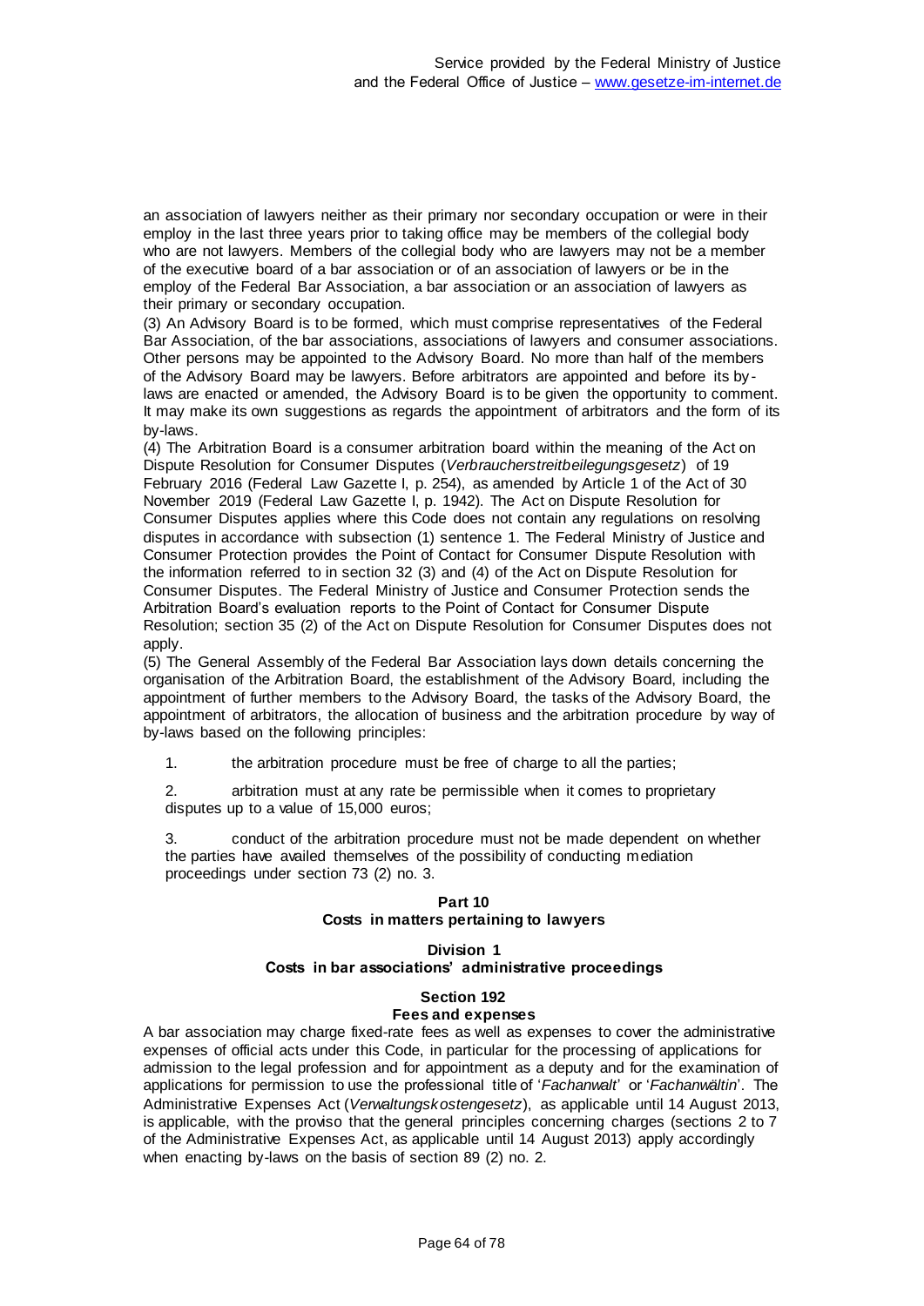an association of lawyers neither as their primary nor secondary occupation or were in their employ in the last three years prior to taking office may be members of the collegial body who are not lawyers. Members of the collegial body who are lawyers may not be a member of the executive board of a bar association or of an association of lawyers or be in the employ of the Federal Bar Association, a bar association or an association of lawyers as their primary or secondary occupation.

(3) An Advisory Board is to be formed, which must comprise representatives of the Federal Bar Association, of the bar associations, associations of lawyers and consumer associations. Other persons may be appointed to the Advisory Board. No more than half of the members of the Advisory Board may be lawyers. Before arbitrators are appointed and before its by-laws are enacted or amended, the Advisory Board is to be given the opportunity to comment. It may make its own suggestions as regards the appointment of arbitrators and the form of its by-laws.

(4) The Arbitration Board is a consumer arbitration board within the meaning of the Act on Dispute Resolution for Consumer Disputes (*Verbraucherstreitbeilegungsgesetz*) of 19 February 2016 (Federal Law Gazette I, p. 254), as amended by Article 1 of the Act of 30 November 2019 (Federal Law Gazette I, p. 1942). The Act on Dispute Resolution for Consumer Disputes applies where this Code does not contain any regulations on resolving disputes in accordance with subsection (1) sentence 1. The Federal Ministry of Justice and Consumer Protection provides the Point of Contact for Consumer Dispute Resolution with the information referred to in section 32 (3) and (4) of the Act on Dispute Resolution for Consumer Disputes. The Federal Ministry of Justice and Consumer Protection sends the Arbitration Board's evaluation reports to the Point of Contact for Consumer Dispute Resolution; section 35 (2) of the Act on Dispute Resolution for Consumer Disputes does not apply.

(5) The General Assembly of the Federal Bar Association lays down details concerning the organisation of the Arbitration Board, the establishment of the Advisory Board, including the appointment of further members to the Advisory Board, the tasks of the Advisory Board, the appointment of arbitrators, the allocation of business and the arbitration procedure by way of by-laws based on the following principles:

1. the arbitration procedure must be free of charge to all the parties;

2. arbitration must at any rate be permissible when it comes to proprietary disputes up to a value of 15,000 euros;

3. conduct of the arbitration procedure must not be made dependent on whether the parties have availed themselves of the possibility of conducting mediation proceedings under section 73 (2) no. 3.

## Part 10
## Costs in matters pertaining to lawyers

### Division 1
### Costs in bar associations' administrative proceedings

#### Section 192
#### Fees and expenses

A bar association may charge fixed-rate fees as well as expenses to cover the administrative expenses of official acts under this Code, in particular for the processing of applications for admission to the legal profession and for appointment as a deputy and for the examination of applications for permission to use the professional title of '*Fachanwalt*' or '*Fachanwältin*'. The Administrative Expenses Act (*Verwaltungskostengesetz*), as applicable until 14 August 2013, is applicable, with the proviso that the general principles concerning charges (sections 2 to 7 of the Administrative Expenses Act, as applicable until 14 August 2013) apply accordingly when enacting by-laws on the basis of section 89 (2) no. 2.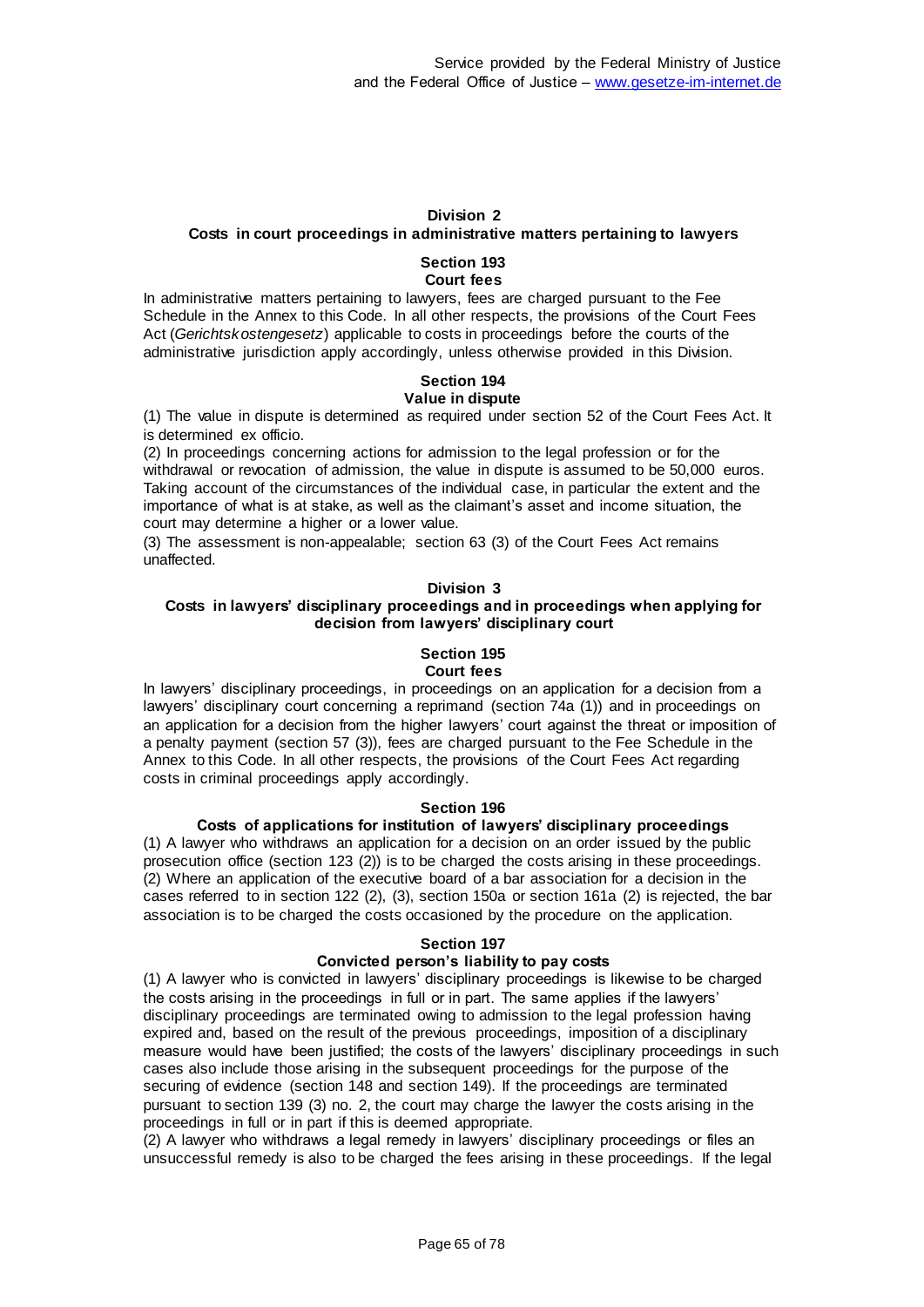## Division 2
## Costs in court proceedings in administrative matters pertaining to lawyers

### Section 193
### Court fees

In administrative matters pertaining to lawyers, fees are charged pursuant to the Fee Schedule in the Annex to this Code. In all other respects, the provisions of the Court Fees Act (*Gerichtskostengesetz*) applicable to costs in proceedings before the courts of the administrative jurisdiction apply accordingly, unless otherwise provided in this Division.

### Section 194
### Value in dispute

(1) The value in dispute is determined as required under section 52 of the Court Fees Act. It is determined ex officio.

(2) In proceedings concerning actions for admission to the legal profession or for the withdrawal or revocation of admission, the value in dispute is assumed to be 50,000 euros. Taking account of the circumstances of the individual case, in particular the extent and the importance of what is at stake, as well as the claimant's asset and income situation, the court may determine a higher or a lower value.

(3) The assessment is non-appealable; section 63 (3) of the Court Fees Act remains unaffected.

## Division 3
## Costs in lawyers' disciplinary proceedings and in proceedings when applying for decision from lawyers' disciplinary court

### Section 195
### Court fees

In lawyers' disciplinary proceedings, in proceedings on an application for a decision from a lawyers' disciplinary court concerning a reprimand (section 74a (1)) and in proceedings on an application for a decision from the higher lawyers' court against the threat or imposition of a penalty payment (section 57 (3)), fees are charged pursuant to the Fee Schedule in the Annex to this Code. In all other respects, the provisions of the Court Fees Act regarding costs in criminal proceedings apply accordingly.

### Section 196
### Costs of applications for institution of lawyers' disciplinary proceedings

(1) A lawyer who withdraws an application for a decision on an order issued by the public prosecution office (section 123 (2)) is to be charged the costs arising in these proceedings.

(2) Where an application of the executive board of a bar association for a decision in the cases referred to in section 122 (2), (3), section 150a or section 161a (2) is rejected, the bar association is to be charged the costs occasioned by the procedure on the application.

### Section 197
### Convicted person's liability to pay costs

(1) A lawyer who is convicted in lawyers' disciplinary proceedings is likewise to be charged the costs arising in the proceedings in full or in part. The same applies if the lawyers' disciplinary proceedings are terminated owing to admission to the legal profession having expired and, based on the result of the previous proceedings, imposition of a disciplinary measure would have been justified; the costs of the lawyers' disciplinary proceedings in such cases also include those arising in the subsequent proceedings for the purpose of the securing of evidence (section 148 and section 149). If the proceedings are terminated pursuant to section 139 (3) no. 2, the court may charge the lawyer the costs arising in the proceedings in full or in part if this is deemed appropriate.

(2) A lawyer who withdraws a legal remedy in lawyers' disciplinary proceedings or files an unsuccessful remedy is also to be charged the fees arising in these proceedings. If the legal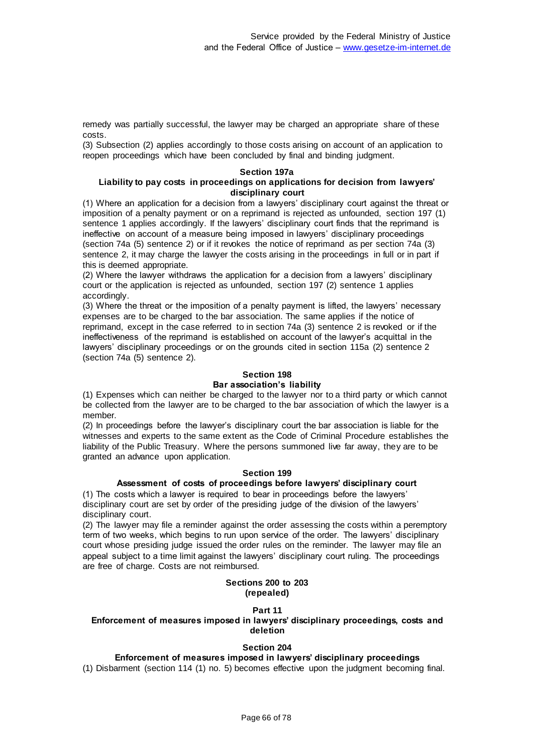remedy was partially successful, the lawyer may be charged an appropriate share of these costs.

(3) Subsection (2) applies accordingly to those costs arising on account of an application to reopen proceedings which have been concluded by final and binding judgment.

### Section 197a
### Liability to pay costs in proceedings on applications for decision from lawyers' disciplinary court

(1) Where an application for a decision from a lawyers' disciplinary court against the threat or imposition of a penalty payment or on a reprimand is rejected as unfounded, section 197 (1) sentence 1 applies accordingly. If the lawyers' disciplinary court finds that the reprimand is ineffective on account of a measure being imposed in lawyers' disciplinary proceedings (section 74a (5) sentence 2) or if it revokes the notice of reprimand as per section 74a (3) sentence 2, it may charge the lawyer the costs arising in the proceedings in full or in part if this is deemed appropriate.

(2) Where the lawyer withdraws the application for a decision from a lawyers' disciplinary court or the application is rejected as unfounded, section 197 (2) sentence 1 applies accordingly.

(3) Where the threat or the imposition of a penalty payment is lifted, the lawyers' necessary expenses are to be charged to the bar association. The same applies if the notice of reprimand, except in the case referred to in section 74a (3) sentence 2 is revoked or if the ineffectiveness of the reprimand is established on account of the lawyer's acquittal in the lawyers' disciplinary proceedings or on the grounds cited in section 115a (2) sentence 2 (section 74a (5) sentence 2).

### Section 198
### Bar association's liability

(1) Expenses which can neither be charged to the lawyer nor to a third party or which cannot be collected from the lawyer are to be charged to the bar association of which the lawyer is a member.

(2) In proceedings before the lawyer's disciplinary court the bar association is liable for the witnesses and experts to the same extent as the Code of Criminal Procedure establishes the liability of the Public Treasury. Where the persons summoned live far away, they are to be granted an advance upon application.

### Section 199
### Assessment of costs of proceedings before lawyers' disciplinary court

(1) The costs which a lawyer is required to bear in proceedings before the lawyers' disciplinary court are set by order of the presiding judge of the division of the lawyers' disciplinary court.

(2) The lawyer may file a reminder against the order assessing the costs within a peremptory term of two weeks, which begins to run upon service of the order. The lawyers' disciplinary court whose presiding judge issued the order rules on the reminder. The lawyer may file an appeal subject to a time limit against the lawyers' disciplinary court ruling. The proceedings are free of charge. Costs are not reimbursed.

### Sections 200 to 203
### (repealed)

## Part 11
## Enforcement of measures imposed in lawyers' disciplinary proceedings, costs and deletion

### Section 204
### Enforcement of measures imposed in lawyers' disciplinary proceedings

(1) Disbarment (section 114 (1) no. 5) becomes effective upon the judgment becoming final.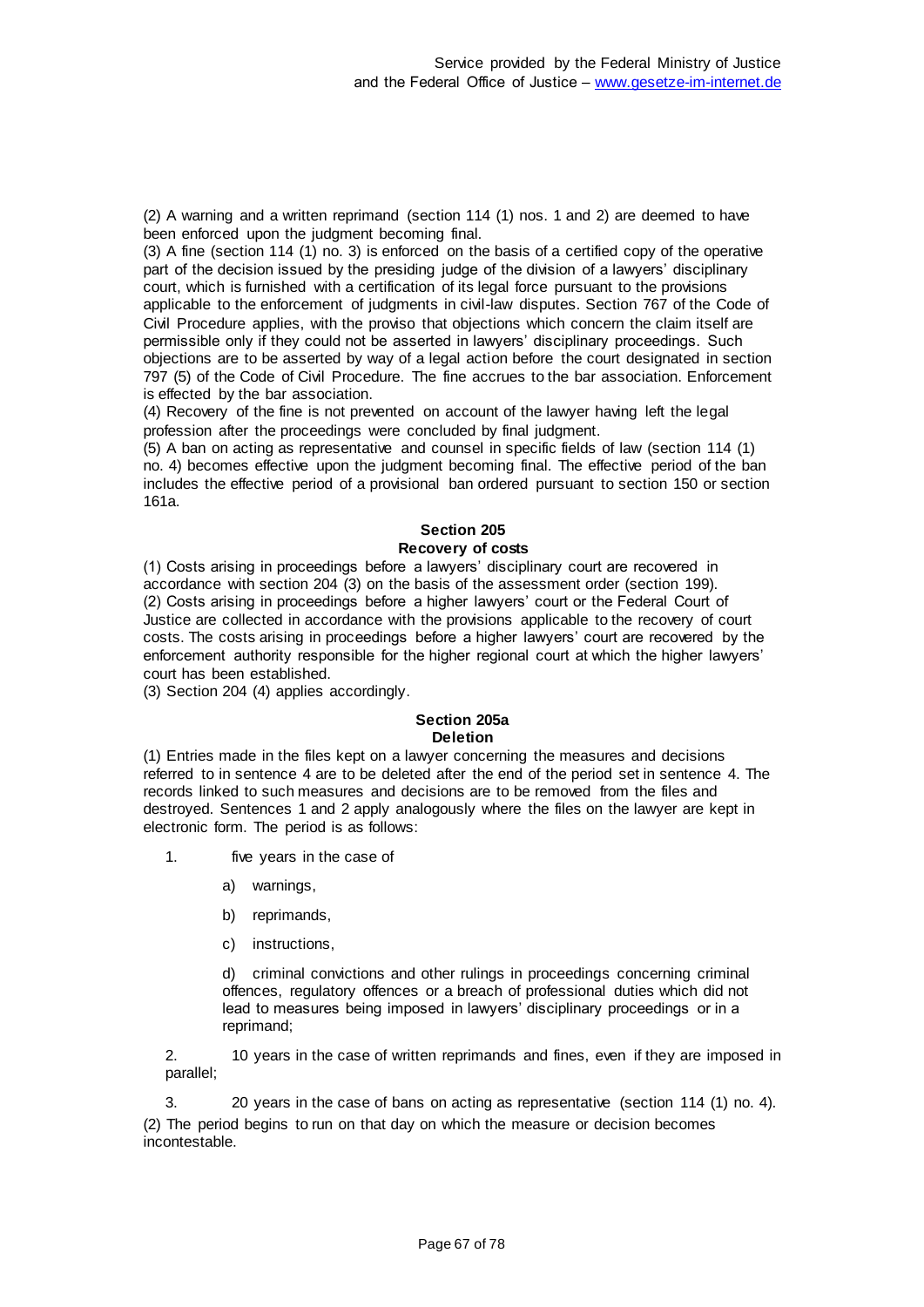(2) A warning and a written reprimand (section 114 (1) nos. 1 and 2) are deemed to have been enforced upon the judgment becoming final.
(3) A fine (section 114 (1) no. 3) is enforced on the basis of a certified copy of the operative part of the decision issued by the presiding judge of the division of a lawyers' disciplinary court, which is furnished with a certification of its legal force pursuant to the provisions applicable to the enforcement of judgments in civil-law disputes. Section 767 of the Code of Civil Procedure applies, with the proviso that objections which concern the claim itself are permissible only if they could not be asserted in lawyers' disciplinary proceedings. Such objections are to be asserted by way of a legal action before the court designated in section 797 (5) of the Code of Civil Procedure. The fine accrues to the bar association. Enforcement is effected by the bar association.
(4) Recovery of the fine is not prevented on account of the lawyer having left the legal profession after the proceedings were concluded by final judgment.
(5) A ban on acting as representative and counsel in specific fields of law (section 114 (1) no. 4) becomes effective upon the judgment becoming final. The effective period of the ban includes the effective period of a provisional ban ordered pursuant to section 150 or section 161a.

### Section 205
### Recovery of costs

(1) Costs arising in proceedings before a lawyers' disciplinary court are recovered in accordance with section 204 (3) on the basis of the assessment order (section 199).
(2) Costs arising in proceedings before a higher lawyers' court or the Federal Court of Justice are collected in accordance with the provisions applicable to the recovery of court costs. The costs arising in proceedings before a higher lawyers' court are recovered by the enforcement authority responsible for the higher regional court at which the higher lawyers' court has been established.
(3) Section 204 (4) applies accordingly.

### Section 205a
### Deletion

(1) Entries made in the files kept on a lawyer concerning the measures and decisions referred to in sentence 4 are to be deleted after the end of the period set in sentence 4. The records linked to such measures and decisions are to be removed from the files and destroyed. Sentences 1 and 2 apply analogously where the files on the lawyer are kept in electronic form. The period is as follows:

1. five years in the case of
   a) warnings,
   b) reprimands,
   c) instructions,
   d) criminal convictions and other rulings in proceedings concerning criminal offences, regulatory offences or a breach of professional duties which did not lead to measures being imposed in lawyers' disciplinary proceedings or in a reprimand;
2. 10 years in the case of written reprimands and fines, even if they are imposed in parallel;
3. 20 years in the case of bans on acting as representative (section 114 (1) no. 4).

(2) The period begins to run on that day on which the measure or decision becomes incontestable.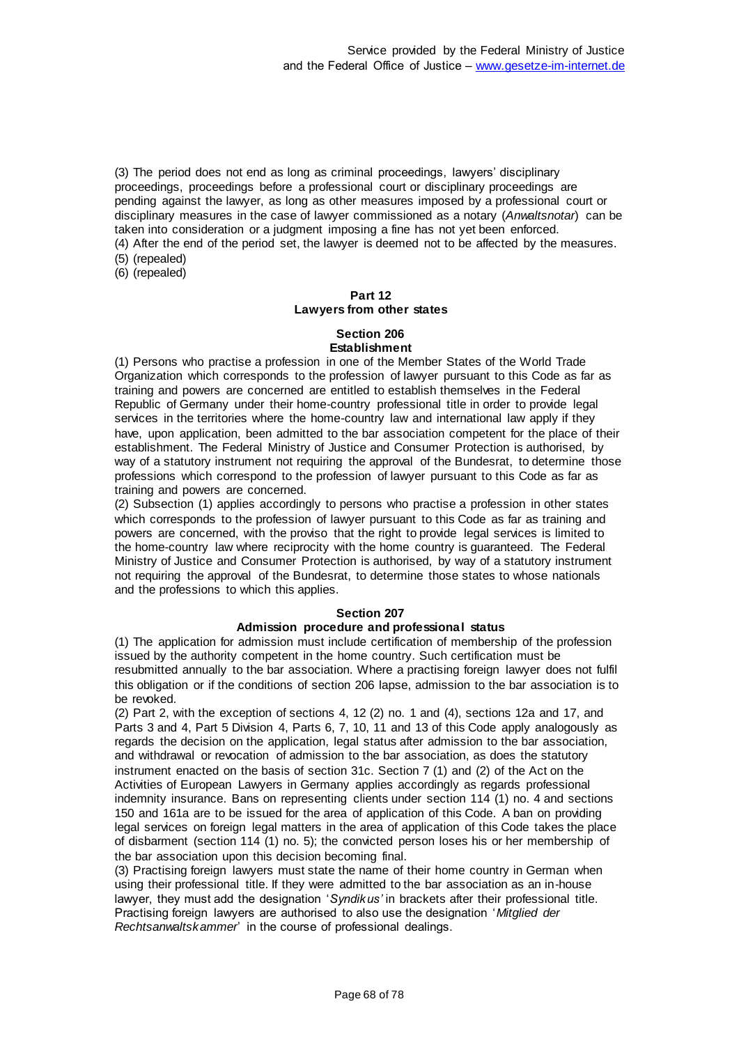(3) The period does not end as long as criminal proceedings, lawyers' disciplinary proceedings, proceedings before a professional court or disciplinary proceedings are pending against the lawyer, as long as other measures imposed by a professional court or disciplinary measures in the case of lawyer commissioned as a notary (*Anwaltsnotar*) can be taken into consideration or a judgment imposing a fine has not yet been enforced.
(4) After the end of the period set, the lawyer is deemed not to be affected by the measures.
(5) (repealed)
(6) (repealed)

## Part 12
## Lawyers from other states

### Section 206
### Establishment

(1) Persons who practise a profession in one of the Member States of the World Trade Organization which corresponds to the profession of lawyer pursuant to this Code as far as training and powers are concerned are entitled to establish themselves in the Federal Republic of Germany under their home-country professional title in order to provide legal services in the territories where the home-country law and international law apply if they have, upon application, been admitted to the bar association competent for the place of their establishment. The Federal Ministry of Justice and Consumer Protection is authorised, by way of a statutory instrument not requiring the approval of the Bundesrat, to determine those professions which correspond to the profession of lawyer pursuant to this Code as far as training and powers are concerned.
(2) Subsection (1) applies accordingly to persons who practise a profession in other states which corresponds to the profession of lawyer pursuant to this Code as far as training and powers are concerned, with the proviso that the right to provide legal services is limited to the home-country law where reciprocity with the home country is guaranteed. The Federal Ministry of Justice and Consumer Protection is authorised, by way of a statutory instrument not requiring the approval of the Bundesrat, to determine those states to whose nationals and the professions to which this applies.

### Section 207
### Admission procedure and professional status

(1) The application for admission must include certification of membership of the profession issued by the authority competent in the home country. Such certification must be resubmitted annually to the bar association. Where a practising foreign lawyer does not fulfil this obligation or if the conditions of section 206 lapse, admission to the bar association is to be revoked.
(2) Part 2, with the exception of sections 4, 12 (2) no. 1 and (4), sections 12a and 17, and Parts 3 and 4, Part 5 Division 4, Parts 6, 7, 10, 11 and 13 of this Code apply analogously as regards the decision on the application, legal status after admission to the bar association, and withdrawal or revocation of admission to the bar association, as does the statutory instrument enacted on the basis of section 31c. Section 7 (1) and (2) of the Act on the Activities of European Lawyers in Germany applies accordingly as regards professional indemnity insurance. Bans on representing clients under section 114 (1) no. 4 and sections 150 and 161a are to be issued for the area of application of this Code. A ban on providing legal services on foreign legal matters in the area of application of this Code takes the place of disbarment (section 114 (1) no. 5); the convicted person loses his or her membership of the bar association upon this decision becoming final.
(3) Practising foreign lawyers must state the name of their home country in German when using their professional title. If they were admitted to the bar association as an in-house lawyer, they must add the designation '*Syndikus'* in brackets after their professional title. Practising foreign lawyers are authorised to also use the designation '*Mitglied der Rechtsanwaltskammer*' in the course of professional dealings.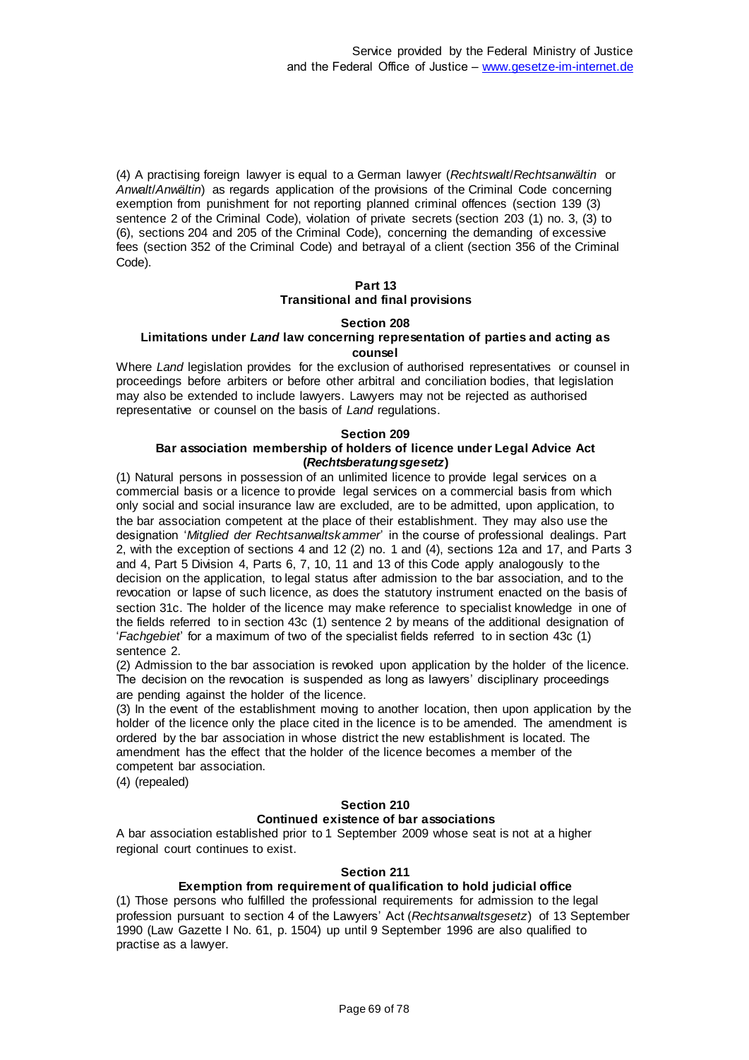(4) A practising foreign lawyer is equal to a German lawyer (*Rechtswalt*/*Rechtsanwältin* or *Anwalt*/*Anwältin*) as regards application of the provisions of the Criminal Code concerning exemption from punishment for not reporting planned criminal offences (section 139 (3) sentence 2 of the Criminal Code), violation of private secrets (section 203 (1) no. 3, (3) to (6), sections 204 and 205 of the Criminal Code), concerning the demanding of excessive fees (section 352 of the Criminal Code) and betrayal of a client (section 356 of the Criminal Code).

## Part 13
## Transitional and final provisions

### Section 208
### Limitations under *Land* law concerning representation of parties and acting as counsel

Where *Land* legislation provides for the exclusion of authorised representatives or counsel in proceedings before arbiters or before other arbitral and conciliation bodies, that legislation may also be extended to include lawyers. Lawyers may not be rejected as authorised representative or counsel on the basis of *Land* regulations.

### Section 209
### Bar association membership of holders of licence under Legal Advice Act (*Rechtsberatungsgesetz*)

(1) Natural persons in possession of an unlimited licence to provide legal services on a commercial basis or a licence to provide legal services on a commercial basis from which only social and social insurance law are excluded, are to be admitted, upon application, to the bar association competent at the place of their establishment. They may also use the designation '*Mitglied der Rechtsanwaltskammer*' in the course of professional dealings. Part 2, with the exception of sections 4 and 12 (2) no. 1 and (4), sections 12a and 17, and Parts 3 and 4, Part 5 Division 4, Parts 6, 7, 10, 11 and 13 of this Code apply analogously to the decision on the application, to legal status after admission to the bar association, and to the revocation or lapse of such licence, as does the statutory instrument enacted on the basis of section 31c. The holder of the licence may make reference to specialist knowledge in one of the fields referred to in section 43c (1) sentence 2 by means of the additional designation of '*Fachgebiet*' for a maximum of two of the specialist fields referred to in section 43c (1) sentence 2.

(2) Admission to the bar association is revoked upon application by the holder of the licence. The decision on the revocation is suspended as long as lawyers' disciplinary proceedings are pending against the holder of the licence.

(3) In the event of the establishment moving to another location, then upon application by the holder of the licence only the place cited in the licence is to be amended. The amendment is ordered by the bar association in whose district the new establishment is located. The amendment has the effect that the holder of the licence becomes a member of the competent bar association.

(4) (repealed)

### Section 210
### Continued existence of bar associations

A bar association established prior to 1 September 2009 whose seat is not at a higher regional court continues to exist.

### Section 211
### Exemption from requirement of qualification to hold judicial office

(1) Those persons who fulfilled the professional requirements for admission to the legal profession pursuant to section 4 of the Lawyers' Act (*Rechtsanwaltsgesetz*) of 13 September 1990 (Law Gazette I No. 61, p. 1504) up until 9 September 1996 are also qualified to practise as a lawyer.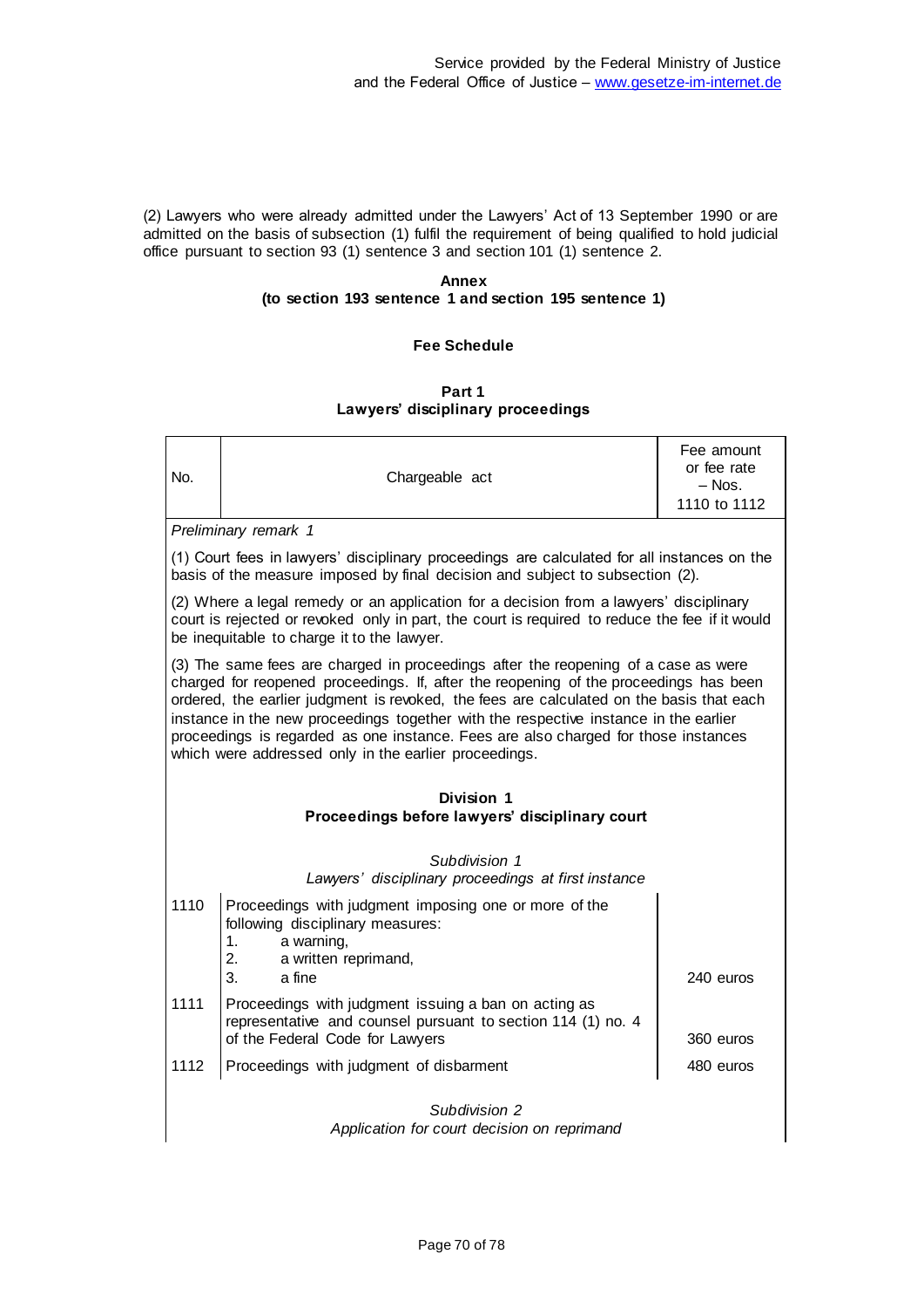(2) Lawyers who were already admitted under the Lawyers' Act of 13 September 1990 or are admitted on the basis of subsection (1) fulfil the requirement of being qualified to hold judicial office pursuant to section 93 (1) sentence 3 and section 101 (1) sentence 2.

**Annex**
**(to section 193 sentence 1 and section 195 sentence 1)**

**Fee Schedule**

**Part 1**
**Lawyers' disciplinary proceedings**

| No. | Chargeable act | Fee amount or fee rate – Nos. 1110 to 1112 |
|---|---|---|
| *Preliminary remark 1* | | |
| (1) Court fees in lawyers' disciplinary proceedings are calculated for all instances on the basis of the measure imposed by final decision and subject to subsection (2). | | |
| (2) Where a legal remedy or an application for a decision from a lawyers' disciplinary court is rejected or revoked only in part, the court is required to reduce the fee if it would be inequitable to charge it to the lawyer. | | |
| (3) The same fees are charged in proceedings after the reopening of a case as were charged for reopened proceedings. If, after the reopening of the proceedings has been ordered, the earlier judgment is revoked, the fees are calculated on the basis that each instance in the new proceedings together with the respective instance in the earlier proceedings is regarded as one instance. Fees are also charged for those instances which were addressed only in the earlier proceedings. | | |
| **Division 1** **Proceedings before lawyers' disciplinary court** | | |
| *Subdivision 1* *Lawyers' disciplinary proceedings at first instance* | | |
| 1110 | Proceedings with judgment imposing one or more of the following disciplinary measures: 1. a warning, 2. a written reprimand, 3. a fine | 240 euros |
| 1111 | Proceedings with judgment issuing a ban on acting as representative and counsel pursuant to section 114 (1) no. 4 of the Federal Code for Lawyers | 360 euros |
| 1112 | Proceedings with judgment of disbarment | 480 euros |
| *Subdivision 2* *Application for court decision on reprimand* | | |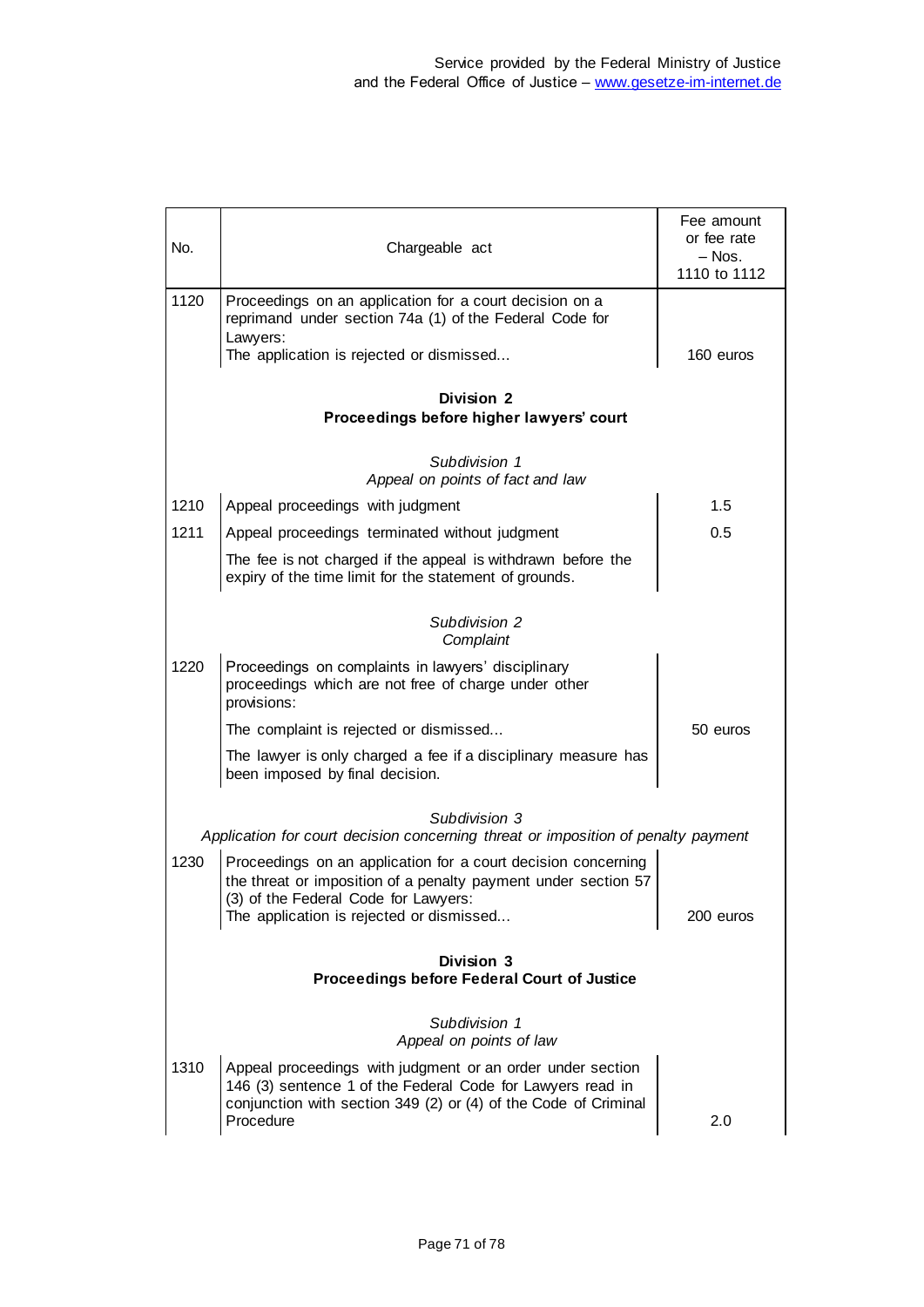| No. | Chargeable act | Fee amount or fee rate – Nos. 1110 to 1112 |
|---|---|---|
| 1120 | Proceedings on an application for a court decision on a reprimand under section 74a (1) of the Federal Code for Lawyers:<br>The application is rejected or dismissed... | 160 euros |
| | **Division 2**<br>**Proceedings before higher lawyers' court** | |
| | *Subdivision 1*<br>*Appeal on points of fact and law* | |
| 1210 | Appeal proceedings with judgment | 1.5 |
| 1211 | Appeal proceedings terminated without judgment | 0.5 |
| | The fee is not charged if the appeal is withdrawn before the expiry of the time limit for the statement of grounds. | |
| | *Subdivision 2*<br>*Complaint* | |
| 1220 | Proceedings on complaints in lawyers' disciplinary proceedings which are not free of charge under other provisions: | |
| | The complaint is rejected or dismissed... | 50 euros |
| | The lawyer is only charged a fee if a disciplinary measure has been imposed by final decision. | |
| | *Subdivision 3*<br>*Application for court decision concerning threat or imposition of penalty payment* | |
| 1230 | Proceedings on an application for a court decision concerning the threat or imposition of a penalty payment under section 57 (3) of the Federal Code for Lawyers:<br>The application is rejected or dismissed... | 200 euros |
| | **Division 3**<br>**Proceedings before Federal Court of Justice** | |
| | *Subdivision 1*<br>*Appeal on points of law* | |
| 1310 | Appeal proceedings with judgment or an order under section 146 (3) sentence 1 of the Federal Code for Lawyers read in conjunction with section 349 (2) or (4) of the Code of Criminal Procedure | 2.0 |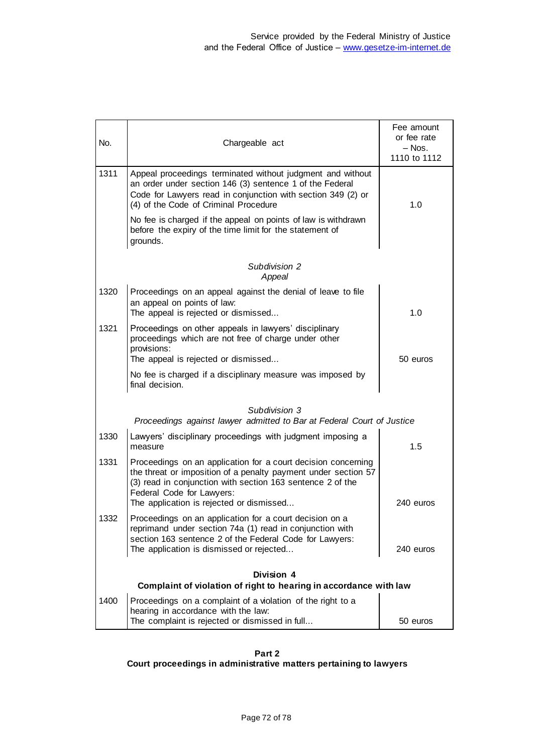| No. | Chargeable act | Fee amount or fee rate – Nos. 1110 to 1112 |
|---|---|---|
| 1311 | Appeal proceedings terminated without judgment and without an order under section 146 (3) sentence 1 of the Federal Code for Lawyers read in conjunction with section 349 (2) or (4) of the Code of Criminal Procedure | 1.0 |
| | No fee is charged if the appeal on points of law is withdrawn before the expiry of the time limit for the statement of grounds. | |
| | *Subdivision 2* *Appeal* | |
| 1320 | Proceedings on an appeal against the denial of leave to file an appeal on points of law: The appeal is rejected or dismissed... | 1.0 |
| 1321 | Proceedings on other appeals in lawyers' disciplinary proceedings which are not free of charge under other provisions: The appeal is rejected or dismissed... | 50 euros |
| | No fee is charged if a disciplinary measure was imposed by final decision. | |
| | *Subdivision 3* *Proceedings against lawyer admitted to Bar at Federal Court of Justice* | |
| 1330 | Lawyers' disciplinary proceedings with judgment imposing a measure | 1.5 |
| 1331 | Proceedings on an application for a court decision concerning the threat or imposition of a penalty payment under section 57 (3) read in conjunction with section 163 sentence 2 of the Federal Code for Lawyers: The application is rejected or dismissed... | 240 euros |
| 1332 | Proceedings on an application for a court decision on a reprimand under section 74a (1) read in conjunction with section 163 sentence 2 of the Federal Code for Lawyers: The application is dismissed or rejected... | 240 euros |
| | **Division 4** **Complaint of violation of right to hearing in accordance with law** | |
| 1400 | Proceedings on a complaint of a violation of the right to a hearing in accordance with the law: The complaint is rejected or dismissed in full... | 50 euros |

## Part 2
## Court proceedings in administrative matters pertaining to lawyers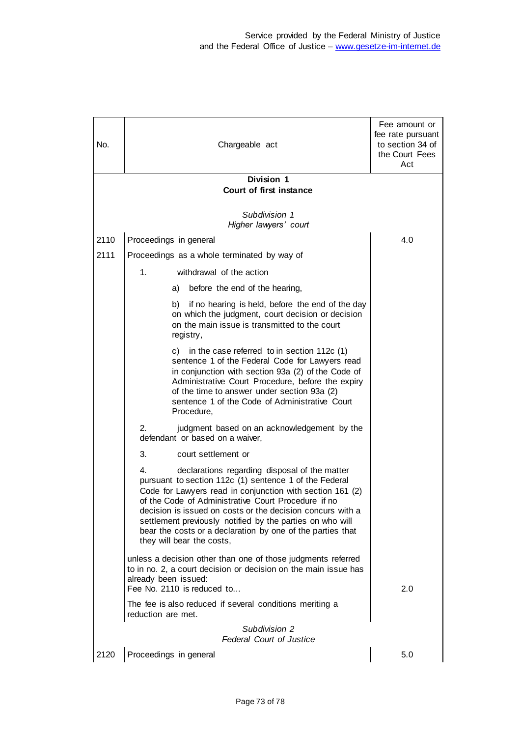| No. | Chargeable act | Fee amount or fee rate pursuant to section 34 of the Court Fees Act |
|---|---|---|
| | **Division 1**<br>**Court of first instance** | |
| | *Subdivision 1*<br>*Higher lawyers' court* | |
| 2110 | Proceedings in general | 4.0 |
| 2111 | Proceedings as a whole terminated by way of<br><br>1. withdrawal of the action<br><br>a) before the end of the hearing,<br><br>b) if no hearing is held, before the end of the day on which the judgment, court decision or decision on the main issue is transmitted to the court registry,<br><br>c) in the case referred to in section 112c (1) sentence 1 of the Federal Code for Lawyers read in conjunction with section 93a (2) of the Code of Administrative Court Procedure, before the expiry of the time to answer under section 93a (2) sentence 1 of the Code of Administrative Court Procedure,<br><br>2. judgment based on an acknowledgement by the defendant or based on a waiver,<br><br>3. court settlement or<br><br>4. declarations regarding disposal of the matter pursuant to section 112c (1) sentence 1 of the Federal Code for Lawyers read in conjunction with section 161 (2) of the Code of Administrative Court Procedure if no decision is issued on costs or the decision concurs with a settlement previously notified by the parties on who will bear the costs or a declaration by one of the parties that they will bear the costs,<br><br>unless a decision other than one of those judgments referred to in no. 2, a court decision or decision on the main issue has already been issued:<br>Fee No. 2110 is reduced to...<br><br>The fee is also reduced if several conditions meriting a reduction are met. | 2.0 |
| | *Subdivision 2*<br>*Federal Court of Justice* | |
| 2120 | Proceedings in general | 5.0 |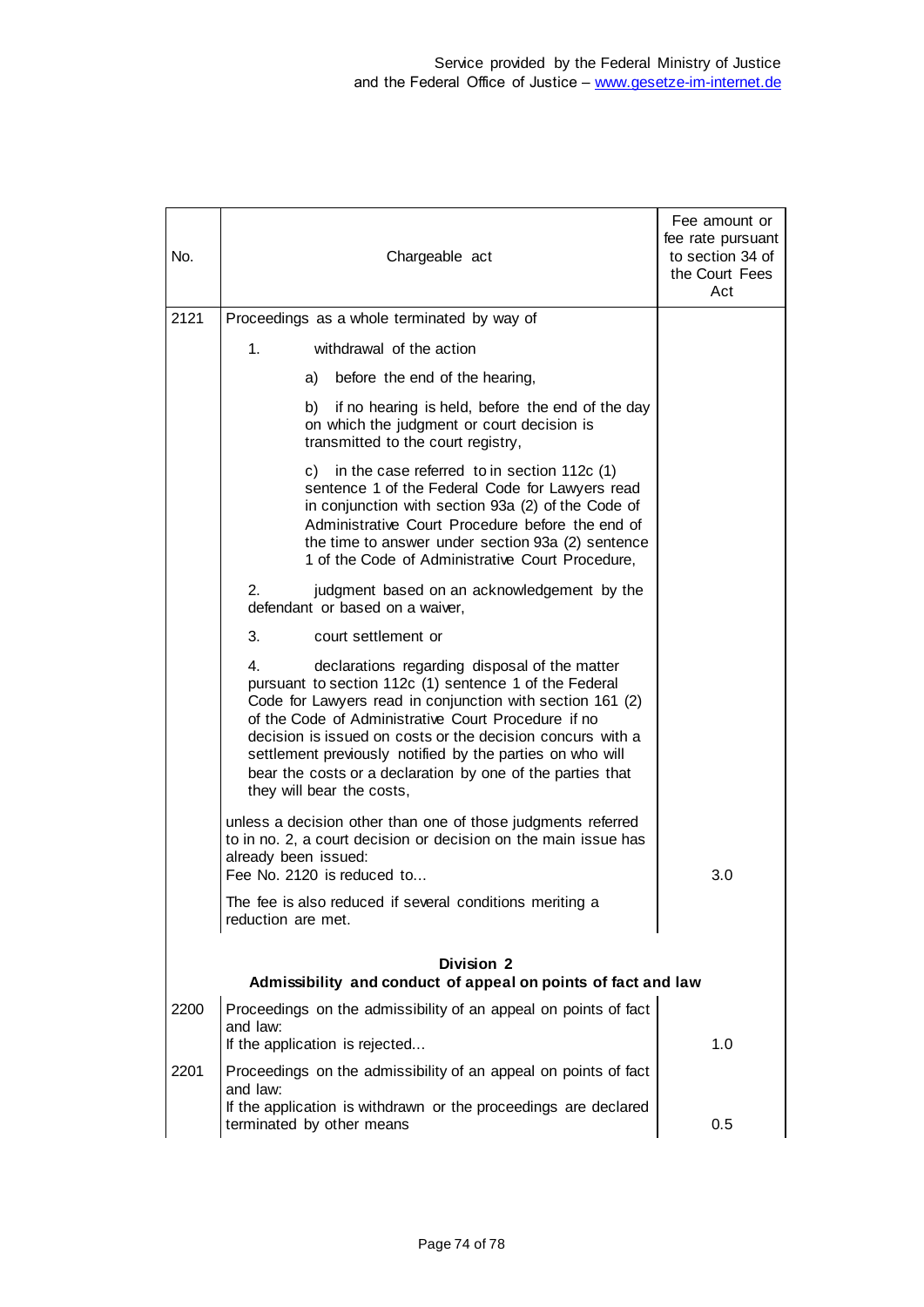| No. | Chargeable act | Fee amount or fee rate pursuant to section 34 of the Court Fees Act |
|---|---|---|
| 2121 | Proceedings as a whole terminated by way of<br><br>1. withdrawal of the action<br><br>a) before the end of the hearing,<br><br>b) if no hearing is held, before the end of the day on which the judgment or court decision is transmitted to the court registry,<br><br>c) in the case referred to in section 112c (1) sentence 1 of the Federal Code for Lawyers read in conjunction with section 93a (2) of the Code of Administrative Court Procedure before the end of the time to answer under section 93a (2) sentence 1 of the Code of Administrative Court Procedure,<br><br>2. judgment based on an acknowledgement by the defendant or based on a waiver,<br><br>3. court settlement or<br><br>4. declarations regarding disposal of the matter pursuant to section 112c (1) sentence 1 of the Federal Code for Lawyers read in conjunction with section 161 (2) of the Code of Administrative Court Procedure if no decision is issued on costs or the decision concurs with a settlement previously notified by the parties on who will bear the costs or a declaration by one of the parties that they will bear the costs,<br><br>unless a decision other than one of those judgments referred to in no. 2, a court decision or decision on the main issue has already been issued:<br>Fee No. 2120 is reduced to...<br><br>The fee is also reduced if several conditions meriting a reduction are met. | 3.0 |
| | **Division 2**<br>**Admissibility and conduct of appeal on points of fact and law** | |
| 2200 | Proceedings on the admissibility of an appeal on points of fact and law:<br>If the application is rejected... | 1.0 |
| 2201 | Proceedings on the admissibility of an appeal on points of fact and law:<br>If the application is withdrawn or the proceedings are declared terminated by other means | 0.5 |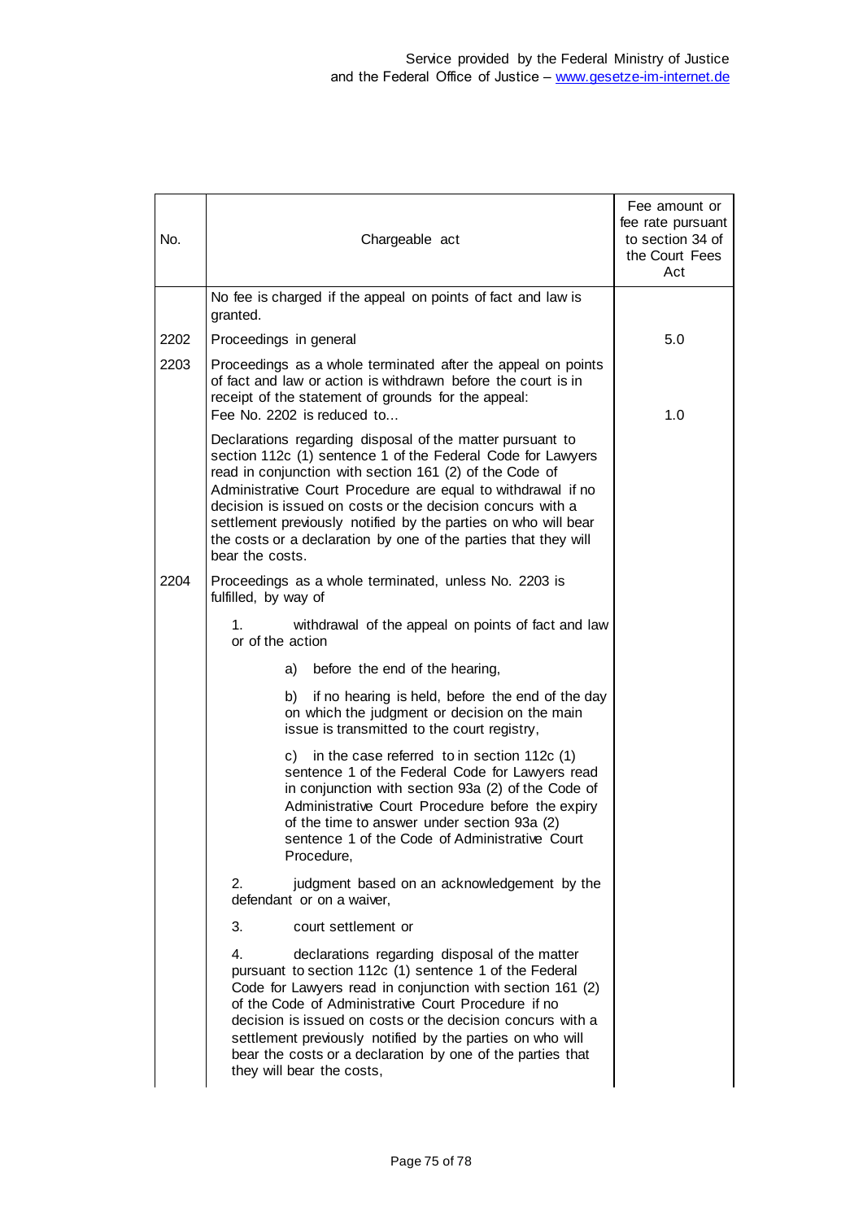| No. | Chargeable act | Fee amount or fee rate pursuant to section 34 of the Court Fees Act |
|---|---|---|
| | No fee is charged if the appeal on points of fact and law is granted. | |
| 2202 | Proceedings in general | 5.0 |
| 2203 | Proceedings as a whole terminated after the appeal on points of fact and law or action is withdrawn before the court is in receipt of the statement of grounds for the appeal: Fee No. 2202 is reduced to... | 1.0 |
| | Declarations regarding disposal of the matter pursuant to section 112c (1) sentence 1 of the Federal Code for Lawyers read in conjunction with section 161 (2) of the Code of Administrative Court Procedure are equal to withdrawal if no decision is issued on costs or the decision concurs with a settlement previously notified by the parties on who will bear the costs or a declaration by one of the parties that they will bear the costs. | |
| 2204 | Proceedings as a whole terminated, unless No. 2203 is fulfilled, by way of | |
| | 1. withdrawal of the appeal on points of fact and law or of the action | |
| | a) before the end of the hearing, | |
| | b) if no hearing is held, before the end of the day on which the judgment or decision on the main issue is transmitted to the court registry, | |
| | c) in the case referred to in section 112c (1) sentence 1 of the Federal Code for Lawyers read in conjunction with section 93a (2) of the Code of Administrative Court Procedure before the expiry of the time to answer under section 93a (2) sentence 1 of the Code of Administrative Court Procedure, | |
| | 2. judgment based on an acknowledgement by the defendant or on a waiver, | |
| | 3. court settlement or | |
| | 4. declarations regarding disposal of the matter pursuant to section 112c (1) sentence 1 of the Federal Code for Lawyers read in conjunction with section 161 (2) of the Code of Administrative Court Procedure if no decision is issued on costs or the decision concurs with a settlement previously notified by the parties on who will bear the costs or a declaration by one of the parties that they will bear the costs, | |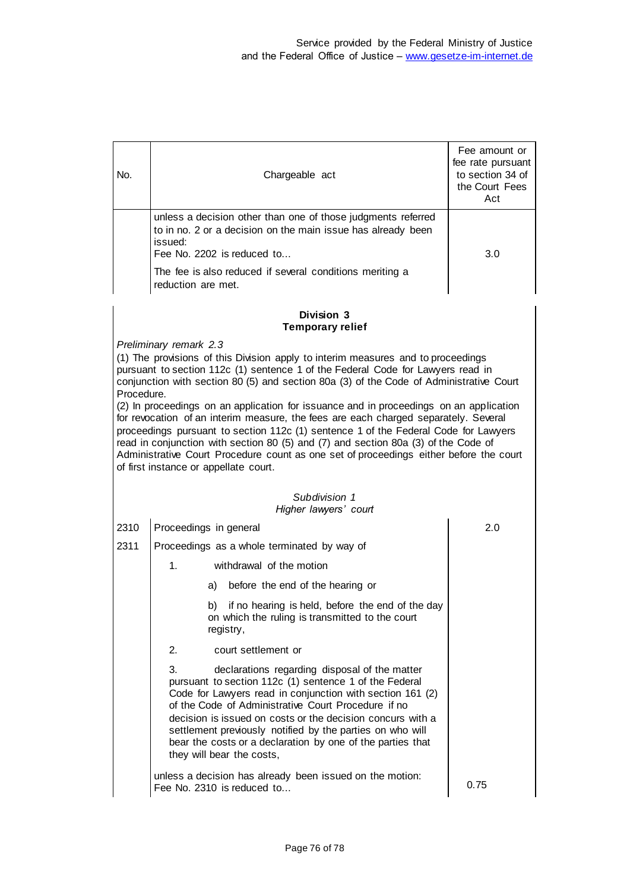| No. | Chargeable act | Fee amount or fee rate pursuant to section 34 of the Court Fees Act |
|---|---|---|
| | unless a decision other than one of those judgments referred to in no. 2 or a decision on the main issue has already been issued:<br>Fee No. 2202 is reduced to...<br><br>The fee is also reduced if several conditions meriting a reduction are met. | 3.0 |

**Division 3**
**Temporary relief**

*Preliminary remark 2.3*

(1) The provisions of this Division apply to interim measures and to proceedings pursuant to section 112c (1) sentence 1 of the Federal Code for Lawyers read in conjunction with section 80 (5) and section 80a (3) of the Code of Administrative Court Procedure.

(2) In proceedings on an application for issuance and in proceedings on an application for revocation of an interim measure, the fees are each charged separately. Several proceedings pursuant to section 112c (1) sentence 1 of the Federal Code for Lawyers read in conjunction with section 80 (5) and (7) and section 80a (3) of the Code of Administrative Court Procedure count as one set of proceedings either before the court of first instance or appellate court.

*Subdivision 1*
*Higher lawyers' court*

| | | |
|---|---|---|
| 2310 | Proceedings in general | 2.0 |
| 2311 | Proceedings as a whole terminated by way of<br><br>1. withdrawal of the motion<br>a) before the end of the hearing or<br>b) if no hearing is held, before the end of the day on which the ruling is transmitted to the court registry,<br><br>2. court settlement or<br><br>3. declarations regarding disposal of the matter pursuant to section 112c (1) sentence 1 of the Federal Code for Lawyers read in conjunction with section 161 (2) of the Code of Administrative Court Procedure if no decision is issued on costs or the decision concurs with a settlement previously notified by the parties on who will bear the costs or a declaration by one of the parties that they will bear the costs,<br><br>unless a decision has already been issued on the motion:<br>Fee No. 2310 is reduced to... | 0.75 |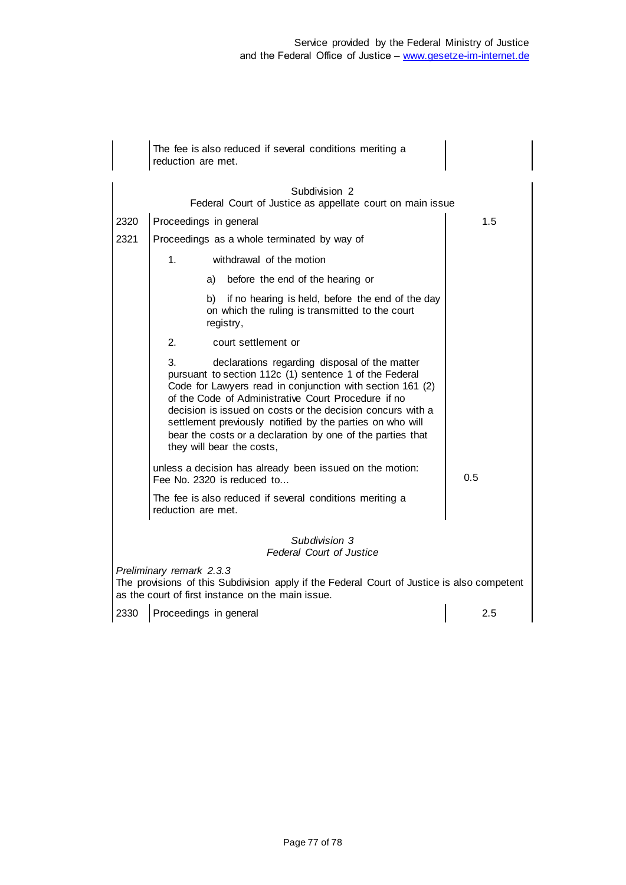| | | |
|---|---|---|
| | The fee is also reduced if several conditions meriting a reduction are met. | |

Subdivision 2
Federal Court of Justice as appellate court on main issue

| | | |
|---|---|---|
| 2320 | Proceedings in general | 1.5 |
| 2321 | Proceedings as a whole terminated by way of<br><br>1. withdrawal of the motion<br><br>a) before the end of the hearing or<br><br>b) if no hearing is held, before the end of the day on which the ruling is transmitted to the court registry,<br><br>2. court settlement or<br><br>3. declarations regarding disposal of the matter pursuant to section 112c (1) sentence 1 of the Federal Code for Lawyers read in conjunction with section 161 (2) of the Code of Administrative Court Procedure if no decision is issued on costs or the decision concurs with a settlement previously notified by the parties on who will bear the costs or a declaration by one of the parties that they will bear the costs,<br><br>unless a decision has already been issued on the motion: Fee No. 2320 is reduced to...<br><br>The fee is also reduced if several conditions meriting a reduction are met. | 0.5 |

*Subdivision 3*
*Federal Court of Justice*

*Preliminary remark 2.3.3*
The provisions of this Subdivision apply if the Federal Court of Justice is also competent as the court of first instance on the main issue.

| | | |
|---|---|---|
| 2330 | Proceedings in general | 2.5 |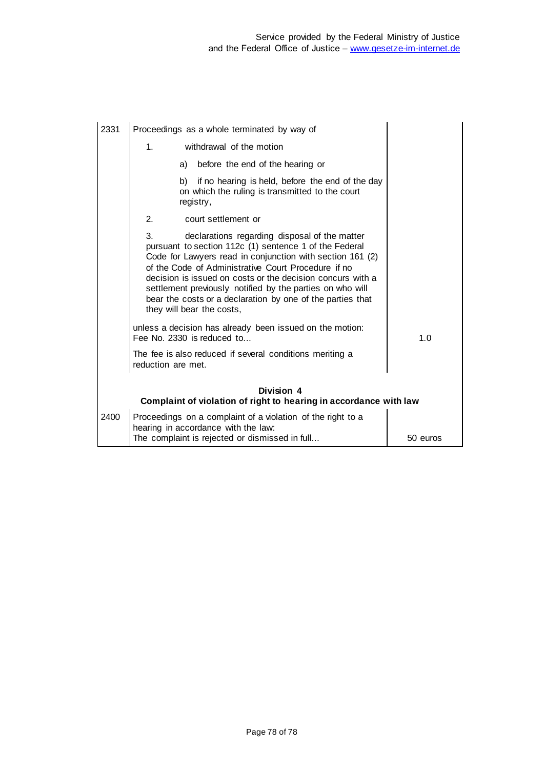| | | |
|---|---|---|
| 2331 | Proceedings as a whole terminated by way of<br><br>1. withdrawal of the motion<br><br>a) before the end of the hearing or<br><br>b) if no hearing is held, before the end of the day on which the ruling is transmitted to the court registry,<br><br>2. court settlement or<br><br>3. declarations regarding disposal of the matter pursuant to section 112c (1) sentence 1 of the Federal Code for Lawyers read in conjunction with section 161 (2) of the Code of Administrative Court Procedure if no decision is issued on costs or the decision concurs with a settlement previously notified by the parties on who will bear the costs or a declaration by one of the parties that they will bear the costs,<br><br>unless a decision has already been issued on the motion:<br>Fee No. 2330 is reduced to...<br><br>The fee is also reduced if several conditions meriting a reduction are met. | 1.0 |
| | **Division 4**<br>**Complaint of violation of right to hearing in accordance with law** | |
| 2400 | Proceedings on a complaint of a violation of the right to a hearing in accordance with the law:<br>The complaint is rejected or dismissed in full... | 50 euros |